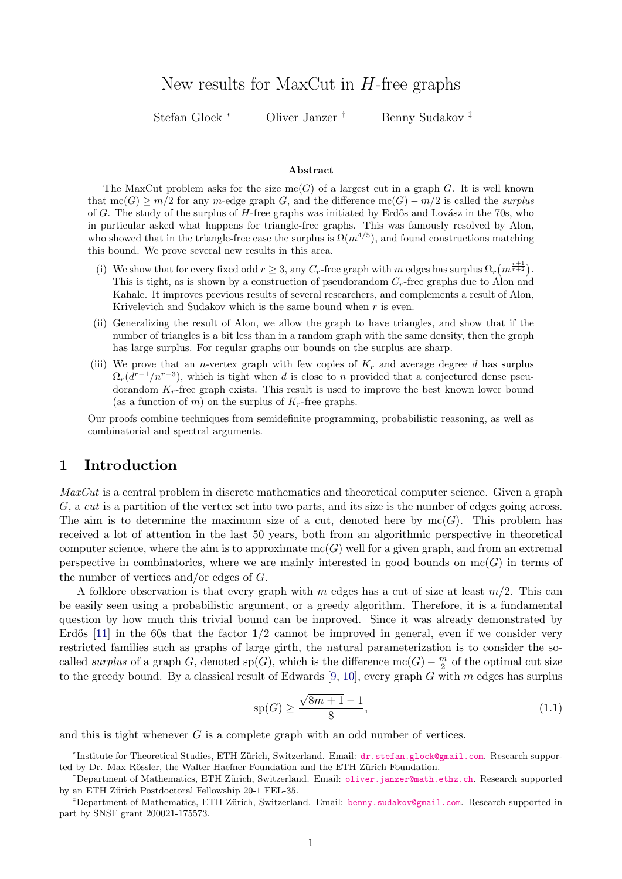# New results for MaxCut in $H$-free graphs

Stefan Glock [*] Oliver Janzer [†] Benny Sudakov [‡]

### Abstract

The MaxCut problem asks for the size $\mathrm{mc}(G)$ of a largest cut in a graph $G$. It is well known that $\mathrm{mc}(G) \geq m/2$ for any $m$-edge graph $G$, and the difference $\mathrm{mc}(G) - m/2$ is called the *surplus* of $G$. The study of the surplus of $H$-free graphs was initiated by Erdős and Lovász in the 70s, who in particular asked what happens for triangle-free graphs. This was famously resolved by Alon, who showed that in the triangle-free case the surplus is $\Omega(m^{4/5})$, and found constructions matching this bound. We prove several new results in this area.

(i) We show that for every fixed odd $r \geq 3$, any $C_r$-free graph with $m$ edges has surplus $\Omega_r\big(m^{\frac{r+1}{r+2}}\big)$. This is tight, as is shown by a construction of pseudorandom $C_r$-free graphs due to Alon and Kahale. It improves previous results of several researchers, and complements a result of Alon, Krivelevich and Sudakov which is the same bound when $r$ is even.

(ii) Generalizing the result of Alon, we allow the graph to have triangles, and show that if the number of triangles is a bit less than in a random graph with the same density, then the graph has large surplus. For regular graphs our bounds on the surplus are sharp.

(iii) We prove that an $n$-vertex graph with few copies of $K_r$ and average degree $d$ has surplus $\Omega_r(d^{r-1}/n^{r-3})$, which is tight when $d$ is close to $n$ provided that a conjectured dense pseudorandom $K_r$-free graph exists. This result is used to improve the best known lower bound (as a function of $m$) on the surplus of $K_r$-free graphs.

Our proofs combine techniques from semidefinite programming, probabilistic reasoning, as well as combinatorial and spectral arguments.

## 1 Introduction

*MaxCut* is a central problem in discrete mathematics and theoretical computer science. Given a graph $G$, a *cut* is a partition of the vertex set into two parts, and its size is the number of edges going across. The aim is to determine the maximum size of a cut, denoted here by $\mathrm{mc}(G)$. This problem has received a lot of attention in the last 50 years, both from an algorithmic perspective in theoretical computer science, where the aim is to approximate $\mathrm{mc}(G)$ well for a given graph, and from an extremal perspective in combinatorics, where we are mainly interested in good bounds on $\mathrm{mc}(G)$ in terms of the number of vertices and/or edges of $G$.

A folklore observation is that every graph with $m$ edges has a cut of size at least $m/2$. This can be easily seen using a probabilistic argument, or a greedy algorithm. Therefore, it is a fundamental question by how much this trivial bound can be improved. Since it was already demonstrated by Erdős [11] in the 60s that the factor $1/2$ cannot be improved in general, even if we consider very restricted families such as graphs of large girth, the natural parameterization is to consider the so-called *surplus* of a graph $G$, denoted $\mathrm{sp}(G)$, which is the difference $\mathrm{mc}(G) - \frac{m}{2}$ of the optimal cut size to the greedy bound. By a classical result of Edwards [9, 10], every graph $G$ with $m$ edges has surplus

$$\mathrm{sp}(G) \geq \frac{\sqrt{8m+1}-1}{8}, \tag{1.1}$$

and this is tight whenever $G$ is a complete graph with an odd number of vertices.

[*] Institute for Theoretical Studies, ETH Zürich, Switzerland. Email: dr.stefan.glock@gmail.com. Research supported by Dr. Max Rössler, the Walter Haefner Foundation and the ETH Zürich Foundation.

[†] Department of Mathematics, ETH Zürich, Switzerland. Email: oliver.janzer@math.ethz.ch. Research supported by an ETH Zürich Postdoctoral Fellowship 20-1 FEL-35.

[‡] Department of Mathematics, ETH Zürich, Switzerland. Email: benny.sudakov@gmail.com. Research supported in part by SNSF grant 200021-175573.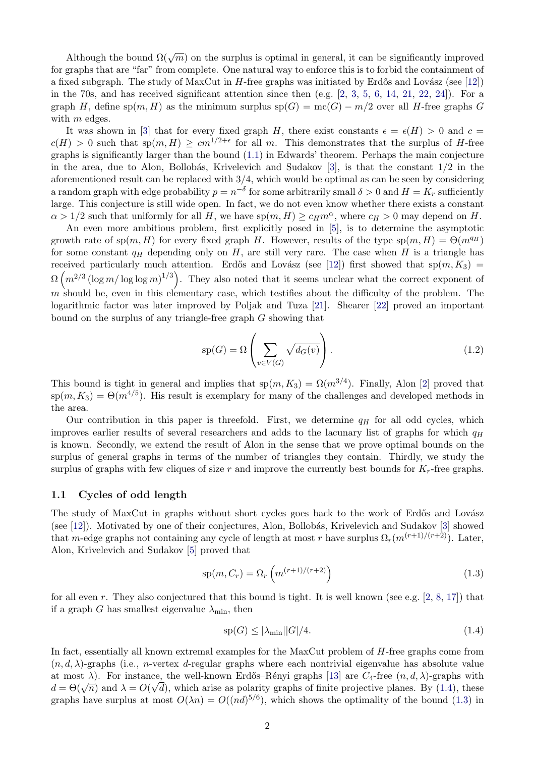Although the bound $\Omega(\sqrt{m})$ on the surplus is optimal in general, it can be significantly improved for graphs that are "far" from complete. One natural way to enforce this is to forbid the containment of a fixed subgraph. The study of MaxCut in $H$-free graphs was initiated by Erdős and Lovász (see [12]) in the 70s, and has received significant attention since then (e.g. [2, 3, 5, 6, 14, 21, 22, 24]). For a graph $H$, define $\text{sp}(m, H)$ as the minimum surplus $\text{sp}(G) = \text{mc}(G) - m/2$ over all $H$-free graphs $G$ with $m$ edges.

It was shown in [3] that for every fixed graph $H$, there exist constants $\epsilon = \epsilon(H) > 0$ and $c = c(H) > 0$ such that $\text{sp}(m, H) \geq cm^{1/2+\epsilon}$ for all $m$. This demonstrates that the surplus of $H$-free graphs is significantly larger than the bound (1.1) in Edwards' theorem. Perhaps the main conjecture in the area, due to Alon, Bollobás, Krivelevich and Sudakov [3], is that the constant $1/2$ in the aforementioned result can be replaced with $3/4$, which would be optimal as can be seen by considering a random graph with edge probability $p = n^{-\delta}$ for some arbitrarily small $\delta > 0$ and $H = K_r$ sufficiently large. This conjecture is still wide open. In fact, we do not even know whether there exists a constant $\alpha > 1/2$ such that uniformly for all $H$, we have $\text{sp}(m, H) \geq c_H m^{\alpha}$, where $c_H > 0$ may depend on $H$.

An even more ambitious problem, first explicitly posed in [5], is to determine the asymptotic growth rate of $\text{sp}(m, H)$ for every fixed graph $H$. However, results of the type $\text{sp}(m, H) = \Theta(m^{q_H})$ for some constant $q_H$ depending only on $H$, are still very rare. The case when $H$ is a triangle has received particularly much attention. Erdős and Lovász (see [12]) first showed that $\text{sp}(m, K_3) = \Omega\left(m^{2/3} (\log m / \log \log m)^{1/3}\right)$. They also noted that it seems unclear what the correct exponent of $m$ should be, even in this elementary case, which testifies about the difficulty of the problem. The logarithmic factor was later improved by Poljak and Tuza [21]. Shearer [22] proved an important bound on the surplus of any triangle-free graph $G$ showing that

$$\text{sp}(G) = \Omega\left(\sum_{v \in V(G)} \sqrt{d_G(v)}\right). \tag{1.2}$$

This bound is tight in general and implies that $\text{sp}(m, K_3) = \Omega(m^{3/4})$. Finally, Alon [2] proved that $\text{sp}(m, K_3) = \Theta(m^{4/5})$. His result is exemplary for many of the challenges and developed methods in the area.

Our contribution in this paper is threefold. First, we determine $q_H$ for all odd cycles, which improves earlier results of several researchers and adds to the lacunary list of graphs for which $q_H$ is known. Secondly, we extend the result of Alon in the sense that we prove optimal bounds on the surplus of general graphs in terms of the number of triangles they contain. Thirdly, we study the surplus of graphs with few cliques of size $r$ and improve the currently best bounds for $K_r$-free graphs.

### 1.1 Cycles of odd length

The study of MaxCut in graphs without short cycles goes back to the work of Erdős and Lovász (see [12]). Motivated by one of their conjectures, Alon, Bollobás, Krivelevich and Sudakov [3] showed that $m$-edge graphs not containing any cycle of length at most $r$ have surplus $\Omega_r(m^{(r+1)/(r+2)})$. Later, Alon, Krivelevich and Sudakov [5] proved that

$$\text{sp}(m, C_r) = \Omega_r\left(m^{(r+1)/(r+2)}\right) \tag{1.3}$$

for all even $r$. They also conjectured that this bound is tight. It is well known (see e.g. [2, 8, 17]) that if a graph $G$ has smallest eigenvalue $\lambda_{\min}$, then

$$\text{sp}(G) \leq |\lambda_{\min}||G|/4. \tag{1.4}$$

In fact, essentially all known extremal examples for the MaxCut problem of $H$-free graphs come from $(n, d, \lambda)$-graphs (i.e., $n$-vertex $d$-regular graphs where each nontrivial eigenvalue has absolute value at most $\lambda$). For instance, the well-known Erdős–Rényi graphs [13] are $C_4$-free $(n, d, \lambda)$-graphs with $d = \Theta(\sqrt{n})$ and $\lambda = O(\sqrt{d})$, which arise as polarity graphs of finite projective planes. By (1.4), these graphs have surplus at most $O(\lambda n) = O((nd)^{5/6})$, which shows the optimality of the bound (1.3) in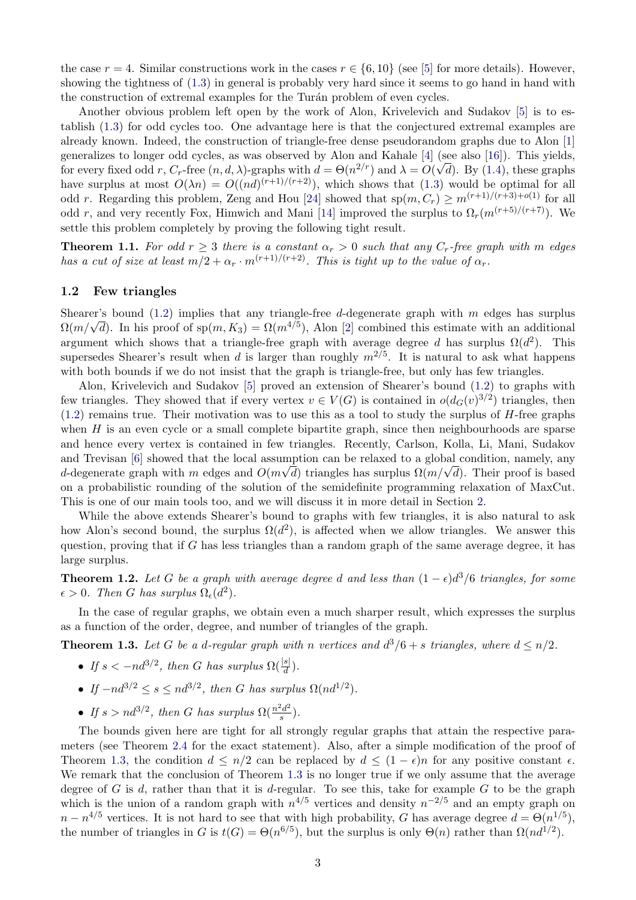the case $r = 4$. Similar constructions work in the cases $r \in \{6, 10\}$ (see [5] for more details). However, showing the tightness of (1.3) in general is probably very hard since it seems to go hand in hand with the construction of extremal examples for the Turán problem of even cycles.

Another obvious problem left open by the work of Alon, Krivelevich and Sudakov [5] is to establish (1.3) for odd cycles too. One advantage here is that the conjectured extremal examples are already known. Indeed, the construction of triangle-free dense pseudorandom graphs due to Alon [1] generalizes to longer odd cycles, as was observed by Alon and Kahale [4] (see also [16]). This yields, for every fixed odd $r$, $C_r$-free $(n, d, \lambda)$-graphs with $d = \Theta(n^{2/r})$ and $\lambda = O(\sqrt{d})$. By (1.4), these graphs have surplus at most $O(\lambda n) = O((nd)^{(r+1)/(r+2)})$, which shows that (1.3) would be optimal for all odd $r$. Regarding this problem, Zeng and Hou [24] showed that $\mathrm{sp}(m, C_r) \geq m^{(r+1)/(r+3)+o(1)}$ for all odd $r$, and very recently Fox, Himwich and Mani [14] improved the surplus to $\Omega_r(m^{(r+5)/(r+7)})$. We settle this problem completely by proving the following tight result.

**Theorem 1.1.** *For odd $r \geq 3$ there is a constant $\alpha_r > 0$ such that any $C_r$-free graph with $m$ edges has a cut of size at least $m/2 + \alpha_r \cdot m^{(r+1)/(r+2)}$. This is tight up to the value of $\alpha_r$.*

## 1.2 Few triangles

Shearer's bound (1.2) implies that any triangle-free $d$-degenerate graph with $m$ edges has surplus $\Omega(m/\sqrt{d})$. In his proof of $\mathrm{sp}(m, K_3) = \Omega(m^{4/5})$, Alon [2] combined this estimate with an additional argument which shows that a triangle-free graph with average degree $d$ has surplus $\Omega(d^2)$. This supersedes Shearer's result when $d$ is larger than roughly $m^{2/5}$. It is natural to ask what happens with both bounds if we do not insist that the graph is triangle-free, but only has few triangles.

Alon, Krivelevich and Sudakov [5] proved an extension of Shearer's bound (1.2) to graphs with few triangles. They showed that if every vertex $v \in V(G)$ is contained in $o(d_G(v)^{3/2})$ triangles, then (1.2) remains true. Their motivation was to use this as a tool to study the surplus of $H$-free graphs when $H$ is an even cycle or a small complete bipartite graph, since then neighbourhoods are sparse and hence every vertex is contained in few triangles. Recently, Carlson, Kolla, Li, Mani, Sudakov and Trevisan [6] showed that the local assumption can be relaxed to a global condition, namely, any $d$-degenerate graph with $m$ edges and $O(m\sqrt{d})$ triangles has surplus $\Omega(m/\sqrt{d})$. Their proof is based on a probabilistic rounding of the solution of the semidefinite programming relaxation of MaxCut. This is one of our main tools too, and we will discuss it in more detail in Section 2.

While the above extends Shearer's bound to graphs with few triangles, it is also natural to ask how Alon's second bound, the surplus $\Omega(d^2)$, is affected when we allow triangles. We answer this question, proving that if $G$ has less triangles than a random graph of the same average degree, it has large surplus.

**Theorem 1.2.** *Let $G$ be a graph with average degree $d$ and less than $(1 - \epsilon)d^3/6$ triangles, for some $\epsilon > 0$. Then $G$ has surplus $\Omega_\epsilon(d^2)$.*

In the case of regular graphs, we obtain even a much sharper result, which expresses the surplus as a function of the order, degree, and number of triangles of the graph.

**Theorem 1.3.** *Let $G$ be a $d$-regular graph with $n$ vertices and $d^3/6 + s$ triangles, where $d \leq n/2$.*

- *If $s < -nd^{3/2}$, then $G$ has surplus $\Omega(\frac{|s|}{d})$.*
- *If $-nd^{3/2} \leq s \leq nd^{3/2}$, then $G$ has surplus $\Omega(nd^{1/2})$.*
- *If $s > nd^{3/2}$, then $G$ has surplus $\Omega(\frac{n^2 d^2}{s})$.*

The bounds given here are tight for all strongly regular graphs that attain the respective parameters (see Theorem 2.4 for the exact statement). Also, after a simple modification of the proof of Theorem 1.3, the condition $d \leq n/2$ can be replaced by $d \leq (1 - \epsilon)n$ for any positive constant $\epsilon$. We remark that the conclusion of Theorem 1.3 is no longer true if we only assume that the average degree of $G$ is $d$, rather than that it is $d$-regular. To see this, take for example $G$ to be the graph which is the union of a random graph with $n^{4/5}$ vertices and density $n^{-2/5}$ and an empty graph on $n - n^{4/5}$ vertices. It is not hard to see that with high probability, $G$ has average degree $d = \Theta(n^{1/5})$, the number of triangles in $G$ is $t(G) = \Theta(n^{6/5})$, but the surplus is only $\Theta(n)$ rather than $\Omega(nd^{1/2})$.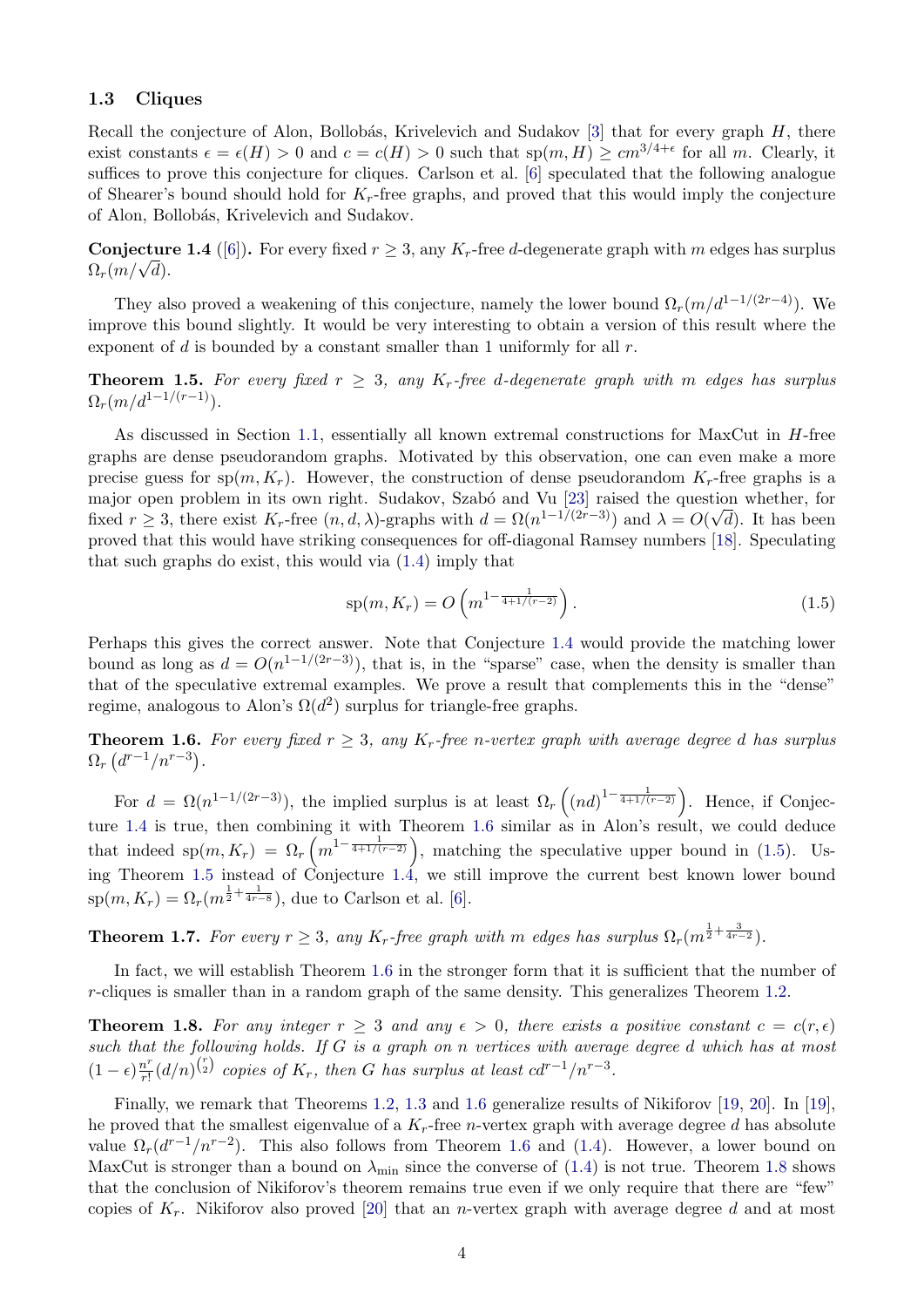### 1.3 Cliques

Recall the conjecture of Alon, Bollobás, Krivelevich and Sudakov [3] that for every graph $H$, there exist constants $\epsilon = \epsilon(H) > 0$ and $c = c(H) > 0$ such that $\mathrm{sp}(m, H) \geq cm^{3/4+\epsilon}$ for all $m$. Clearly, it suffices to prove this conjecture for cliques. Carlson et al. [6] speculated that the following analogue of Shearer's bound should hold for $K_r$-free graphs, and proved that this would imply the conjecture of Alon, Bollobás, Krivelevich and Sudakov.

**Conjecture 1.4** ([6])**.** For every fixed $r \geq 3$, any $K_r$-free $d$-degenerate graph with $m$ edges has surplus $\Omega_r(m/\sqrt{d})$.

They also proved a weakening of this conjecture, namely the lower bound $\Omega_r(m/d^{1-1/(2r-4)})$. We improve this bound slightly. It would be very interesting to obtain a version of this result where the exponent of $d$ is bounded by a constant smaller than 1 uniformly for all $r$.

**Theorem 1.5.** *For every fixed $r \geq 3$, any $K_r$-free $d$-degenerate graph with $m$ edges has surplus $\Omega_r(m/d^{1-1/(r-1)})$.*

As discussed in Section 1.1, essentially all known extremal constructions for MaxCut in $H$-free graphs are dense pseudorandom graphs. Motivated by this observation, one can even make a more precise guess for $\mathrm{sp}(m, K_r)$. However, the construction of dense pseudorandom $K_r$-free graphs is a major open problem in its own right. Sudakov, Szabó and Vu [23] raised the question whether, for fixed $r \geq 3$, there exist $K_r$-free $(n, d, \lambda)$-graphs with $d = \Omega(n^{1-1/(2r-3)})$ and $\lambda = O(\sqrt{d})$. It has been proved that this would have striking consequences for off-diagonal Ramsey numbers [18]. Speculating that such graphs do exist, this would via (1.4) imply that

$$\mathrm{sp}(m, K_r) = O\left(m^{1-\frac{1}{4+1/(r-2)}}\right). \tag{1.5}$$

Perhaps this gives the correct answer. Note that Conjecture 1.4 would provide the matching lower bound as long as $d = O(n^{1-1/(2r-3)})$, that is, in the "sparse" case, when the density is smaller than that of the speculative extremal examples. We prove a result that complements this in the "dense" regime, analogous to Alon's $\Omega(d^2)$ surplus for triangle-free graphs.

**Theorem 1.6.** *For every fixed $r \geq 3$, any $K_r$-free $n$-vertex graph with average degree $d$ has surplus $\Omega_r\left(d^{r-1}/n^{r-3}\right)$.*

For $d = \Omega(n^{1-1/(2r-3)})$, the implied surplus is at least $\Omega_r\left((nd)^{1-\frac{1}{4+1/(r-2)}}\right)$. Hence, if Conjecture 1.4 is true, then combining it with Theorem 1.6 similar as in Alon's result, we could deduce that indeed $\mathrm{sp}(m, K_r) = \Omega_r\left(m^{1-\frac{1}{4+1/(r-2)}}\right)$, matching the speculative upper bound in (1.5). Using Theorem 1.5 instead of Conjecture 1.4, we still improve the current best known lower bound $\mathrm{sp}(m, K_r) = \Omega_r(m^{\frac{1}{2}+\frac{1}{4r-8}})$, due to Carlson et al. [6].

**Theorem 1.7.** *For every $r \geq 3$, any $K_r$-free graph with $m$ edges has surplus $\Omega_r(m^{\frac{1}{2}+\frac{3}{4r-2}})$.*

In fact, we will establish Theorem 1.6 in the stronger form that it is sufficient that the number of $r$-cliques is smaller than in a random graph of the same density. This generalizes Theorem 1.2.

**Theorem 1.8.** *For any integer $r \geq 3$ and any $\epsilon > 0$, there exists a positive constant $c = c(r, \epsilon)$ such that the following holds. If $G$ is a graph on $n$ vertices with average degree $d$ which has at most $(1-\epsilon)\frac{n^r}{r!}(d/n)^{\binom{r}{2}}$ copies of $K_r$, then $G$ has surplus at least $cd^{r-1}/n^{r-3}$.*

Finally, we remark that Theorems 1.2, 1.3 and 1.6 generalize results of Nikiforov [19, 20]. In [19], he proved that the smallest eigenvalue of a $K_r$-free $n$-vertex graph with average degree $d$ has absolute value $\Omega_r(d^{r-1}/n^{r-2})$. This also follows from Theorem 1.6 and (1.4). However, a lower bound on MaxCut is stronger than a bound on $\lambda_{\min}$ since the converse of (1.4) is not true. Theorem 1.8 shows that the conclusion of Nikiforov's theorem remains true even if we only require that there are "few" copies of $K_r$. Nikiforov also proved [20] that an $n$-vertex graph with average degree $d$ and at most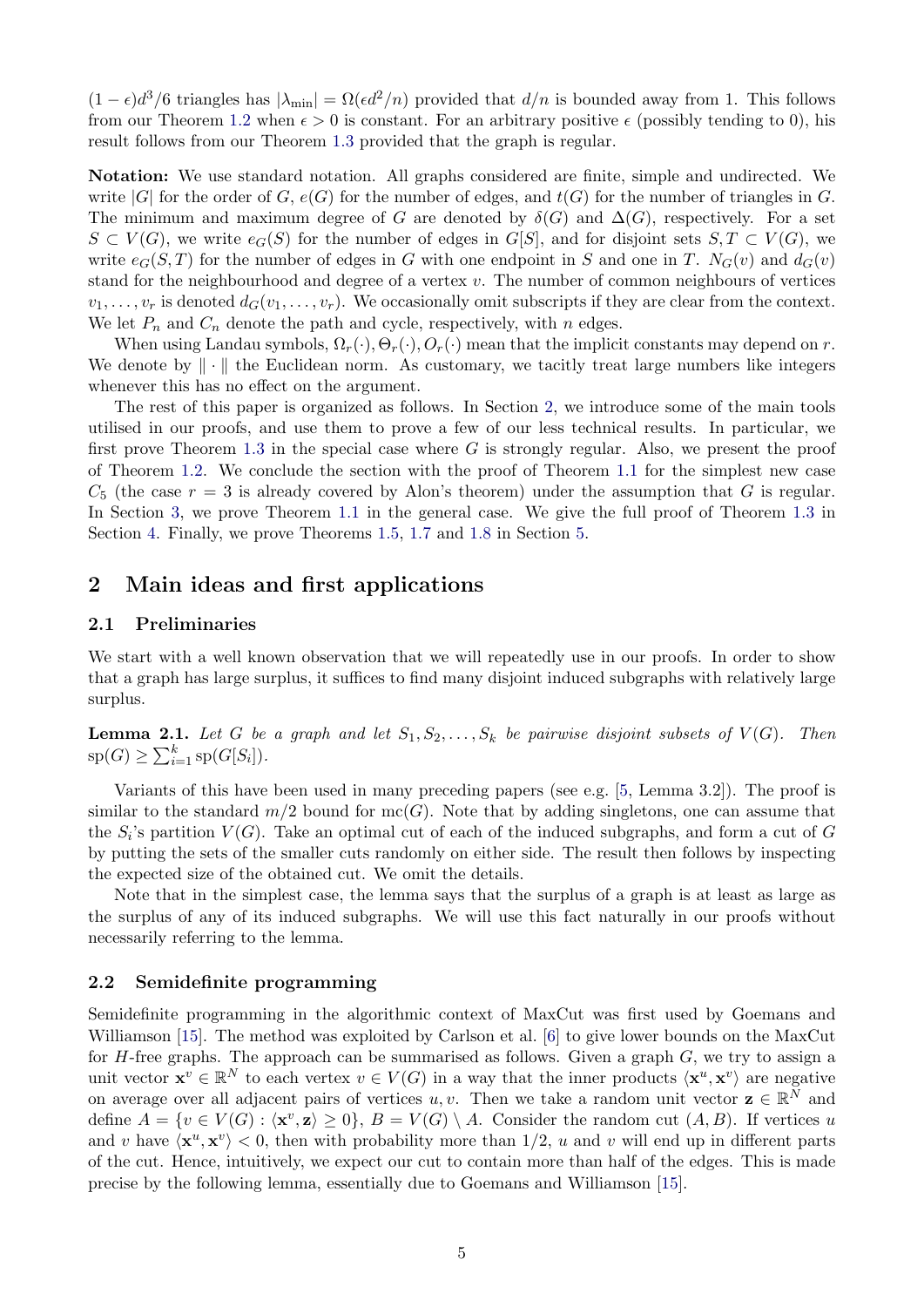$(1-\epsilon)d^3/6$ triangles has $|\lambda_{\min}| = \Omega(\epsilon d^2/n)$ provided that $d/n$ is bounded away from 1. This follows from our Theorem 1.2 when $\epsilon > 0$ is constant. For an arbitrary positive $\epsilon$ (possibly tending to 0), his result follows from our Theorem 1.3 provided that the graph is regular.

**Notation:** We use standard notation. All graphs considered are finite, simple and undirected. We write $|G|$ for the order of $G$, $e(G)$ for the number of edges, and $t(G)$ for the number of triangles in $G$. The minimum and maximum degree of $G$ are denoted by $\delta(G)$ and $\Delta(G)$, respectively. For a set $S \subset V(G)$, we write $e_G(S)$ for the number of edges in $G[S]$, and for disjoint sets $S, T \subset V(G)$, we write $e_G(S,T)$ for the number of edges in $G$ with one endpoint in $S$ and one in $T$. $N_G(v)$ and $d_G(v)$ stand for the neighbourhood and degree of a vertex $v$. The number of common neighbours of vertices $v_1, \dots, v_r$ is denoted $d_G(v_1, \dots, v_r)$. We occasionally omit subscripts if they are clear from the context. We let $P_n$ and $C_n$ denote the path and cycle, respectively, with $n$ edges.

When using Landau symbols, $\Omega_r(\cdot), \Theta_r(\cdot), O_r(\cdot)$ mean that the implicit constants may depend on $r$. We denote by $\|\cdot\|$ the Euclidean norm. As customary, we tacitly treat large numbers like integers whenever this has no effect on the argument.

The rest of this paper is organized as follows. In Section 2, we introduce some of the main tools utilised in our proofs, and use them to prove a few of our less technical results. In particular, we first prove Theorem 1.3 in the special case where $G$ is strongly regular. Also, we present the proof of Theorem 1.2. We conclude the section with the proof of Theorem 1.1 for the simplest new case $C_5$ (the case $r = 3$ is already covered by Alon's theorem) under the assumption that $G$ is regular. In Section 3, we prove Theorem 1.1 in the general case. We give the full proof of Theorem 1.3 in Section 4. Finally, we prove Theorems 1.5, 1.7 and 1.8 in Section 5.

## 2 Main ideas and first applications

### 2.1 Preliminaries

We start with a well known observation that we will repeatedly use in our proofs. In order to show that a graph has large surplus, it suffices to find many disjoint induced subgraphs with relatively large surplus.

**Lemma 2.1.** *Let $G$ be a graph and let $S_1, S_2, \dots, S_k$ be pairwise disjoint subsets of $V(G)$. Then $\mathrm{sp}(G) \geq \sum_{i=1}^{k} \mathrm{sp}(G[S_i])$.*

Variants of this have been used in many preceding papers (see e.g. [5, Lemma 3.2]). The proof is similar to the standard $m/2$ bound for $\mathrm{mc}(G)$. Note that by adding singletons, one can assume that the $S_i$'s partition $V(G)$. Take an optimal cut of each of the induced subgraphs, and form a cut of $G$ by putting the sets of the smaller cuts randomly on either side. The result then follows by inspecting the expected size of the obtained cut. We omit the details.

Note that in the simplest case, the lemma says that the surplus of a graph is at least as large as the surplus of any of its induced subgraphs. We will use this fact naturally in our proofs without necessarily referring to the lemma.

### 2.2 Semidefinite programming

Semidefinite programming in the algorithmic context of MaxCut was first used by Goemans and Williamson [15]. The method was exploited by Carlson et al. [6] to give lower bounds on the MaxCut for $H$-free graphs. The approach can be summarised as follows. Given a graph $G$, we try to assign a unit vector $\mathbf{x}^v \in \mathbb{R}^N$ to each vertex $v \in V(G)$ in a way that the inner products $\langle \mathbf{x}^u, \mathbf{x}^v \rangle$ are negative on average over all adjacent pairs of vertices $u, v$. Then we take a random unit vector $\mathbf{z} \in \mathbb{R}^N$ and define $A = \{v \in V(G) : \langle \mathbf{x}^v, \mathbf{z} \rangle \geq 0\}$, $B = V(G) \setminus A$. Consider the random cut $(A, B)$. If vertices $u$ and $v$ have $\langle \mathbf{x}^u, \mathbf{x}^v \rangle < 0$, then with probability more than $1/2$, $u$ and $v$ will end up in different parts of the cut. Hence, intuitively, we expect our cut to contain more than half of the edges. This is made precise by the following lemma, essentially due to Goemans and Williamson [15].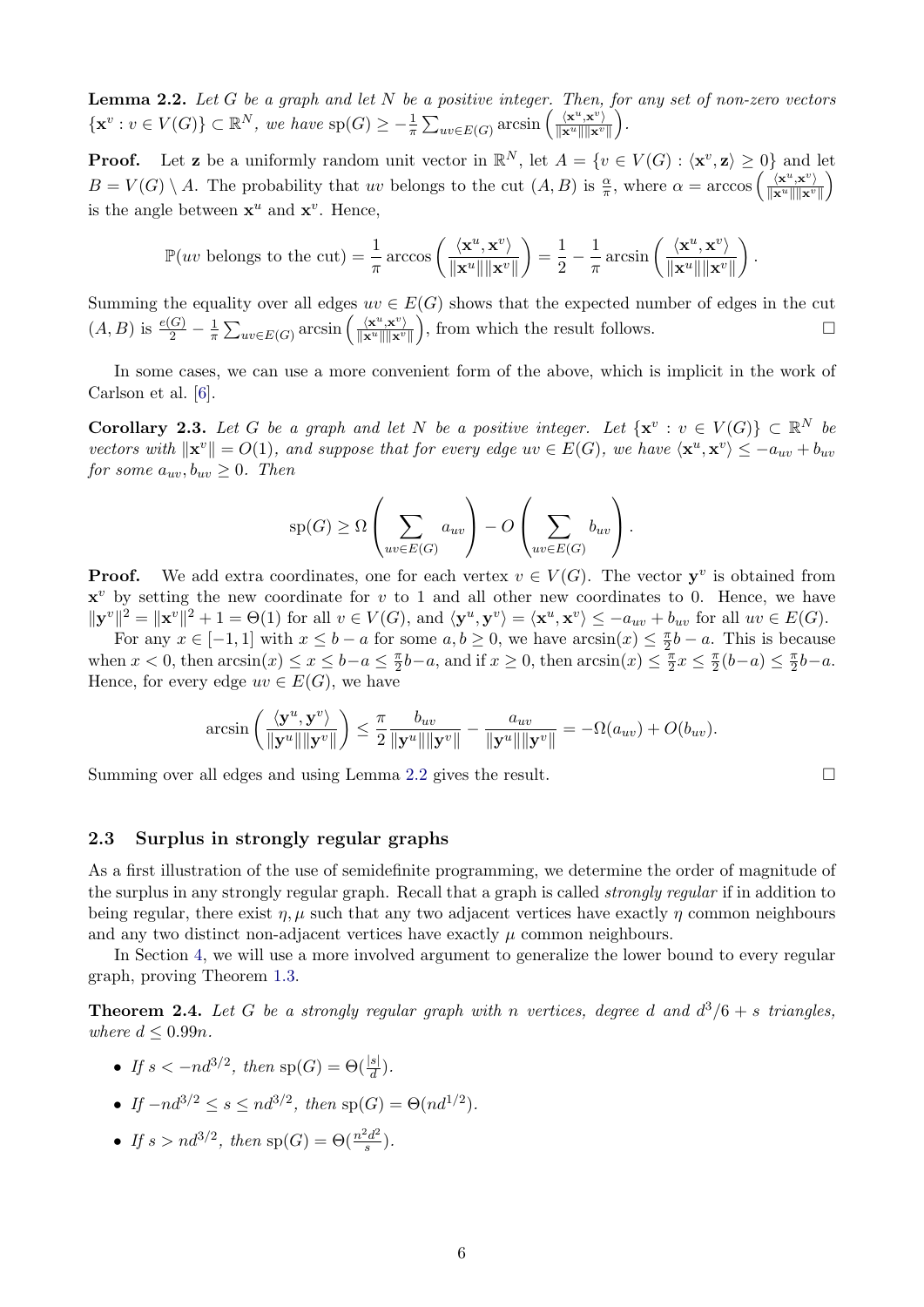**Lemma 2.2.** *Let $G$ be a graph and let $N$ be a positive integer. Then, for any set of non-zero vectors $\{\mathbf{x}^v : v \in V(G)\} \subset \mathbb{R}^N$, we have $\mathrm{sp}(G) \geq -\frac{1}{\pi}\sum_{uv\in E(G)} \arcsin\left(\frac{\langle \mathbf{x}^u, \mathbf{x}^v\rangle}{\|\mathbf{x}^u\|\|\mathbf{x}^v\|}\right)$.*

**Proof.** Let $\mathbf{z}$ be a uniformly random unit vector in $\mathbb{R}^N$, let $A = \{v \in V(G) : \langle \mathbf{x}^v, \mathbf{z}\rangle \geq 0\}$ and let $B = V(G) \setminus A$. The probability that $uv$ belongs to the cut $(A, B)$ is $\frac{\alpha}{\pi}$, where $\alpha = \arccos\left(\frac{\langle \mathbf{x}^u, \mathbf{x}^v\rangle}{\|\mathbf{x}^u\|\|\mathbf{x}^v\|}\right)$ is the angle between $\mathbf{x}^u$ and $\mathbf{x}^v$. Hence,

$$\mathbb{P}(uv \text{ belongs to the cut}) = \frac{1}{\pi}\arccos\left(\frac{\langle \mathbf{x}^u, \mathbf{x}^v\rangle}{\|\mathbf{x}^u\|\|\mathbf{x}^v\|}\right) = \frac{1}{2} - \frac{1}{\pi}\arcsin\left(\frac{\langle \mathbf{x}^u, \mathbf{x}^v\rangle}{\|\mathbf{x}^u\|\|\mathbf{x}^v\|}\right).$$

Summing the equality over all edges $uv \in E(G)$ shows that the expected number of edges in the cut $(A, B)$ is $\frac{e(G)}{2} - \frac{1}{\pi}\sum_{uv\in E(G)} \arcsin\left(\frac{\langle \mathbf{x}^u, \mathbf{x}^v\rangle}{\|\mathbf{x}^u\|\|\mathbf{x}^v\|}\right)$, from which the result follows. □

In some cases, we can use a more convenient form of the above, which is implicit in the work of Carlson et al. [6].

**Corollary 2.3.** *Let $G$ be a graph and let $N$ be a positive integer. Let $\{\mathbf{x}^v : v \in V(G)\} \subset \mathbb{R}^N$ be vectors with $\|\mathbf{x}^v\| = O(1)$, and suppose that for every edge $uv \in E(G)$, we have $\langle \mathbf{x}^u, \mathbf{x}^v\rangle \leq -a_{uv} + b_{uv}$ for some $a_{uv}, b_{uv} \geq 0$. Then*

$$\mathrm{sp}(G) \geq \Omega\left(\sum_{uv\in E(G)} a_{uv}\right) - O\left(\sum_{uv\in E(G)} b_{uv}\right).$$

**Proof.** We add extra coordinates, one for each vertex $v \in V(G)$. The vector $\mathbf{y}^v$ is obtained from $\mathbf{x}^v$ by setting the new coordinate for $v$ to 1 and all other new coordinates to 0. Hence, we have $\|\mathbf{y}^v\|^2 = \|\mathbf{x}^v\|^2 + 1 = \Theta(1)$ for all $v \in V(G)$, and $\langle \mathbf{y}^u, \mathbf{y}^v\rangle = \langle \mathbf{x}^u, \mathbf{x}^v\rangle \leq -a_{uv} + b_{uv}$ for all $uv \in E(G)$.

For any $x \in [-1, 1]$ with $x \leq b - a$ for some $a, b \geq 0$, we have $\arcsin(x) \leq \frac{\pi}{2}b - a$. This is because when $x < 0$, then $\arcsin(x) \leq x \leq b - a \leq \frac{\pi}{2}b - a$, and if $x \geq 0$, then $\arcsin(x) \leq \frac{\pi}{2}x \leq \frac{\pi}{2}(b - a) \leq \frac{\pi}{2}b - a$. Hence, for every edge $uv \in E(G)$, we have

$$\arcsin\left(\frac{\langle \mathbf{y}^u, \mathbf{y}^v\rangle}{\|\mathbf{y}^u\|\|\mathbf{y}^v\|}\right) \leq \frac{\pi}{2}\frac{b_{uv}}{\|\mathbf{y}^u\|\|\mathbf{y}^v\|} - \frac{a_{uv}}{\|\mathbf{y}^u\|\|\mathbf{y}^v\|} = -\Omega(a_{uv}) + O(b_{uv}).$$

Summing over all edges and using Lemma 2.2 gives the result. □

### 2.3 Surplus in strongly regular graphs

As a first illustration of the use of semidefinite programming, we determine the order of magnitude of the surplus in any strongly regular graph. Recall that a graph is called *strongly regular* if in addition to being regular, there exist $\eta, \mu$ such that any two adjacent vertices have exactly $\eta$ common neighbours and any two distinct non-adjacent vertices have exactly $\mu$ common neighbours.

In Section 4, we will use a more involved argument to generalize the lower bound to every regular graph, proving Theorem 1.3.

**Theorem 2.4.** *Let $G$ be a strongly regular graph with $n$ vertices, degree $d$ and $d^3/6 + s$ triangles, where $d \leq 0.99n$.*

- *If $s < -nd^{3/2}$, then $\mathrm{sp}(G) = \Theta(\frac{|s|}{d})$.*
- *If $-nd^{3/2} \leq s \leq nd^{3/2}$, then $\mathrm{sp}(G) = \Theta(nd^{1/2})$.*
- *If $s > nd^{3/2}$, then $\mathrm{sp}(G) = \Theta(\frac{n^2d^2}{s})$.*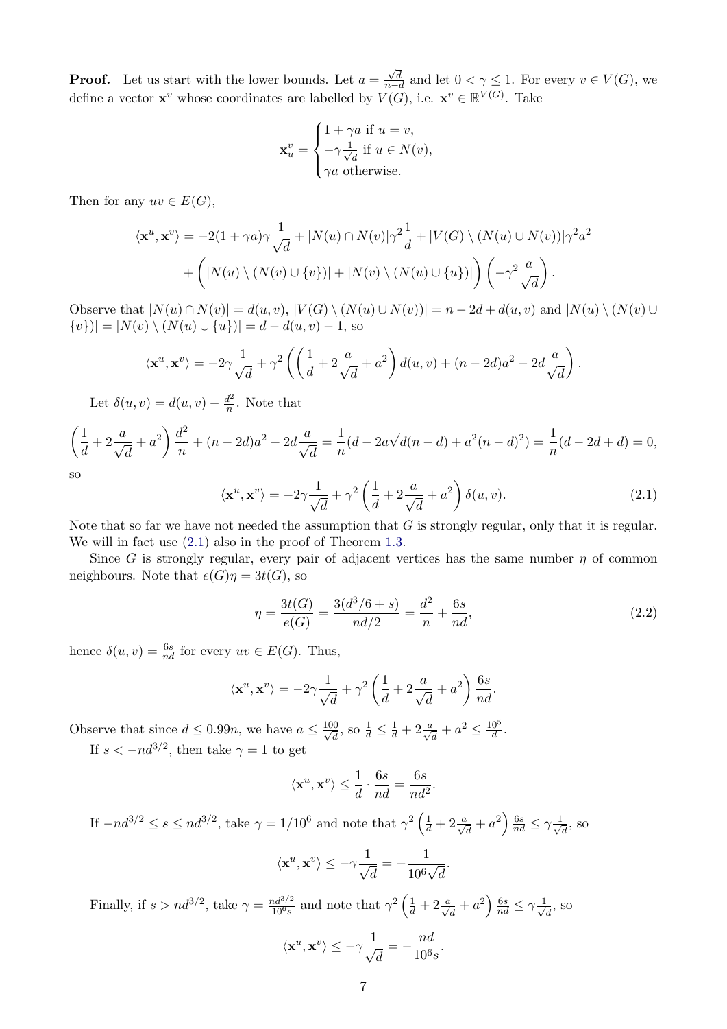**Proof.** Let us start with the lower bounds. Let $a = \frac{\sqrt{d}}{n-d}$ and let $0 < \gamma \leq 1$. For every $v \in V(G)$, we define a vector $\mathbf{x}^v$ whose coordinates are labelled by $V(G)$, i.e. $\mathbf{x}^v \in \mathbb{R}^{V(G)}$. Take

$$\mathbf{x}^v_u = \begin{cases} 1 + \gamma a \text{ if } u = v, \\ -\gamma \frac{1}{\sqrt{d}} \text{ if } u \in N(v), \\ \gamma a \text{ otherwise.} \end{cases}$$

Then for any $uv \in E(G)$,

$$\langle \mathbf{x}^u, \mathbf{x}^v \rangle = -2(1+\gamma a)\gamma \frac{1}{\sqrt{d}} + |N(u) \cap N(v)|\gamma^2 \frac{1}{d} + |V(G) \setminus (N(u) \cup N(v))|\gamma^2 a^2 + \left( |N(u) \setminus (N(v) \cup \{v\})| + |N(v) \setminus (N(u) \cup \{u\})| \right) \left( -\gamma^2 \frac{a}{\sqrt{d}} \right).$$

Observe that $|N(u) \cap N(v)| = d(u,v)$, $|V(G) \setminus (N(u) \cup N(v))| = n - 2d + d(u,v)$ and $|N(u) \setminus (N(v) \cup \{v\})| = |N(v) \setminus (N(u) \cup \{u\})| = d - d(u,v) - 1$, so

$$\langle \mathbf{x}^u, \mathbf{x}^v \rangle = -2\gamma \frac{1}{\sqrt{d}} + \gamma^2 \left( \left( \frac{1}{d} + 2\frac{a}{\sqrt{d}} + a^2 \right) d(u,v) + (n-2d)a^2 - 2d\frac{a}{\sqrt{d}} \right).$$

Let $\delta(u,v) = d(u,v) - \frac{d^2}{n}$. Note that

$$\left( \frac{1}{d} + 2\frac{a}{\sqrt{d}} + a^2 \right) \frac{d^2}{n} + (n-2d)a^2 - 2d\frac{a}{\sqrt{d}} = \frac{1}{n}(d - 2a\sqrt{d}(n-d) + a^2(n-d)^2) = \frac{1}{n}(d - 2d + d) = 0,$$

so

$$\langle \mathbf{x}^u, \mathbf{x}^v \rangle = -2\gamma \frac{1}{\sqrt{d}} + \gamma^2 \left( \frac{1}{d} + 2\frac{a}{\sqrt{d}} + a^2 \right) \delta(u,v). \tag{2.1}$$

Note that so far we have not needed the assumption that $G$ is strongly regular, only that it is regular. We will in fact use (2.1) also in the proof of Theorem 1.3.

Since $G$ is strongly regular, every pair of adjacent vertices has the same number $\eta$ of common neighbours. Note that $e(G)\eta = 3t(G)$, so

$$\eta = \frac{3t(G)}{e(G)} = \frac{3(d^3/6 + s)}{nd/2} = \frac{d^2}{n} + \frac{6s}{nd}, \tag{2.2}$$

hence $\delta(u,v) = \frac{6s}{nd}$ for every $uv \in E(G)$. Thus,

$$\langle \mathbf{x}^u, \mathbf{x}^v \rangle = -2\gamma \frac{1}{\sqrt{d}} + \gamma^2 \left( \frac{1}{d} + 2\frac{a}{\sqrt{d}} + a^2 \right) \frac{6s}{nd}.$$

Observe that since $d \leq 0.99n$, we have $a \leq \frac{100}{\sqrt{d}}$, so $\frac{1}{d} \leq \frac{1}{d} + 2\frac{a}{\sqrt{d}} + a^2 \leq \frac{10^5}{d}$.

If $s < -nd^{3/2}$, then take $\gamma = 1$ to get

$$\langle \mathbf{x}^u, \mathbf{x}^v \rangle \leq \frac{1}{d} \cdot \frac{6s}{nd} = \frac{6s}{nd^2}.$$

If $-nd^{3/2} \leq s \leq nd^{3/2}$, take $\gamma = 1/10^6$ and note that $\gamma^2 \left( \frac{1}{d} + 2\frac{a}{\sqrt{d}} + a^2 \right) \frac{6s}{nd} \leq \gamma \frac{1}{\sqrt{d}}$, so

$$\langle \mathbf{x}^u, \mathbf{x}^v \rangle \leq -\gamma \frac{1}{\sqrt{d}} = -\frac{1}{10^6\sqrt{d}}.$$

Finally, if $s > nd^{3/2}$, take $\gamma = \frac{nd^{3/2}}{10^6 s}$ and note that $\gamma^2 \left( \frac{1}{d} + 2\frac{a}{\sqrt{d}} + a^2 \right) \frac{6s}{nd} \leq \gamma \frac{1}{\sqrt{d}}$, so

$$\langle \mathbf{x}^u, \mathbf{x}^v \rangle \leq -\gamma \frac{1}{\sqrt{d}} = -\frac{nd}{10^6 s}.$$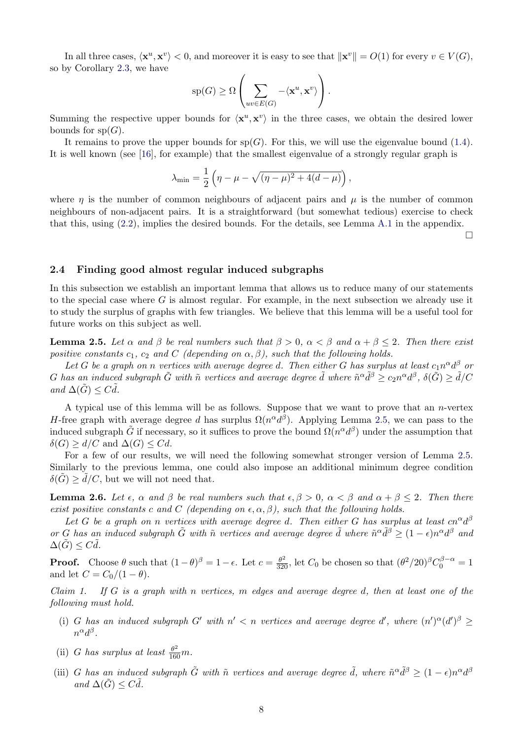In all three cases, $\langle \mathbf{x}^u, \mathbf{x}^v \rangle < 0$, and moreover it is easy to see that $\|\mathbf{x}^v\| = O(1)$ for every $v \in V(G)$, so by Corollary 2.3, we have

$$\mathrm{sp}(G) \geq \Omega\left(\sum_{uv \in E(G)} -\langle \mathbf{x}^u, \mathbf{x}^v \rangle\right).$$

Summing the respective upper bounds for $\langle \mathbf{x}^u, \mathbf{x}^v \rangle$ in the three cases, we obtain the desired lower bounds for $\mathrm{sp}(G)$.

It remains to prove the upper bounds for $\mathrm{sp}(G)$. For this, we will use the eigenvalue bound (1.4). It is well known (see [16], for example) that the smallest eigenvalue of a strongly regular graph is

$$\lambda_{\min} = \frac{1}{2}\left(\eta - \mu - \sqrt{(\eta - \mu)^2 + 4(d - \mu)}\right),$$

where $\eta$ is the number of common neighbours of adjacent pairs and $\mu$ is the number of common neighbours of non-adjacent pairs. It is a straightforward (but somewhat tedious) exercise to check that this, using (2.2), implies the desired bounds. For the details, see Lemma A.1 in the appendix. $\square$

## 2.4 Finding good almost regular induced subgraphs

In this subsection we establish an important lemma that allows us to reduce many of our statements to the special case where $G$ is almost regular. For example, in the next subsection we already use it to study the surplus of graphs with few triangles. We believe that this lemma will be a useful tool for future works on this subject as well.

**Lemma 2.5.** *Let $\alpha$ and $\beta$ be real numbers such that $\beta > 0$, $\alpha < \beta$ and $\alpha + \beta \leq 2$. Then there exist positive constants $c_1$, $c_2$ and $C$ (depending on $\alpha, \beta$), such that the following holds.*

*Let $G$ be a graph on $n$ vertices with average degree $d$. Then either $G$ has surplus at least $c_1 n^\alpha d^\beta$ or $G$ has an induced subgraph $\tilde{G}$ with $\tilde{n}$ vertices and average degree $\tilde{d}$ where $\tilde{n}^\alpha \tilde{d}^\beta \geq c_2 n^\alpha d^\beta$, $\delta(\tilde{G}) \geq \tilde{d}/C$ and $\Delta(\tilde{G}) \leq C\tilde{d}$.*

A typical use of this lemma will be as follows. Suppose that we want to prove that an $n$-vertex $H$-free graph with average degree $d$ has surplus $\Omega(n^\alpha d^\beta)$. Applying Lemma 2.5, we can pass to the induced subgraph $\tilde{G}$ if necessary, so it suffices to prove the bound $\Omega(n^\alpha d^\beta)$ under the assumption that $\delta(G) \geq d/C$ and $\Delta(G) \leq Cd$.

For a few of our results, we will need the following somewhat stronger version of Lemma 2.5. Similarly to the previous lemma, one could also impose an additional minimum degree condition $\delta(\tilde{G}) \geq \tilde{d}/C$, but we will not need that.

**Lemma 2.6.** *Let $\epsilon$, $\alpha$ and $\beta$ be real numbers such that $\epsilon, \beta > 0$, $\alpha < \beta$ and $\alpha + \beta \leq 2$. Then there exist positive constants $c$ and $C$ (depending on $\epsilon, \alpha, \beta$), such that the following holds.*

*Let $G$ be a graph on $n$ vertices with average degree $d$. Then either $G$ has surplus at least $cn^\alpha d^\beta$ or $G$ has an induced subgraph $\tilde{G}$ with $\tilde{n}$ vertices and average degree $\tilde{d}$ where $\tilde{n}^\alpha \tilde{d}^\beta \geq (1-\epsilon) n^\alpha d^\beta$ and $\Delta(\tilde{G}) \leq C\tilde{d}$.*

**Proof.** Choose $\theta$ such that $(1-\theta)^\beta = 1 - \epsilon$. Let $c = \frac{\theta^2}{320}$, let $C_0$ be chosen so that $(\theta^2/20)^\beta C_0^{\beta-\alpha} = 1$ and let $C = C_0/(1-\theta)$.

*Claim 1. If $G$ is a graph with $n$ vertices, $m$ edges and average degree $d$, then at least one of the following must hold.*

- (i) *$G$ has an induced subgraph $G'$ with $n' < n$ vertices and average degree $d'$, where $(n')^\alpha (d')^\beta \geq n^\alpha d^\beta$.*
- (ii) *$G$ has surplus at least $\frac{\theta^2}{160} m$.*
- (iii) *$G$ has an induced subgraph $\tilde{G}$ with $\tilde{n}$ vertices and average degree $\tilde{d}$, where $\tilde{n}^\alpha \tilde{d}^\beta \geq (1-\epsilon) n^\alpha d^\beta$ and $\Delta(\tilde{G}) \leq C\tilde{d}$.*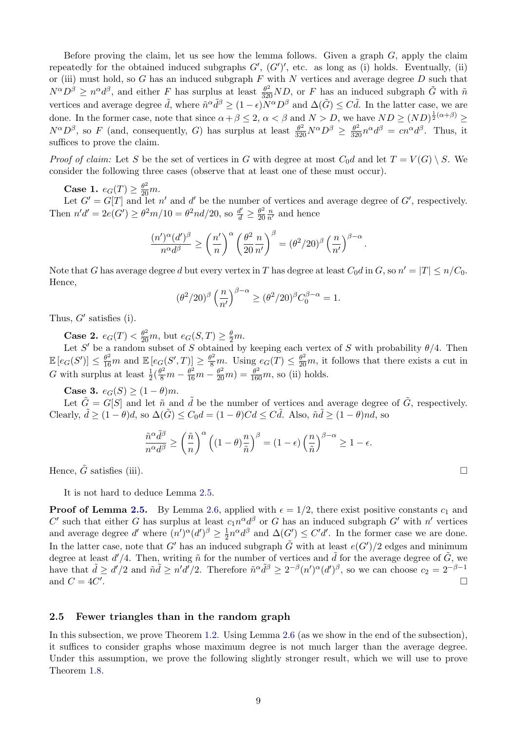Before proving the claim, let us see how the lemma follows. Given a graph $G$, apply the claim repeatedly for the obtained induced subgraphs $G'$, $(G')'$, etc. as long as (i) holds. Eventually, (ii) or (iii) must hold, so $G$ has an induced subgraph $F$ with $N$ vertices and average degree $D$ such that $N^\alpha D^\beta \geq n^\alpha d^\beta$, and either $F$ has surplus at least $\frac{\theta^2}{320}ND$, or $F$ has an induced subgraph $\tilde{G}$ with $\tilde{n}$ vertices and average degree $\tilde{d}$, where $\tilde{n}^\alpha \tilde{d}^\beta \geq (1-\epsilon)N^\alpha D^\beta$ and $\Delta(\tilde{G}) \leq C\tilde{d}$. In the latter case, we are done. In the former case, note that since $\alpha + \beta \leq 2$, $\alpha < \beta$ and $N > D$, we have $ND \geq (ND)^{\frac{1}{2}(\alpha+\beta)} \geq N^\alpha D^\beta$, so $F$ (and, consequently, $G$) has surplus at least $\frac{\theta^2}{320}N^\alpha D^\beta \geq \frac{\theta^2}{320}n^\alpha d^\beta = cn^\alpha d^\beta$. Thus, it suffices to prove the claim.

*Proof of claim:* Let $S$ be the set of vertices in $G$ with degree at most $C_0 d$ and let $T = V(G) \setminus S$. We consider the following three cases (observe that at least one of these must occur).

**Case 1.** $e_G(T) \geq \frac{\theta^2}{20}m$.
Let $G' = G[T]$ and let $n'$ and $d'$ be the number of vertices and average degree of $G'$, respectively. Then $n'd' = 2e(G') \geq \theta^2 m/10 = \theta^2 nd/20$, so $\frac{d'}{d} \geq \frac{\theta^2}{20}\frac{n}{n'}$ and hence

$$\frac{(n')^\alpha (d')^\beta}{n^\alpha d^\beta} \geq \left(\frac{n'}{n}\right)^\alpha \left(\frac{\theta^2}{20}\frac{n}{n'}\right)^\beta = (\theta^2/20)^\beta \left(\frac{n}{n'}\right)^{\beta-\alpha}.$$

Note that $G$ has average degree $d$ but every vertex in $T$ has degree at least $C_0 d$ in $G$, so $n' = |T| \leq n/C_0$. Hence,

$$(\theta^2/20)^\beta \left(\frac{n}{n'}\right)^{\beta-\alpha} \geq (\theta^2/20)^\beta C_0^{\beta-\alpha} = 1.$$

Thus, $G'$ satisfies (i).

**Case 2.** $e_G(T) < \frac{\theta^2}{20}m$, but $e_G(S,T) \geq \frac{\theta}{2}m$.
Let $S'$ be a random subset of $S$ obtained by keeping each vertex of $S$ with probability $\theta/4$. Then $\mathbb{E}[e_G(S')] \leq \frac{\theta^2}{16}m$ and $\mathbb{E}[e_G(S',T)] \geq \frac{\theta^2}{8}m$. Using $e_G(T) \leq \frac{\theta^2}{20}m$, it follows that there exists a cut in $G$ with surplus at least $\frac{1}{2}(\frac{\theta^2}{8}m - \frac{\theta^2}{16}m - \frac{\theta^2}{20}m) = \frac{\theta^2}{160}m$, so (ii) holds.

**Case 3.** $e_G(S) \geq (1-\theta)m$.
Let $\tilde{G} = G[S]$ and let $\tilde{n}$ and $\tilde{d}$ be the number of vertices and average degree of $\tilde{G}$, respectively. Clearly, $\tilde{d} \geq (1-\theta)d$, so $\Delta(\tilde{G}) \leq C_0 d = (1-\theta)Cd \leq C\tilde{d}$. Also, $\tilde{n}\tilde{d} \geq (1-\theta)nd$, so

$$\frac{\tilde{n}^\alpha \tilde{d}^\beta}{n^\alpha d^\beta} \geq \left(\frac{\tilde{n}}{n}\right)^\alpha \left((1-\theta)\frac{n}{\tilde{n}}\right)^\beta = (1-\epsilon)\left(\frac{n}{\tilde{n}}\right)^{\beta-\alpha} \geq 1-\epsilon.$$

Hence, $\tilde{G}$ satisfies (iii). □

It is not hard to deduce Lemma 2.5.

**Proof of Lemma 2.5.** By Lemma 2.6, applied with $\epsilon = 1/2$, there exist positive constants $c_1$ and $C'$ such that either $G$ has surplus at least $c_1 n^\alpha d^\beta$ or $G$ has an induced subgraph $G'$ with $n'$ vertices and average degree $d'$ where $(n')^\alpha (d')^\beta \geq \frac{1}{2}n^\alpha d^\beta$ and $\Delta(G') \leq C'd'$. In the former case we are done. In the latter case, note that $G'$ has an induced subgraph $\tilde{G}$ with at least $e(G')/2$ edges and minimum degree at least $d'/4$. Then, writing $\tilde{n}$ for the number of vertices and $\tilde{d}$ for the average degree of $\tilde{G}$, we have that $\tilde{d} \geq d'/2$ and $\tilde{n}\tilde{d} \geq n'd'/2$. Therefore $\tilde{n}^\alpha \tilde{d}^\beta \geq 2^{-\beta}(n')^\alpha (d')^\beta$, so we can choose $c_2 = 2^{-\beta-1}$ and $C = 4C'$. □

## 2.5 Fewer triangles than in the random graph

In this subsection, we prove Theorem 1.2. Using Lemma 2.6 (as we show in the end of the subsection), it suffices to consider graphs whose maximum degree is not much larger than the average degree. Under this assumption, we prove the following slightly stronger result, which we will use to prove Theorem 1.8.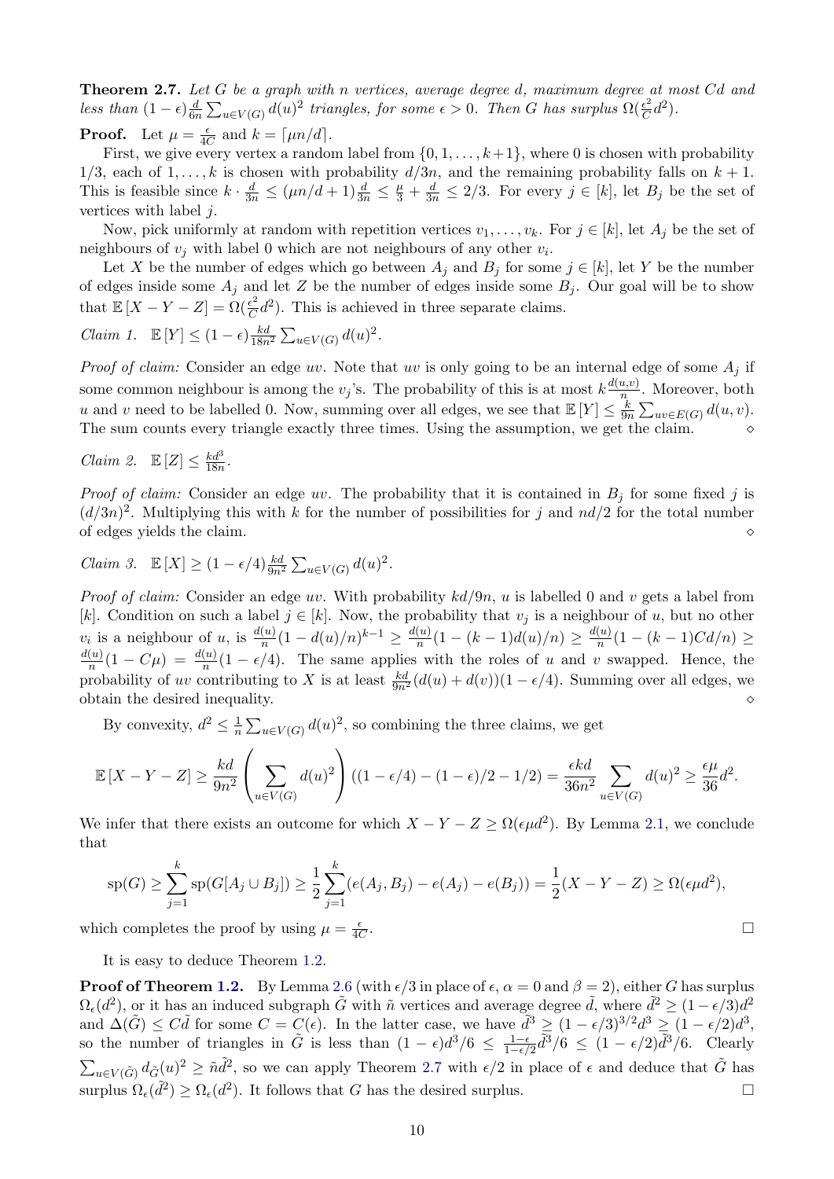**Theorem 2.7.** *Let $G$ be a graph with $n$ vertices, average degree $d$, maximum degree at most $Cd$ and less than $(1-\epsilon)\frac{d}{6n}\sum_{u\in V(G)} d(u)^2$ triangles, for some $\epsilon > 0$. Then $G$ has surplus $\Omega(\frac{\epsilon^2}{C}d^2)$.*

**Proof.** Let $\mu = \frac{\epsilon}{4C}$ and $k = \lceil \mu n/d \rceil$.

First, we give every vertex a random label from $\{0, 1, \ldots, k+1\}$, where 0 is chosen with probability $1/3$, each of $1, \ldots, k$ is chosen with probability $d/3n$, and the remaining probability falls on $k+1$. This is feasible since $k \cdot \frac{d}{3n} \le (\mu n/d + 1)\frac{d}{3n} \le \frac{\mu}{3} + \frac{d}{3n} \le 2/3$. For every $j \in [k]$, let $B_j$ be the set of vertices with label $j$.

Now, pick uniformly at random with repetition vertices $v_1, \ldots, v_k$. For $j \in [k]$, let $A_j$ be the set of neighbours of $v_j$ with label 0 which are not neighbours of any other $v_i$.

Let $X$ be the number of edges which go between $A_j$ and $B_j$ for some $j \in [k]$, let $Y$ be the number of edges inside some $A_j$ and let $Z$ be the number of edges inside some $B_j$. Our goal will be to show that $\mathbb{E}[X - Y - Z] = \Omega(\frac{\epsilon^2}{C}d^2)$. This is achieved in three separate claims.

*Claim 1.* $\mathbb{E}[Y] \le (1-\epsilon)\frac{kd}{18n^2}\sum_{u\in V(G)} d(u)^2$.

*Proof of claim:* Consider an edge $uv$. Note that $uv$ is only going to be an internal edge of some $A_j$ if some common neighbour is among the $v_j$'s. The probability of this is at most $k\frac{d(u,v)}{n}$. Moreover, both $u$ and $v$ need to be labelled 0. Now, summing over all edges, we see that $\mathbb{E}[Y] \le \frac{k}{9n}\sum_{uv\in E(G)} d(u,v)$. The sum counts every triangle exactly three times. Using the assumption, we get the claim. $\diamond$

*Claim 2.* $\mathbb{E}[Z] \le \frac{kd^3}{18n}$.

*Proof of claim:* Consider an edge $uv$. The probability that it is contained in $B_j$ for some fixed $j$ is $(d/3n)^2$. Multiplying this with $k$ for the number of possibilities for $j$ and $nd/2$ for the total number of edges yields the claim. $\diamond$

*Claim 3.* $\mathbb{E}[X] \ge (1-\epsilon/4)\frac{kd}{9n^2}\sum_{u\in V(G)} d(u)^2$.

*Proof of claim:* Consider an edge $uv$. With probability $kd/9n$, $u$ is labelled 0 and $v$ gets a label from $[k]$. Condition on such a label $j \in [k]$. Now, the probability that $v_j$ is a neighbour of $u$, but no other $v_i$ is a neighbour of $u$, is $\frac{d(u)}{n}(1 - d(u)/n)^{k-1} \ge \frac{d(u)}{n}(1-(k-1)d(u)/n) \ge \frac{d(u)}{n}(1-(k-1)Cd/n) \ge \frac{d(u)}{n}(1 - C\mu) = \frac{d(u)}{n}(1-\epsilon/4)$. The same applies with the roles of $u$ and $v$ swapped. Hence, the probability of $uv$ contributing to $X$ is at least $\frac{kd}{9n^2}(d(u)+d(v))(1-\epsilon/4)$. Summing over all edges, we obtain the desired inequality. $\diamond$

By convexity, $d^2 \le \frac{1}{n}\sum_{u\in V(G)} d(u)^2$, so combining the three claims, we get

$$\mathbb{E}[X - Y - Z] \ge \frac{kd}{9n^2}\left(\sum_{u\in V(G)} d(u)^2\right)((1-\epsilon/4) - (1-\epsilon)/2 - 1/2) = \frac{\epsilon k d}{36 n^2}\sum_{u\in V(G)} d(u)^2 \ge \frac{\epsilon\mu}{36}d^2.$$

We infer that there exists an outcome for which $X - Y - Z \ge \Omega(\epsilon\mu d^2)$. By Lemma 2.1, we conclude that

$$\mathrm{sp}(G) \ge \sum_{j=1}^{k} \mathrm{sp}(G[A_j \cup B_j]) \ge \frac{1}{2}\sum_{j=1}^{k}(e(A_j, B_j) - e(A_j) - e(B_j)) = \frac{1}{2}(X - Y - Z) \ge \Omega(\epsilon\mu d^2),$$

which completes the proof by using $\mu = \frac{\epsilon}{4C}$. $\square$

It is easy to deduce Theorem 1.2.

**Proof of Theorem 1.2.** By Lemma 2.6 (with $\epsilon/3$ in place of $\epsilon$, $\alpha = 0$ and $\beta = 2$), either $G$ has surplus $\Omega_\epsilon(d^2)$, or it has an induced subgraph $\tilde{G}$ with $\tilde{n}$ vertices and average degree $\tilde{d}$, where $\tilde{d}^2 \ge (1-\epsilon/3)d^2$ and $\Delta(\tilde{G}) \le C\tilde{d}$ for some $C = C(\epsilon)$. In the latter case, we have $\tilde{d}^3 \ge (1-\epsilon/3)^{3/2}d^3 \ge (1-\epsilon/2)d^3$, so the number of triangles in $\tilde{G}$ is less than $(1-\epsilon)d^3/6 \le \frac{1-\epsilon}{1-\epsilon/2}\tilde{d}^3/6 \le (1-\epsilon/2)\tilde{d}^3/6$. Clearly $\sum_{u\in V(\tilde{G})} d_{\tilde{G}}(u)^2 \ge \tilde{n}\tilde{d}^2$, so we can apply Theorem 2.7 with $\epsilon/2$ in place of $\epsilon$ and deduce that $\tilde{G}$ has surplus $\Omega_\epsilon(\tilde{d}^2) \ge \Omega_\epsilon(d^2)$. It follows that $G$ has the desired surplus. $\square$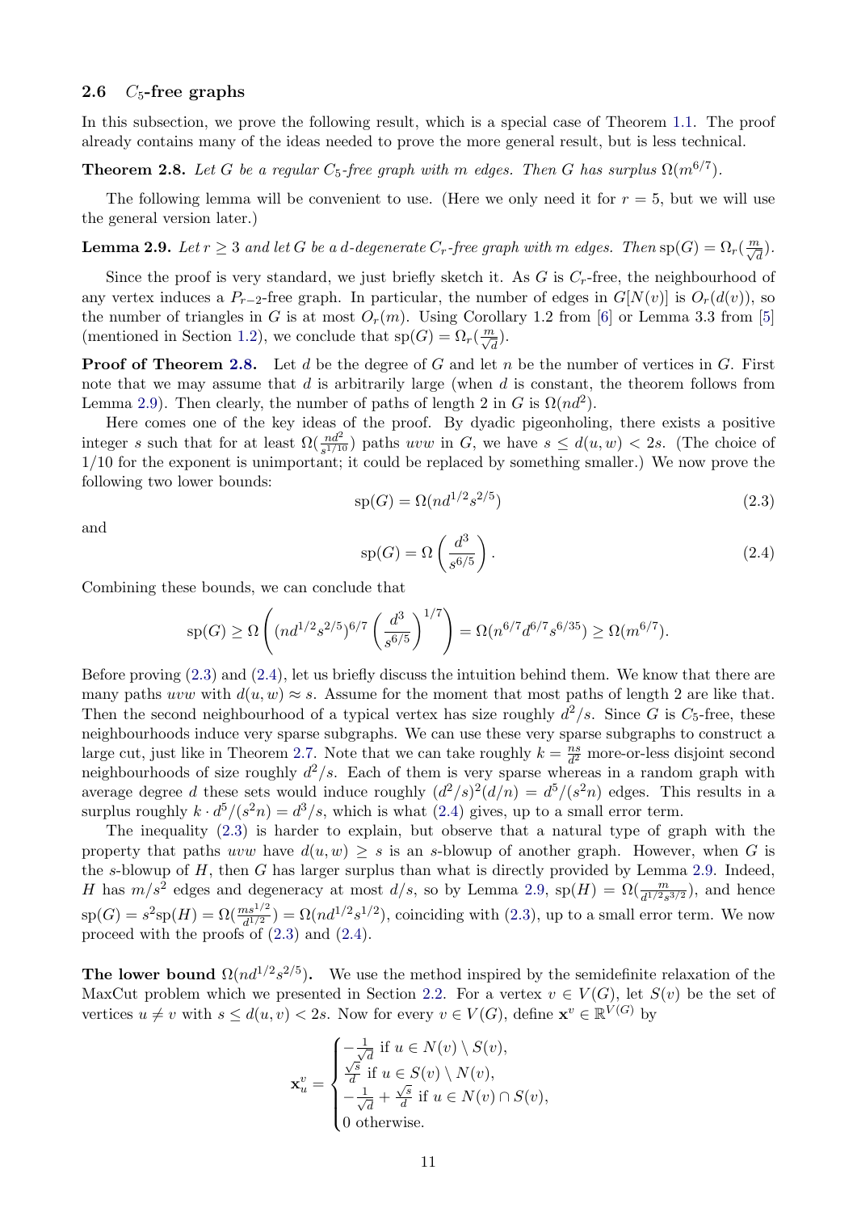### 2.6 $C_5$-free graphs

In this subsection, we prove the following result, which is a special case of Theorem 1.1. The proof already contains many of the ideas needed to prove the more general result, but is less technical.

**Theorem 2.8.** *Let $G$ be a regular $C_5$-free graph with $m$ edges. Then $G$ has surplus $\Omega(m^{6/7})$.*

The following lemma will be convenient to use. (Here we only need it for $r = 5$, but we will use the general version later.)

**Lemma 2.9.** *Let $r \geq 3$ and let $G$ be a $d$-degenerate $C_r$-free graph with $m$ edges. Then $\text{sp}(G) = \Omega_r(\frac{m}{\sqrt{d}})$.*

Since the proof is very standard, we just briefly sketch it. As $G$ is $C_r$-free, the neighbourhood of any vertex induces a $P_{r-2}$-free graph. In particular, the number of edges in $G[N(v)]$ is $O_r(d(v))$, so the number of triangles in $G$ is at most $O_r(m)$. Using Corollary 1.2 from [6] or Lemma 3.3 from [5] (mentioned in Section 1.2), we conclude that $\text{sp}(G) = \Omega_r(\frac{m}{\sqrt{d}})$.

**Proof of Theorem 2.8.** Let $d$ be the degree of $G$ and let $n$ be the number of vertices in $G$. First note that we may assume that $d$ is arbitrarily large (when $d$ is constant, the theorem follows from Lemma 2.9). Then clearly, the number of paths of length 2 in $G$ is $\Omega(nd^2)$.

Here comes one of the key ideas of the proof. By dyadic pigeonholing, there exists a positive integer $s$ such that for at least $\Omega(\frac{nd^2}{s^{1/10}})$ paths $uvw$ in $G$, we have $s \leq d(u,w) < 2s$. (The choice of $1/10$ for the exponent is unimportant; it could be replaced by something smaller.) We now prove the following two lower bounds:

$$\text{sp}(G) = \Omega(nd^{1/2}s^{2/5}) \tag{2.3}$$

and

$$\text{sp}(G) = \Omega\left(\frac{d^3}{s^{6/5}}\right). \tag{2.4}$$

Combining these bounds, we can conclude that

$$\text{sp}(G) \geq \Omega\left((nd^{1/2}s^{2/5})^{6/7}\left(\frac{d^3}{s^{6/5}}\right)^{1/7}\right) = \Omega(n^{6/7}d^{6/7}s^{6/35}) \geq \Omega(m^{6/7}).$$

Before proving (2.3) and (2.4), let us briefly discuss the intuition behind them. We know that there are many paths $uvw$ with $d(u,w) \approx s$. Assume for the moment that most paths of length 2 are like that. Then the second neighbourhood of a typical vertex has size roughly $d^2/s$. Since $G$ is $C_5$-free, these neighbourhoods induce very sparse subgraphs. We can use these very sparse subgraphs to construct a large cut, just like in Theorem 2.7. Note that we can take roughly $k = \frac{ns}{d^2}$ more-or-less disjoint second neighbourhoods of size roughly $d^2/s$. Each of them is very sparse whereas in a random graph with average degree $d$ these sets would induce roughly $(d^2/s)^2(d/n) = d^5/(s^2n)$ edges. This results in a surplus roughly $k \cdot d^5/(s^2n) = d^3/s$, which is what (2.4) gives, up to a small error term.

The inequality (2.3) is harder to explain, but observe that a natural type of graph with the property that paths $uvw$ have $d(u,w) \geq s$ is an $s$-blowup of another graph. However, when $G$ is the $s$-blowup of $H$, then $G$ has larger surplus than what is directly provided by Lemma 2.9. Indeed, $H$ has $m/s^2$ edges and degeneracy at most $d/s$, so by Lemma 2.9, $\text{sp}(H) = \Omega(\frac{m}{d^{1/2}s^{3/2}})$, and hence $\text{sp}(G) = s^2\text{sp}(H) = \Omega(\frac{ms^{1/2}}{d^{1/2}}) = \Omega(nd^{1/2}s^{1/2})$, coinciding with (2.3), up to a small error term. We now proceed with the proofs of (2.3) and (2.4).

**The lower bound $\Omega(nd^{1/2}s^{2/5})$.** We use the method inspired by the semidefinite relaxation of the MaxCut problem which we presented in Section 2.2. For a vertex $v \in V(G)$, let $S(v)$ be the set of vertices $u \neq v$ with $s \leq d(u,v) < 2s$. Now for every $v \in V(G)$, define $\mathbf{x}^v \in \mathbb{R}^{V(G)}$ by

$$\mathbf{x}^v_u = \begin{cases} -\frac{1}{\sqrt{d}} \text{ if } u \in N(v) \setminus S(v), \\ \frac{\sqrt{s}}{d} \text{ if } u \in S(v) \setminus N(v), \\ -\frac{1}{\sqrt{d}} + \frac{\sqrt{s}}{d} \text{ if } u \in N(v) \cap S(v), \\ 0 \text{ otherwise.} \end{cases}$$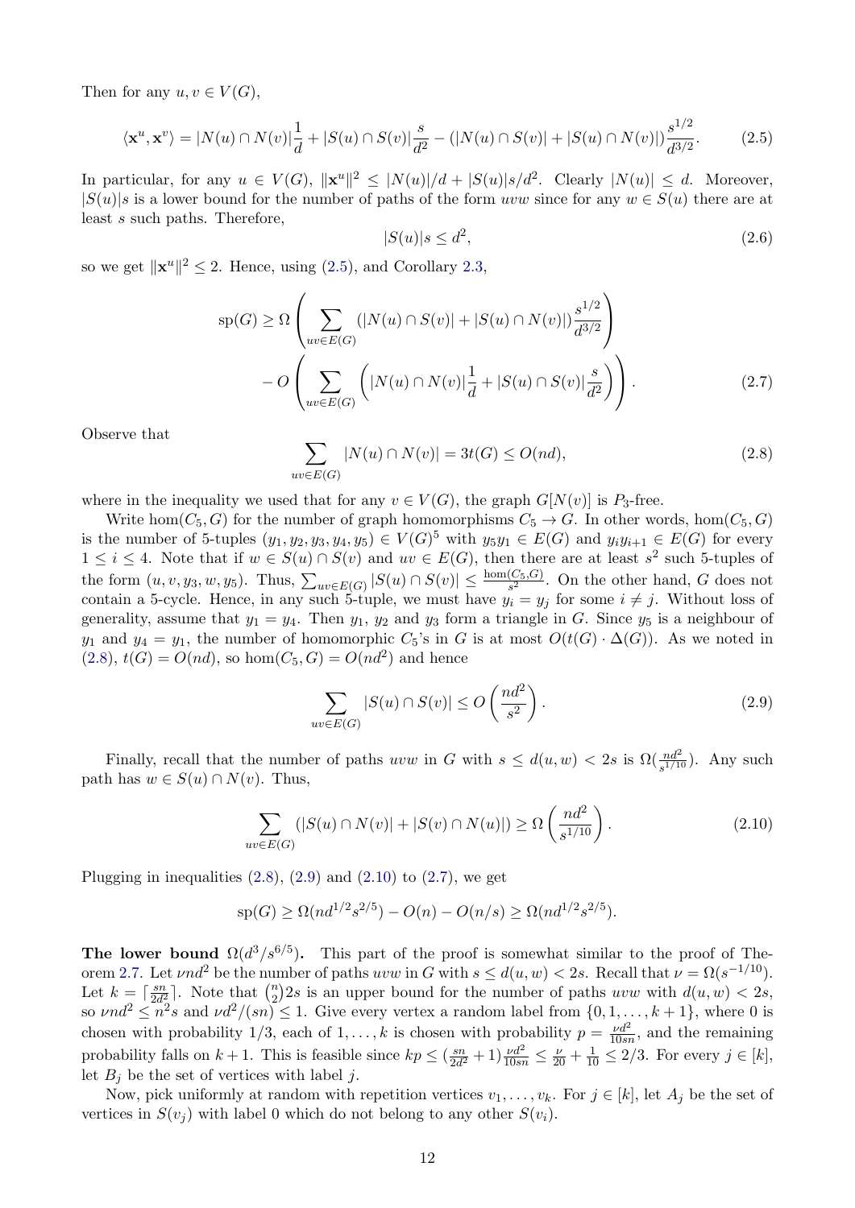Then for any $u, v \in V(G)$,

$$\langle \mathbf{x}^u, \mathbf{x}^v \rangle = |N(u) \cap N(v)|\frac{1}{d} + |S(u) \cap S(v)|\frac{s}{d^2} - (|N(u) \cap S(v)| + |S(u) \cap N(v)|)\frac{s^{1/2}}{d^{3/2}}. \tag{2.5}$$

In particular, for any $u \in V(G)$, $\|\mathbf{x}^u\|^2 \leq |N(u)|/d + |S(u)|s/d^2$. Clearly $|N(u)| \leq d$. Moreover, $|S(u)|s$ is a lower bound for the number of paths of the form $uvw$ since for any $w \in S(u)$ there are at least $s$ such paths. Therefore,

$$|S(u)|s \leq d^2, \tag{2.6}$$

so we get $\|\mathbf{x}^u\|^2 \leq 2$. Hence, using (2.5), and Corollary 2.3,

$$\begin{aligned}\mathrm{sp}(G) \geq \Omega&\left(\sum_{uv \in E(G)} (|N(u) \cap S(v)| + |S(u) \cap N(v)|)\frac{s^{1/2}}{d^{3/2}}\right) \\ &- O\left(\sum_{uv \in E(G)} \left(|N(u) \cap N(v)|\frac{1}{d} + |S(u) \cap S(v)|\frac{s}{d^2}\right)\right).\end{aligned} \tag{2.7}$$

Observe that

$$\sum_{uv \in E(G)} |N(u) \cap N(v)| = 3t(G) \leq O(nd), \tag{2.8}$$

where in the inequality we used that for any $v \in V(G)$, the graph $G[N(v)]$ is $P_3$-free.

Write $\hom(C_5, G)$ for the number of graph homomorphisms $C_5 \to G$. In other words, $\hom(C_5, G)$ is the number of 5-tuples $(y_1, y_2, y_3, y_4, y_5) \in V(G)^5$ with $y_5 y_1 \in E(G)$ and $y_i y_{i+1} \in E(G)$ for every $1 \leq i \leq 4$. Note that if $w \in S(u) \cap S(v)$ and $uv \in E(G)$, then there are at least $s^2$ such 5-tuples of the form $(u, v, y_3, w, y_5)$. Thus, $\sum_{uv \in E(G)} |S(u) \cap S(v)| \leq \frac{\hom(C_5, G)}{s^2}$. On the other hand, $G$ does not contain a 5-cycle. Hence, in any such 5-tuple, we must have $y_i = y_j$ for some $i \neq j$. Without loss of generality, assume that $y_1 = y_4$. Then $y_1$, $y_2$ and $y_3$ form a triangle in $G$. Since $y_5$ is a neighbour of $y_1$ and $y_4 = y_1$, the number of homomorphic $C_5$'s in $G$ is at most $O(t(G) \cdot \Delta(G))$. As we noted in (2.8), $t(G) = O(nd)$, so $\hom(C_5, G) = O(nd^2)$ and hence

$$\sum_{uv \in E(G)} |S(u) \cap S(v)| \leq O\left(\frac{nd^2}{s^2}\right). \tag{2.9}$$

Finally, recall that the number of paths $uvw$ in $G$ with $s \leq d(u, w) < 2s$ is $\Omega(\frac{nd^2}{s^{1/10}})$. Any such path has $w \in S(u) \cap N(v)$. Thus,

$$\sum_{uv \in E(G)} (|S(u) \cap N(v)| + |S(v) \cap N(u)|) \geq \Omega\left(\frac{nd^2}{s^{1/10}}\right). \tag{2.10}$$

Plugging in inequalities (2.8), (2.9) and (2.10) to (2.7), we get

$$\mathrm{sp}(G) \geq \Omega(nd^{1/2}s^{2/5}) - O(n) - O(n/s) \geq \Omega(nd^{1/2}s^{2/5}).$$

**The lower bound $\Omega(d^3/s^{6/5})$.** This part of the proof is somewhat similar to the proof of Theorem 2.7. Let $\nu nd^2$ be the number of paths $uvw$ in $G$ with $s \leq d(u, w) < 2s$. Recall that $\nu = \Omega(s^{-1/10})$. Let $k = \lceil \frac{sn}{2d^2} \rceil$. Note that $\binom{n}{2}2s$ is an upper bound for the number of paths $uvw$ with $d(u, w) < 2s$, so $\nu nd^2 \leq n^2 s$ and $\nu d^2/(sn) \leq 1$. Give every vertex a random label from $\{0, 1, \ldots, k+1\}$, where 0 is chosen with probability $1/3$, each of $1, \ldots, k$ is chosen with probability $p = \frac{\nu d^2}{10sn}$, and the remaining probability falls on $k+1$. This is feasible since $kp \leq (\frac{sn}{2d^2} + 1)\frac{\nu d^2}{10sn} \leq \frac{\nu}{20} + \frac{1}{10} \leq 2/3$. For every $j \in [k]$, let $B_j$ be the set of vertices with label $j$.

Now, pick uniformly at random with repetition vertices $v_1, \ldots, v_k$. For $j \in [k]$, let $A_j$ be the set of vertices in $S(v_j)$ with label 0 which do not belong to any other $S(v_i)$.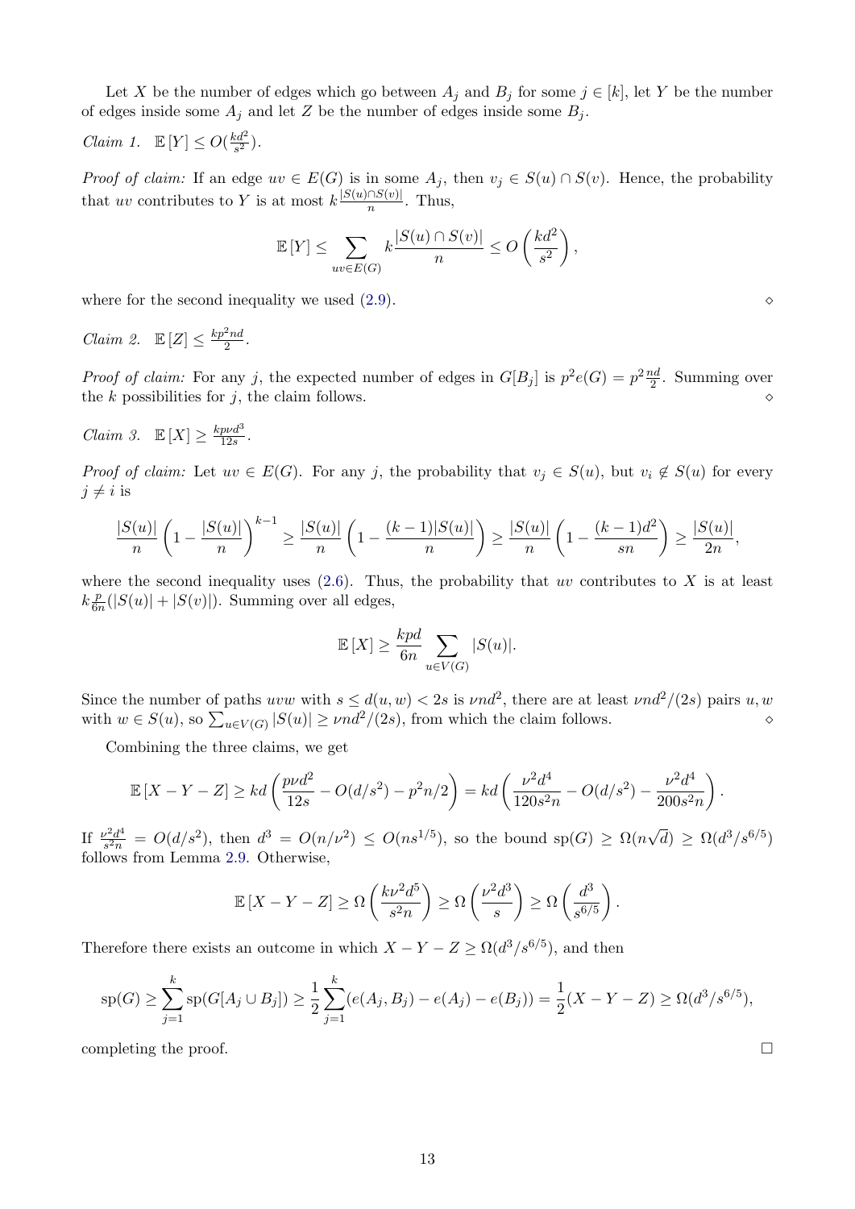Let $X$ be the number of edges which go between $A_j$ and $B_j$ for some $j \in [k]$, let $Y$ be the number of edges inside some $A_j$ and let $Z$ be the number of edges inside some $B_j$.

*Claim 1.* $\mathbb{E}[Y] \le O(\frac{kd^2}{s^2})$.

*Proof of claim:* If an edge $uv \in E(G)$ is in some $A_j$, then $v_j \in S(u) \cap S(v)$. Hence, the probability that $uv$ contributes to $Y$ is at most $k\frac{|S(u)\cap S(v)|}{n}$. Thus,

$$\mathbb{E}[Y] \le \sum_{uv \in E(G)} k\frac{|S(u)\cap S(v)|}{n} \le O\left(\frac{kd^2}{s^2}\right),$$

where for the second inequality we used (2.9). ⋄

*Claim 2.* $\mathbb{E}[Z] \le \frac{kp^2nd}{2}$.

*Proof of claim:* For any $j$, the expected number of edges in $G[B_j]$ is $p^2 e(G) = p^2\frac{nd}{2}$. Summing over the $k$ possibilities for $j$, the claim follows. ⋄

*Claim 3.* $\mathbb{E}[X] \ge \frac{kp\nu d^3}{12s}$.

*Proof of claim:* Let $uv \in E(G)$. For any $j$, the probability that $v_j \in S(u)$, but $v_i \notin S(u)$ for every $j \ne i$ is

$$\frac{|S(u)|}{n}\left(1-\frac{|S(u)|}{n}\right)^{k-1} \ge \frac{|S(u)|}{n}\left(1-\frac{(k-1)|S(u)|}{n}\right) \ge \frac{|S(u)|}{n}\left(1-\frac{(k-1)d^2}{sn}\right) \ge \frac{|S(u)|}{2n},$$

where the second inequality uses (2.6). Thus, the probability that $uv$ contributes to $X$ is at least $k\frac{p}{6n}(|S(u)|+|S(v)|)$. Summing over all edges,

$$\mathbb{E}[X] \ge \frac{kpd}{6n}\sum_{u\in V(G)}|S(u)|.$$

Since the number of paths $uvw$ with $s \le d(u,w) < 2s$ is $\nu nd^2$, there are at least $\nu nd^2/(2s)$ pairs $u, w$ with $w \in S(u)$, so $\sum_{u\in V(G)}|S(u)| \ge \nu nd^2/(2s)$, from which the claim follows. ⋄

Combining the three claims, we get

$$\mathbb{E}[X-Y-Z] \ge kd\left(\frac{p\nu d^2}{12s} - O(d/s^2) - p^2n/2\right) = kd\left(\frac{\nu^2 d^4}{120s^2n} - O(d/s^2) - \frac{\nu^2 d^4}{200s^2n}\right).$$

If $\frac{\nu^2 d^4}{s^2 n} = O(d/s^2)$, then $d^3 = O(n/\nu^2) \le O(ns^{1/5})$, so the bound $\mathrm{sp}(G) \ge \Omega(n\sqrt{d}) \ge \Omega(d^3/s^{6/5})$ follows from Lemma 2.9. Otherwise,

$$\mathbb{E}[X-Y-Z] \ge \Omega\left(\frac{k\nu^2 d^5}{s^2 n}\right) \ge \Omega\left(\frac{\nu^2 d^3}{s}\right) \ge \Omega\left(\frac{d^3}{s^{6/5}}\right).$$

Therefore there exists an outcome in which $X - Y - Z \ge \Omega(d^3/s^{6/5})$, and then

$$\mathrm{sp}(G) \ge \sum_{j=1}^{k}\mathrm{sp}(G[A_j \cup B_j]) \ge \frac{1}{2}\sum_{j=1}^{k}(e(A_j, B_j) - e(A_j) - e(B_j)) = \frac{1}{2}(X-Y-Z) \ge \Omega(d^3/s^{6/5}),$$

completing the proof. □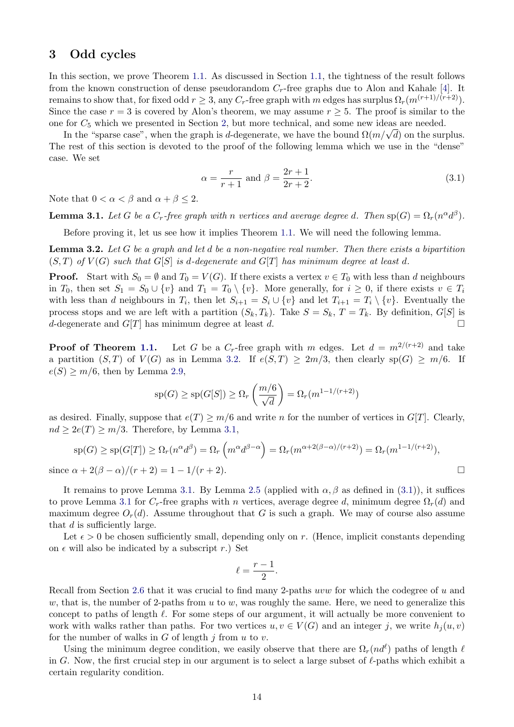## 3 Odd cycles

In this section, we prove Theorem 1.1. As discussed in Section 1.1, the tightness of the result follows from the known construction of dense pseudorandom $C_r$-free graphs due to Alon and Kahale [4]. It remains to show that, for fixed odd $r \geq 3$, any $C_r$-free graph with $m$ edges has surplus $\Omega_r(m^{(r+1)/(r+2)})$. Since the case $r = 3$ is covered by Alon's theorem, we may assume $r \geq 5$. The proof is similar to the one for $C_5$ which we presented in Section 2, but more technical, and some new ideas are needed.

In the "sparse case", when the graph is $d$-degenerate, we have the bound $\Omega(m/\sqrt{d})$ on the surplus. The rest of this section is devoted to the proof of the following lemma which we use in the "dense" case. We set

$$\alpha = \frac{r}{r+1} \text{ and } \beta = \frac{2r+1}{2r+2}. \tag{3.1}$$

Note that $0 < \alpha < \beta$ and $\alpha + \beta \leq 2$.

**Lemma 3.1.** *Let $G$ be a $C_r$-free graph with $n$ vertices and average degree $d$. Then $\text{sp}(G) = \Omega_r(n^\alpha d^\beta)$.*

Before proving it, let us see how it implies Theorem 1.1. We will need the following lemma.

**Lemma 3.2.** *Let $G$ be a graph and let $d$ be a non-negative real number. Then there exists a bipartition $(S, T)$ of $V(G)$ such that $G[S]$ is $d$-degenerate and $G[T]$ has minimum degree at least $d$.*

**Proof.** Start with $S_0 = \emptyset$ and $T_0 = V(G)$. If there exists a vertex $v \in T_0$ with less than $d$ neighbours in $T_0$, then set $S_1 = S_0 \cup \{v\}$ and $T_1 = T_0 \setminus \{v\}$. More generally, for $i \geq 0$, if there exists $v \in T_i$ with less than $d$ neighbours in $T_i$, then let $S_{i+1} = S_i \cup \{v\}$ and let $T_{i+1} = T_i \setminus \{v\}$. Eventually the process stops and we are left with a partition $(S_k, T_k)$. Take $S = S_k$, $T = T_k$. By definition, $G[S]$ is $d$-degenerate and $G[T]$ has minimum degree at least $d$. $\square$

**Proof of Theorem 1.1.** Let $G$ be a $C_r$-free graph with $m$ edges. Let $d = m^{2/(r+2)}$ and take a partition $(S, T)$ of $V(G)$ as in Lemma 3.2. If $e(S, T) \geq 2m/3$, then clearly $\text{sp}(G) \geq m/6$. If $e(S) \geq m/6$, then by Lemma 2.9,

$$\text{sp}(G) \geq \text{sp}(G[S]) \geq \Omega_r\left(\frac{m/6}{\sqrt{d}}\right) = \Omega_r(m^{1-1/(r+2)})$$

as desired. Finally, suppose that $e(T) \geq m/6$ and write $n$ for the number of vertices in $G[T]$. Clearly, $nd \geq 2e(T) \geq m/3$. Therefore, by Lemma 3.1,

$$\text{sp}(G) \geq \text{sp}(G[T]) \geq \Omega_r(n^\alpha d^\beta) = \Omega_r\left(m^\alpha d^{\beta-\alpha}\right) = \Omega_r(m^{\alpha+2(\beta-\alpha)/(r+2)}) = \Omega_r(m^{1-1/(r+2)}),$$

since $\alpha + 2(\beta - \alpha)/(r+2) = 1 - 1/(r+2)$. $\square$

It remains to prove Lemma 3.1. By Lemma 2.5 (applied with $\alpha, \beta$ as defined in (3.1)), it suffices to prove Lemma 3.1 for $C_r$-free graphs with $n$ vertices, average degree $d$, minimum degree $\Omega_r(d)$ and maximum degree $O_r(d)$. Assume throughout that $G$ is such a graph. We may of course also assume that $d$ is sufficiently large.

Let $\epsilon > 0$ be chosen sufficiently small, depending only on $r$. (Hence, implicit constants depending on $\epsilon$ will also be indicated by a subscript $r$.) Set

$$\ell = \frac{r-1}{2}.$$

Recall from Section 2.6 that it was crucial to find many 2-paths $uvw$ for which the codegree of $u$ and $w$, that is, the number of 2-paths from $u$ to $w$, was roughly the same. Here, we need to generalize this concept to paths of length $\ell$. For some steps of our argument, it will actually be more convenient to work with walks rather than paths. For two vertices $u, v \in V(G)$ and an integer $j$, we write $h_j(u, v)$ for the number of walks in $G$ of length $j$ from $u$ to $v$.

Using the minimum degree condition, we easily observe that there are $\Omega_r(nd^\ell)$ paths of length $\ell$ in $G$. Now, the first crucial step in our argument is to select a large subset of $\ell$-paths which exhibit a certain regularity condition.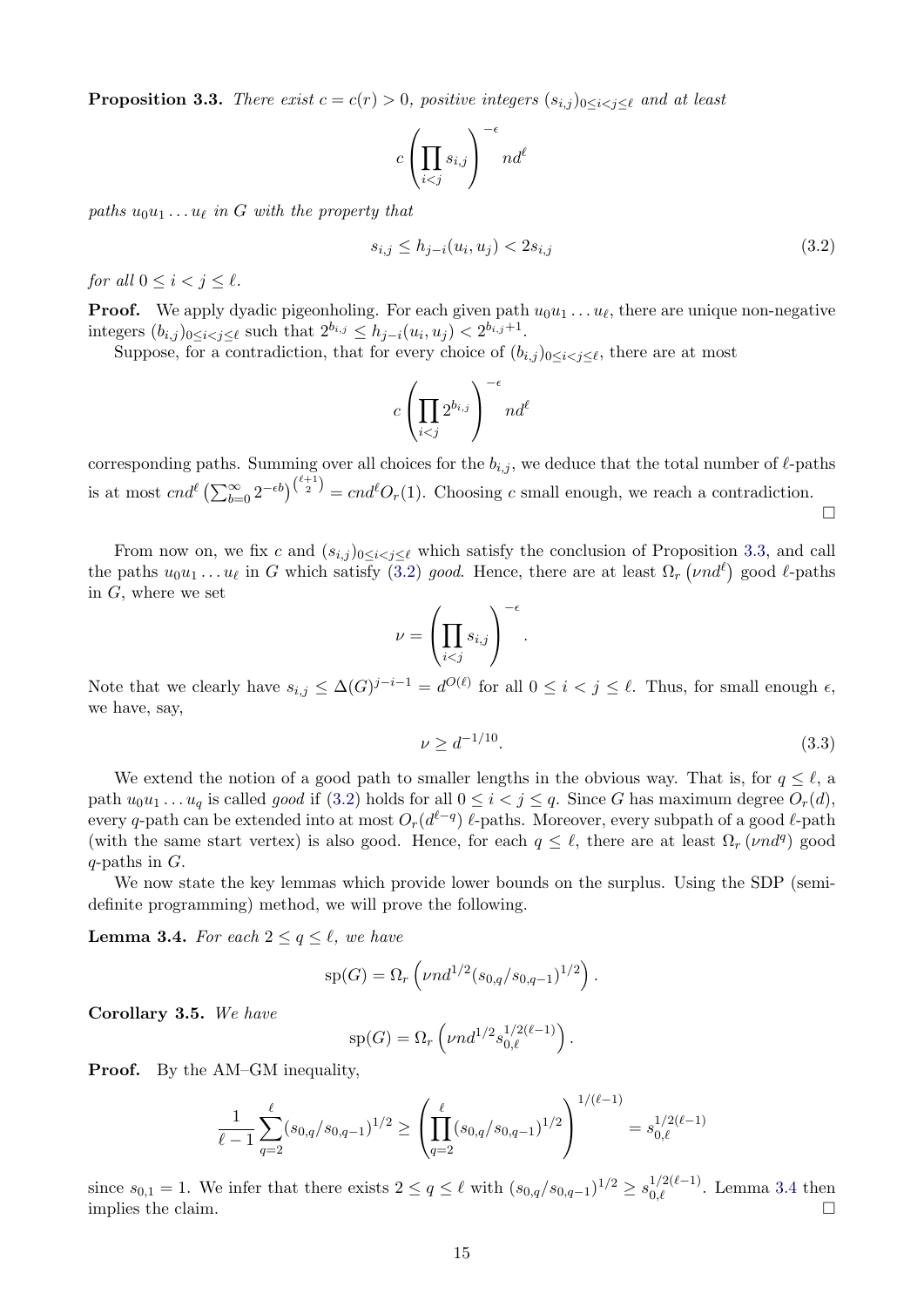**Proposition 3.3.** *There exist $c = c(r) > 0$, positive integers $(s_{i,j})_{0 \le i < j \le \ell}$ and at least*

$$c \left( \prod_{i<j} s_{i,j} \right)^{-\epsilon} nd^{\ell}$$

*paths $u_0 u_1 \dots u_\ell$ in $G$ with the property that*

$$s_{i,j} \le h_{j-i}(u_i, u_j) < 2 s_{i,j} \tag{3.2}$$

*for all $0 \le i < j \le \ell$.*

**Proof.** We apply dyadic pigeonholing. For each given path $u_0 u_1 \dots u_\ell$, there are unique non-negative integers $(b_{i,j})_{0 \le i < j \le \ell}$ such that $2^{b_{i,j}} \le h_{j-i}(u_i, u_j) < 2^{b_{i,j}+1}$.

Suppose, for a contradiction, that for every choice of $(b_{i,j})_{0 \le i < j \le \ell}$, there are at most

$$c \left( \prod_{i<j} 2^{b_{i,j}} \right)^{-\epsilon} nd^{\ell}$$

corresponding paths. Summing over all choices for the $b_{i,j}$, we deduce that the total number of $\ell$-paths is at most $cnd^{\ell} \left( \sum_{b=0}^{\infty} 2^{-\epsilon b} \right)^{\binom{\ell+1}{2}} = cnd^{\ell} O_r(1)$. Choosing $c$ small enough, we reach a contradiction. $\square$

From now on, we fix $c$ and $(s_{i,j})_{0 \le i < j \le \ell}$ which satisfy the conclusion of Proposition 3.3, and call the paths $u_0 u_1 \dots u_\ell$ in $G$ which satisfy (3.2) *good*. Hence, there are at least $\Omega_r\left(\nu n d^{\ell}\right)$ good $\ell$-paths in $G$, where we set

$$\nu = \left( \prod_{i<j} s_{i,j} \right)^{-\epsilon}.$$

Note that we clearly have $s_{i,j} \le \Delta(G)^{j-i-1} = d^{O(\ell)}$ for all $0 \le i < j \le \ell$. Thus, for small enough $\epsilon$, we have, say,

$$\nu \ge d^{-1/10}. \tag{3.3}$$

We extend the notion of a good path to smaller lengths in the obvious way. That is, for $q \le \ell$, a path $u_0 u_1 \dots u_q$ is called *good* if (3.2) holds for all $0 \le i < j \le q$. Since $G$ has maximum degree $O_r(d)$, every $q$-path can be extended into at most $O_r(d^{\ell - q})$ $\ell$-paths. Moreover, every subpath of a good $\ell$-path (with the same start vertex) is also good. Hence, for each $q \le \ell$, there are at least $\Omega_r\left(\nu n d^{q}\right)$ good $q$-paths in $G$.

We now state the key lemmas which provide lower bounds on the surplus. Using the SDP (semidefinite programming) method, we will prove the following.

**Lemma 3.4.** *For each $2 \le q \le \ell$, we have*

$$\mathrm{sp}(G) = \Omega_r\left(\nu n d^{1/2} (s_{0,q}/s_{0,q-1})^{1/2}\right).$$

**Corollary 3.5.** *We have*

$$\mathrm{sp}(G) = \Omega_r\left(\nu n d^{1/2} s_{0,\ell}^{1/2(\ell-1)}\right).$$

**Proof.** By the AM–GM inequality,

$$\frac{1}{\ell - 1} \sum_{q=2}^{\ell} (s_{0,q}/s_{0,q-1})^{1/2} \ge \left( \prod_{q=2}^{\ell} (s_{0,q}/s_{0,q-1})^{1/2} \right)^{1/(\ell-1)} = s_{0,\ell}^{1/2(\ell-1)}$$

since $s_{0,1} = 1$. We infer that there exists $2 \le q \le \ell$ with $(s_{0,q}/s_{0,q-1})^{1/2} \ge s_{0,\ell}^{1/2(\ell-1)}$. Lemma 3.4 then implies the claim. $\square$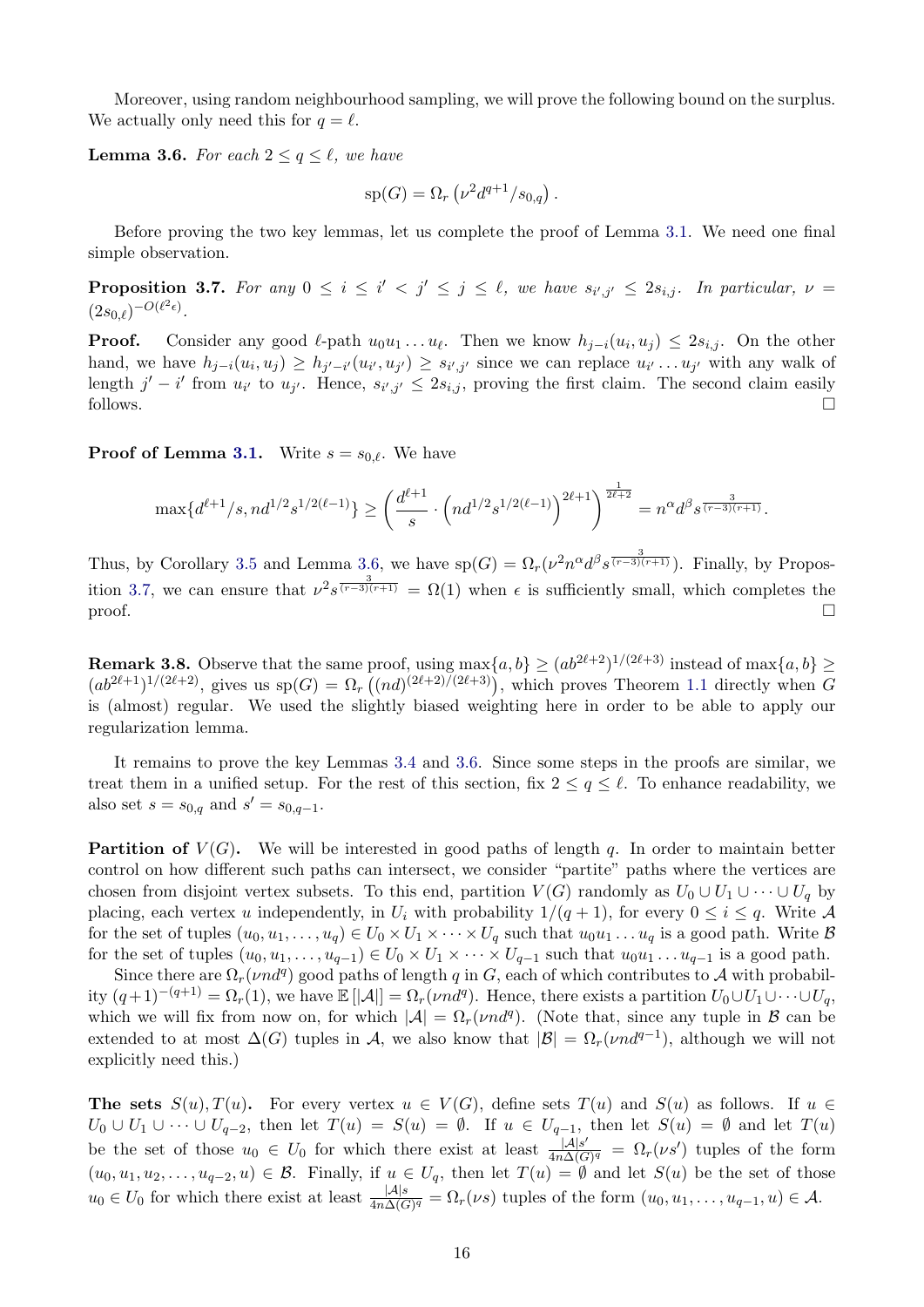Moreover, using random neighbourhood sampling, we will prove the following bound on the surplus. We actually only need this for $q = \ell$.

**Lemma 3.6.** *For each $2 \le q \le \ell$, we have*

$$\mathrm{sp}(G) = \Omega_r\left(\nu^2 d^{q+1}/s_{0,q}\right).$$

Before proving the two key lemmas, let us complete the proof of Lemma 3.1. We need one final simple observation.

**Proposition 3.7.** *For any $0 \le i \le i' < j' \le j \le \ell$, we have $s_{i',j'} \le 2s_{i,j}$. In particular, $\nu = (2s_{0,\ell})^{-O(\ell^2\epsilon)}$.*

**Proof.** Consider any good $\ell$-path $u_0u_1\dots u_\ell$. Then we know $h_{j-i}(u_i,u_j) \le 2s_{i,j}$. On the other hand, we have $h_{j-i}(u_i,u_j) \ge h_{j'-i'}(u_{i'},u_{j'}) \ge s_{i',j'}$ since we can replace $u_{i'}\dots u_{j'}$ with any walk of length $j'-i'$ from $u_{i'}$ to $u_{j'}$. Hence, $s_{i',j'} \le 2s_{i,j}$, proving the first claim. The second claim easily follows. $\square$

**Proof of Lemma 3.1.** Write $s = s_{0,\ell}$. We have

$$\max\{d^{\ell+1}/s, nd^{1/2}s^{1/2(\ell-1)}\} \ge \left(\frac{d^{\ell+1}}{s}\cdot\left(nd^{1/2}s^{1/2(\ell-1)}\right)^{2\ell+1}\right)^{\frac{1}{2\ell+2}} = n^\alpha d^\beta s^{\frac{3}{(r-3)(r+1)}}.$$

Thus, by Corollary 3.5 and Lemma 3.6, we have $\mathrm{sp}(G) = \Omega_r(\nu^2 n^\alpha d^\beta s^{\frac{3}{(r-3)(r+1)}})$. Finally, by Proposition 3.7, we can ensure that $\nu^2 s^{\frac{3}{(r-3)(r+1)}} = \Omega(1)$ when $\epsilon$ is sufficiently small, which completes the proof. $\square$

**Remark 3.8.** Observe that the same proof, using $\max\{a,b\} \ge (ab^{2\ell+2})^{1/(2\ell+3)}$ instead of $\max\{a,b\} \ge (ab^{2\ell+1})^{1/(2\ell+2)}$, gives us $\mathrm{sp}(G) = \Omega_r\left((nd)^{(2\ell+2)/(2\ell+3)}\right)$, which proves Theorem 1.1 directly when $G$ is (almost) regular. We used the slightly biased weighting here in order to be able to apply our regularization lemma.

It remains to prove the key Lemmas 3.4 and 3.6. Since some steps in the proofs are similar, we treat them in a unified setup. For the rest of this section, fix $2 \le q \le \ell$. To enhance readability, we also set $s = s_{0,q}$ and $s' = s_{0,q-1}$.

**Partition of $V(G)$.** We will be interested in good paths of length $q$. In order to maintain better control on how different such paths can intersect, we consider "partite" paths where the vertices are chosen from disjoint vertex subsets. To this end, partition $V(G)$ randomly as $U_0 \cup U_1 \cup \dots \cup U_q$ by placing, each vertex $u$ independently, in $U_i$ with probability $1/(q+1)$, for every $0 \le i \le q$. Write $\mathcal{A}$ for the set of tuples $(u_0,u_1,\dots,u_q) \in U_0 \times U_1 \times \dots \times U_q$ such that $u_0u_1\dots u_q$ is a good path. Write $\mathcal{B}$ for the set of tuples $(u_0,u_1,\dots,u_{q-1}) \in U_0 \times U_1 \times \dots \times U_{q-1}$ such that $u_0u_1\dots u_{q-1}$ is a good path.

Since there are $\Omega_r(\nu n d^q)$ good paths of length $q$ in $G$, each of which contributes to $\mathcal{A}$ with probability $(q+1)^{-(q+1)} = \Omega_r(1)$, we have $\mathbb{E}[|\mathcal{A}|] = \Omega_r(\nu n d^q)$. Hence, there exists a partition $U_0 \cup U_1 \cup \dots \cup U_q$, which we will fix from now on, for which $|\mathcal{A}| = \Omega_r(\nu n d^q)$. (Note that, since any tuple in $\mathcal{B}$ can be extended to at most $\Delta(G)$ tuples in $\mathcal{A}$, we also know that $|\mathcal{B}| = \Omega_r(\nu n d^{q-1})$, although we will not explicitly need this.)

**The sets $S(u), T(u)$.** For every vertex $u \in V(G)$, define sets $T(u)$ and $S(u)$ as follows. If $u \in U_0 \cup U_1 \cup \dots \cup U_{q-2}$, then let $T(u) = S(u) = \emptyset$. If $u \in U_{q-1}$, then let $S(u) = \emptyset$ and let $T(u)$ be the set of those $u_0 \in U_0$ for which there exist at least $\frac{|\mathcal{A}|s'}{4n\Delta(G)^q} = \Omega_r(\nu s')$ tuples of the form $(u_0,u_1,u_2,\dots,u_{q-2},u) \in \mathcal{B}$. Finally, if $u \in U_q$, then let $T(u) = \emptyset$ and let $S(u)$ be the set of those $u_0 \in U_0$ for which there exist at least $\frac{|\mathcal{A}|s}{4n\Delta(G)^q} = \Omega_r(\nu s)$ tuples of the form $(u_0,u_1,\dots,u_{q-1},u) \in \mathcal{A}$.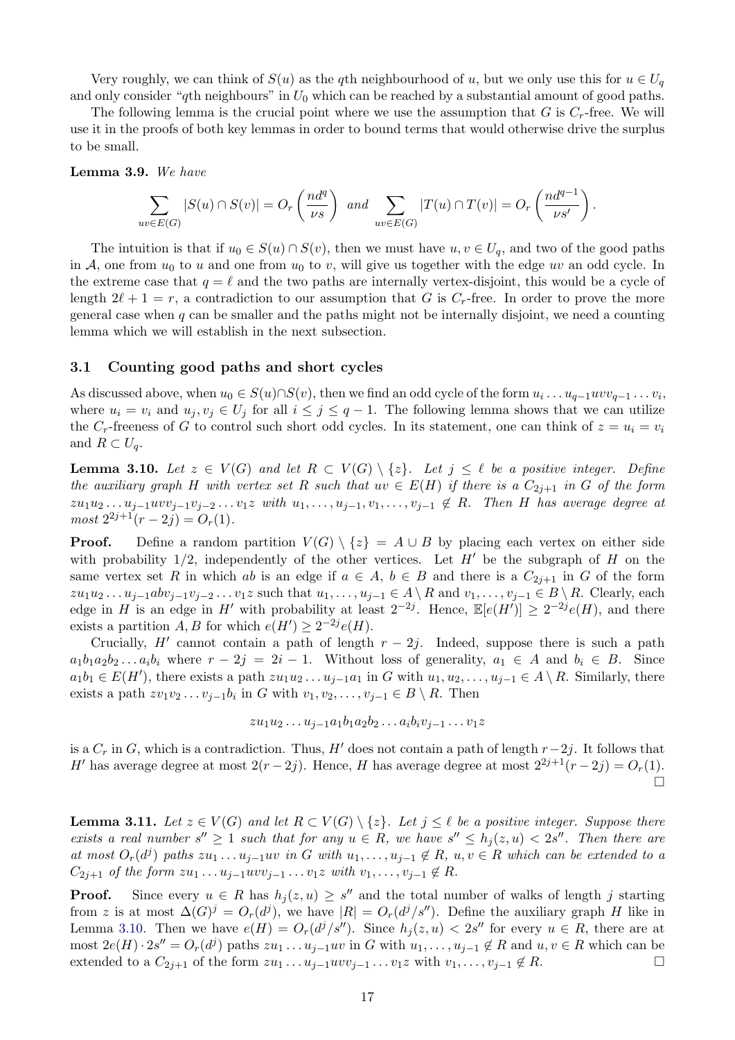Very roughly, we can think of $S(u)$ as the $q$th neighbourhood of $u$, but we only use this for $u \in U_q$ and only consider "$q$th neighbours" in $U_0$ which can be reached by a substantial amount of good paths.

The following lemma is the crucial point where we use the assumption that $G$ is $C_r$-free. We will use it in the proofs of both key lemmas in order to bound terms that would otherwise drive the surplus to be small.

**Lemma 3.9.** *We have*

$$\sum_{uv \in E(G)} |S(u) \cap S(v)| = O_r\left(\frac{nd^q}{\nu s}\right) \text{ and } \sum_{uv \in E(G)} |T(u) \cap T(v)| = O_r\left(\frac{nd^{q-1}}{\nu s'}\right).$$

The intuition is that if $u_0 \in S(u) \cap S(v)$, then we must have $u, v \in U_q$, and two of the good paths in $\mathcal{A}$, one from $u_0$ to $u$ and one from $u_0$ to $v$, will give us together with the edge $uv$ an odd cycle. In the extreme case that $q = \ell$ and the two paths are internally vertex-disjoint, this would be a cycle of length $2\ell + 1 = r$, a contradiction to our assumption that $G$ is $C_r$-free. In order to prove the more general case when $q$ can be smaller and the paths might not be internally disjoint, we need a counting lemma which we will establish in the next subsection.

## 3.1 Counting good paths and short cycles

As discussed above, when $u_0 \in S(u) \cap S(v)$, then we find an odd cycle of the form $u_i \dots u_{q-1}uvv_{q-1} \dots v_i$, where $u_i = v_i$ and $u_j, v_j \in U_j$ for all $i \le j \le q-1$. The following lemma shows that we can utilize the $C_r$-freeness of $G$ to control such short odd cycles. In its statement, one can think of $z = u_i = v_i$ and $R \subset U_q$.

**Lemma 3.10.** *Let $z \in V(G)$ and let $R \subset V(G) \setminus \{z\}$. Let $j \le \ell$ be a positive integer. Define the auxiliary graph $H$ with vertex set $R$ such that $uv \in E(H)$ if there is a $C_{2j+1}$ in $G$ of the form $zu_1u_2 \dots u_{j-1}uvv_{j-1}v_{j-2} \dots v_1z$ with $u_1, \dots, u_{j-1}, v_1, \dots, v_{j-1} \notin R$. Then $H$ has average degree at most $2^{2j+1}(r-2j) = O_r(1)$.*

**Proof.** Define a random partition $V(G) \setminus \{z\} = A \cup B$ by placing each vertex on either side with probability $1/2$, independently of the other vertices. Let $H'$ be the subgraph of $H$ on the same vertex set $R$ in which $ab$ is an edge if $a \in A$, $b \in B$ and there is a $C_{2j+1}$ in $G$ of the form $zu_1u_2 \dots u_{j-1}abv_{j-1}v_{j-2} \dots v_1z$ such that $u_1, \dots, u_{j-1} \in A \setminus R$ and $v_1, \dots, v_{j-1} \in B \setminus R$. Clearly, each edge in $H$ is an edge in $H'$ with probability at least $2^{-2j}$. Hence, $\mathbb{E}[e(H')] \ge 2^{-2j}e(H)$, and there exists a partition $A, B$ for which $e(H') \ge 2^{-2j}e(H)$.

Crucially, $H'$ cannot contain a path of length $r - 2j$. Indeed, suppose there is such a path $a_1b_1a_2b_2 \dots a_ib_i$ where $r - 2j = 2i - 1$. Without loss of generality, $a_1 \in A$ and $b_i \in B$. Since $a_1b_1 \in E(H')$, there exists a path $zu_1u_2 \dots u_{j-1}a_1$ in $G$ with $u_1, u_2, \dots, u_{j-1} \in A \setminus R$. Similarly, there exists a path $zv_1v_2 \dots v_{j-1}b_i$ in $G$ with $v_1, v_2, \dots, v_{j-1} \in B \setminus R$. Then

$$zu_1u_2 \dots u_{j-1}a_1b_1a_2b_2 \dots a_ib_iv_{j-1} \dots v_1z$$

is a $C_r$ in $G$, which is a contradiction. Thus, $H'$ does not contain a path of length $r-2j$. It follows that $H'$ has average degree at most $2(r-2j)$. Hence, $H$ has average degree at most $2^{2j+1}(r-2j) = O_r(1)$. $\square$

**Lemma 3.11.** *Let $z \in V(G)$ and let $R \subset V(G) \setminus \{z\}$. Let $j \le \ell$ be a positive integer. Suppose there exists a real number $s'' \ge 1$ such that for any $u \in R$, we have $s'' \le h_j(z,u) < 2s''$. Then there are at most $O_r(d^j)$ paths $zu_1 \dots u_{j-1}uv$ in $G$ with $u_1, \dots, u_{j-1} \notin R$, $u, v \in R$ which can be extended to a $C_{2j+1}$ of the form $zu_1 \dots u_{j-1}uvv_{j-1} \dots v_1z$ with $v_1, \dots, v_{j-1} \notin R$.*

**Proof.** Since every $u \in R$ has $h_j(z,u) \ge s''$ and the total number of walks of length $j$ starting from $z$ is at most $\Delta(G)^j = O_r(d^j)$, we have $|R| = O_r(d^j/s'')$. Define the auxiliary graph $H$ like in Lemma 3.10. Then we have $e(H) = O_r(d^j/s'')$. Since $h_j(z,u) < 2s''$ for every $u \in R$, there are at most $2e(H) \cdot 2s'' = O_r(d^j)$ paths $zu_1 \dots u_{j-1}uv$ in $G$ with $u_1, \dots, u_{j-1} \notin R$ and $u, v \in R$ which can be extended to a $C_{2j+1}$ of the form $zu_1 \dots u_{j-1}uvv_{j-1} \dots v_1z$ with $v_1, \dots, v_{j-1} \notin R$. $\square$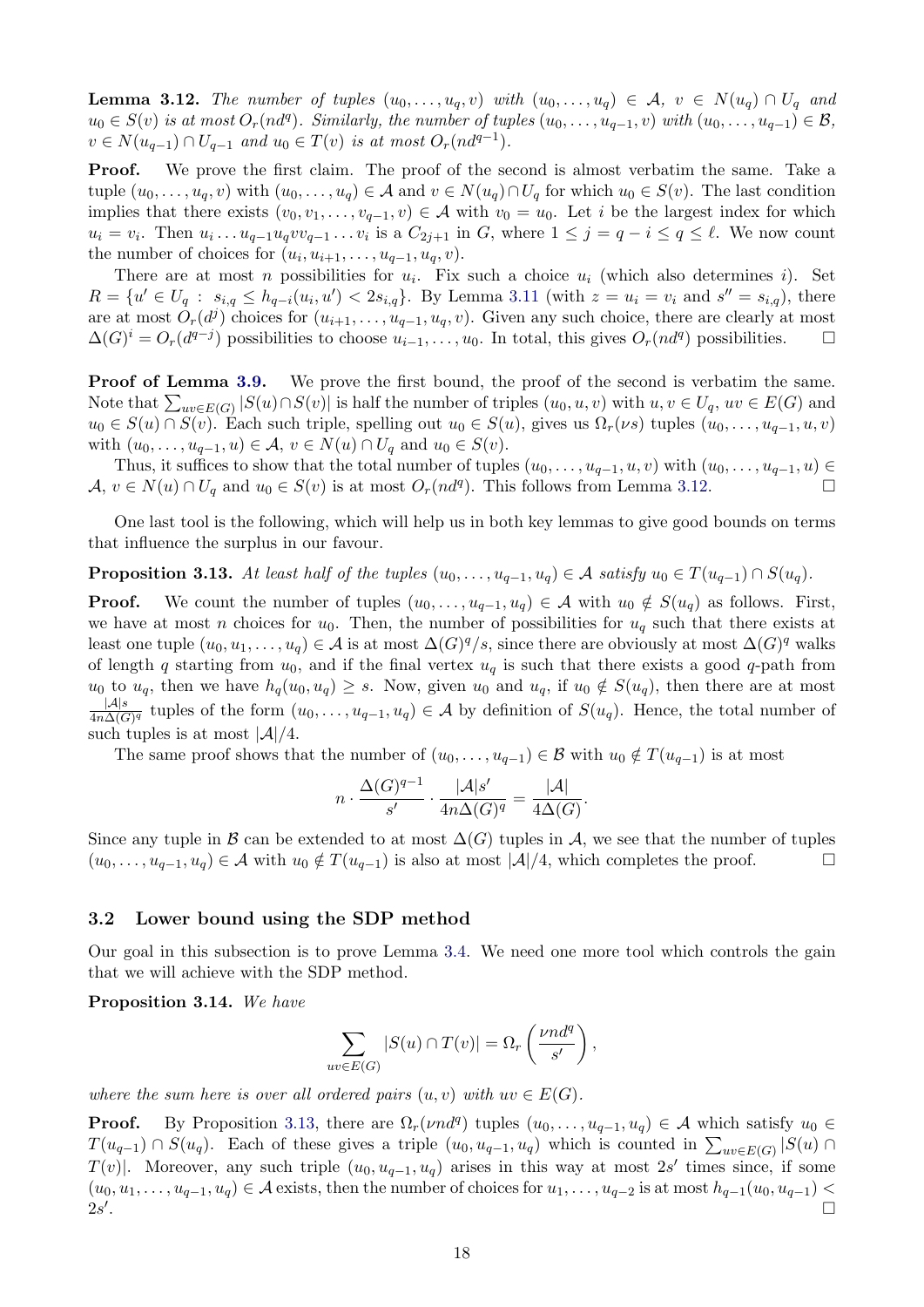**Lemma 3.12.** *The number of tuples $(u_0, \dots, u_q, v)$ with $(u_0, \dots, u_q) \in \mathcal{A}$, $v \in N(u_q) \cap U_q$ and $u_0 \in S(v)$ is at most $O_r(nd^q)$. Similarly, the number of tuples $(u_0, \dots, u_{q-1}, v)$ with $(u_0, \dots, u_{q-1}) \in \mathcal{B}$, $v \in N(u_{q-1}) \cap U_{q-1}$ and $u_0 \in T(v)$ is at most $O_r(nd^{q-1})$.*

**Proof.** We prove the first claim. The proof of the second is almost verbatim the same. Take a tuple $(u_0, \dots, u_q, v)$ with $(u_0, \dots, u_q) \in \mathcal{A}$ and $v \in N(u_q) \cap U_q$ for which $u_0 \in S(v)$. The last condition implies that there exists $(v_0, v_1, \dots, v_{q-1}, v) \in \mathcal{A}$ with $v_0 = u_0$. Let $i$ be the largest index for which $u_i = v_i$. Then $u_i \dots u_{q-1} u_q v v_{q-1} \dots v_i$ is a $C_{2j+1}$ in $G$, where $1 \le j = q - i \le q \le \ell$. We now count the number of choices for $(u_i, u_{i+1}, \dots, u_{q-1}, u_q, v)$.

There are at most $n$ possibilities for $u_i$. Fix such a choice $u_i$ (which also determines $i$). Set $R = \{u' \in U_q \,:\, s_{i,q} \le h_{q-i}(u_i, u') < 2s_{i,q}\}$. By Lemma 3.11 (with $z = u_i = v_i$ and $s'' = s_{i,q}$), there are at most $O_r(d^j)$ choices for $(u_{i+1}, \dots, u_{q-1}, u_q, v)$. Given any such choice, there are clearly at most $\Delta(G)^i = O_r(d^{q-j})$ possibilities to choose $u_{i-1}, \dots, u_0$. In total, this gives $O_r(nd^q)$ possibilities. $\square$

**Proof of Lemma 3.9.** We prove the first bound, the proof of the second is verbatim the same. Note that $\sum_{uv \in E(G)} |S(u) \cap S(v)|$ is half the number of triples $(u_0, u, v)$ with $u, v \in U_q$, $uv \in E(G)$ and $u_0 \in S(u) \cap S(v)$. Each such triple, spelling out $u_0 \in S(u)$, gives us $\Omega_r(\nu s)$ tuples $(u_0, \dots, u_{q-1}, u, v)$ with $(u_0, \dots, u_{q-1}, u) \in \mathcal{A}$, $v \in N(u) \cap U_q$ and $u_0 \in S(v)$.

Thus, it suffices to show that the total number of tuples $(u_0, \dots, u_{q-1}, u, v)$ with $(u_0, \dots, u_{q-1}, u) \in \mathcal{A}$, $v \in N(u) \cap U_q$ and $u_0 \in S(v)$ is at most $O_r(nd^q)$. This follows from Lemma 3.12. $\square$

One last tool is the following, which will help us in both key lemmas to give good bounds on terms that influence the surplus in our favour.

**Proposition 3.13.** *At least half of the tuples $(u_0, \dots, u_{q-1}, u_q) \in \mathcal{A}$ satisfy $u_0 \in T(u_{q-1}) \cap S(u_q)$.*

**Proof.** We count the number of tuples $(u_0, \dots, u_{q-1}, u_q) \in \mathcal{A}$ with $u_0 \notin S(u_q)$ as follows. First, we have at most $n$ choices for $u_0$. Then, the number of possibilities for $u_q$ such that there exists at least one tuple $(u_0, u_1, \dots, u_q) \in \mathcal{A}$ is at most $\Delta(G)^q / s$, since there are obviously at most $\Delta(G)^q$ walks of length $q$ starting from $u_0$, and if the final vertex $u_q$ is such that there exists a good $q$-path from $u_0$ to $u_q$, then we have $h_q(u_0, u_q) \ge s$. Now, given $u_0$ and $u_q$, if $u_0 \notin S(u_q)$, then there are at most $\frac{|\mathcal{A}| s}{4n\Delta(G)^q}$ tuples of the form $(u_0, \dots, u_{q-1}, u_q) \in \mathcal{A}$ by definition of $S(u_q)$. Hence, the total number of such tuples is at most $|\mathcal{A}|/4$.

The same proof shows that the number of $(u_0, \dots, u_{q-1}) \in \mathcal{B}$ with $u_0 \notin T(u_{q-1})$ is at most

$$n \cdot \frac{\Delta(G)^{q-1}}{s'} \cdot \frac{|\mathcal{A}| s'}{4n\Delta(G)^q} = \frac{|\mathcal{A}|}{4\Delta(G)}.$$

Since any tuple in $\mathcal{B}$ can be extended to at most $\Delta(G)$ tuples in $\mathcal{A}$, we see that the number of tuples $(u_0, \dots, u_{q-1}, u_q) \in \mathcal{A}$ with $u_0 \notin T(u_{q-1})$ is also at most $|\mathcal{A}|/4$, which completes the proof. $\square$

### 3.2 Lower bound using the SDP method

Our goal in this subsection is to prove Lemma 3.4. We need one more tool which controls the gain that we will achieve with the SDP method.

**Proposition 3.14.** *We have*

$$\sum_{uv \in E(G)} |S(u) \cap T(v)| = \Omega_r\left(\frac{\nu n d^q}{s'}\right),$$

*where the sum here is over all ordered pairs $(u, v)$ with $uv \in E(G)$.*

**Proof.** By Proposition 3.13, there are $\Omega_r(\nu n d^q)$ tuples $(u_0, \dots, u_{q-1}, u_q) \in \mathcal{A}$ which satisfy $u_0 \in T(u_{q-1}) \cap S(u_q)$. Each of these gives a triple $(u_0, u_{q-1}, u_q)$ which is counted in $\sum_{uv \in E(G)} |S(u) \cap T(v)|$. Moreover, any such triple $(u_0, u_{q-1}, u_q)$ arises in this way at most $2s'$ times since, if some $(u_0, u_1, \dots, u_{q-1}, u_q) \in \mathcal{A}$ exists, then the number of choices for $u_1, \dots, u_{q-2}$ is at most $h_{q-1}(u_0, u_{q-1}) < 2s'$. $\square$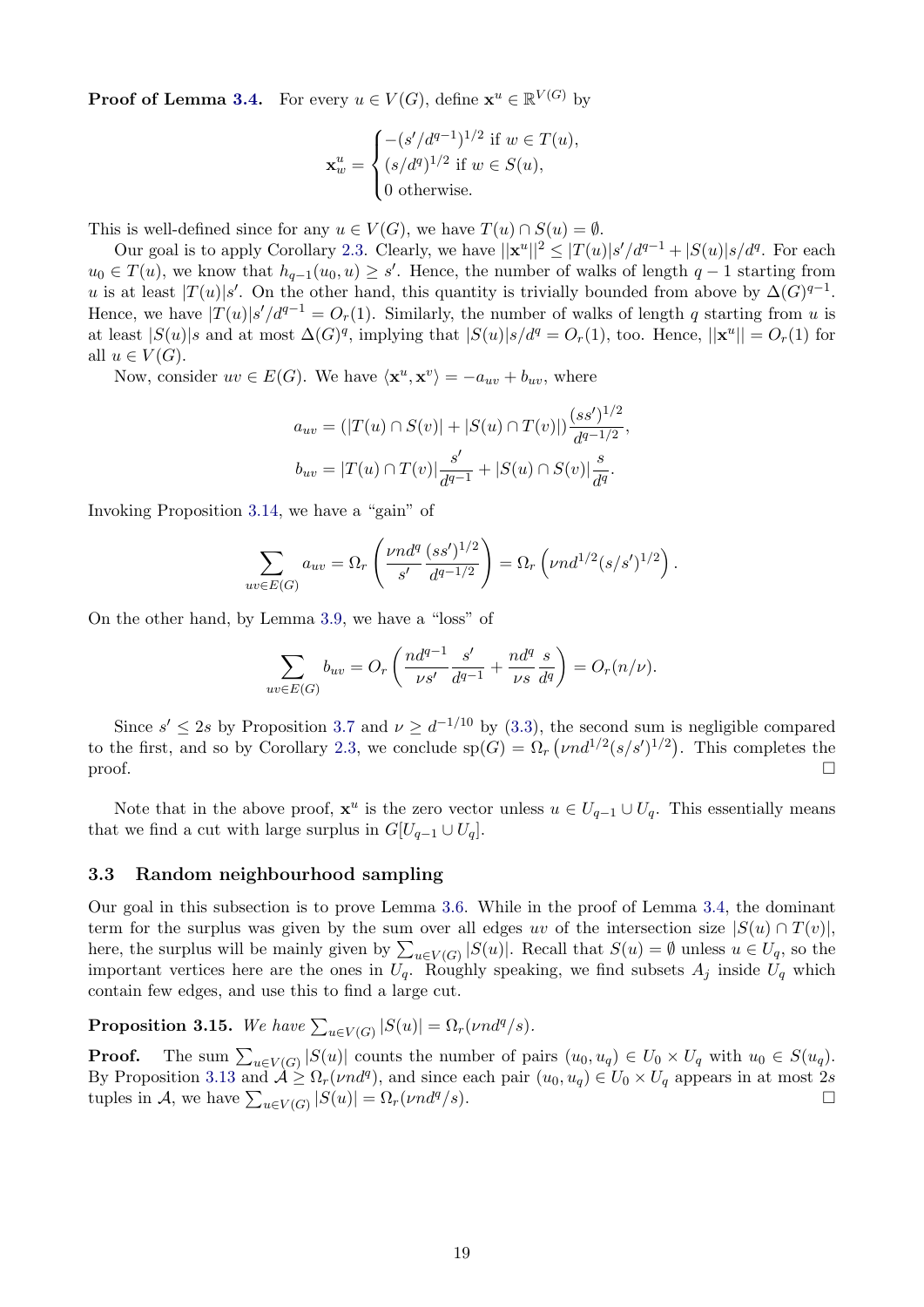**Proof of Lemma 3.4.** For every $u \in V(G)$, define $\mathbf{x}^u \in \mathbb{R}^{V(G)}$ by

$$\mathbf{x}^u_w = \begin{cases} -(s'/d^{q-1})^{1/2} \text{ if } w \in T(u), \\ (s/d^q)^{1/2} \text{ if } w \in S(u), \\ 0 \text{ otherwise.} \end{cases}$$

This is well-defined since for any $u \in V(G)$, we have $T(u) \cap S(u) = \emptyset$.

Our goal is to apply Corollary 2.3. Clearly, we have $||\mathbf{x}^u||^2 \leq |T(u)|s'/d^{q-1} + |S(u)|s/d^q$. For each $u_0 \in T(u)$, we know that $h_{q-1}(u_0, u) \geq s'$. Hence, the number of walks of length $q-1$ starting from $u$ is at least $|T(u)|s'$. On the other hand, this quantity is trivially bounded from above by $\Delta(G)^{q-1}$. Hence, we have $|T(u)|s'/d^{q-1} = O_r(1)$. Similarly, the number of walks of length $q$ starting from $u$ is at least $|S(u)|s$ and at most $\Delta(G)^q$, implying that $|S(u)|s/d^q = O_r(1)$, too. Hence, $||\mathbf{x}^u|| = O_r(1)$ for all $u \in V(G)$.

Now, consider $uv \in E(G)$. We have $\langle \mathbf{x}^u, \mathbf{x}^v \rangle = -a_{uv} + b_{uv}$, where

$$a_{uv} = (|T(u) \cap S(v)| + |S(u) \cap T(v)|)\frac{(ss')^{1/2}}{d^{q-1/2}},$$
$$b_{uv} = |T(u) \cap T(v)|\frac{s'}{d^{q-1}} + |S(u) \cap S(v)|\frac{s}{d^q}.$$

Invoking Proposition 3.14, we have a "gain" of

$$\sum_{uv \in E(G)} a_{uv} = \Omega_r\left(\frac{\nu n d^q}{s'}\frac{(ss')^{1/2}}{d^{q-1/2}}\right) = \Omega_r\left(\nu n d^{1/2}(s/s')^{1/2}\right).$$

On the other hand, by Lemma 3.9, we have a "loss" of

$$\sum_{uv \in E(G)} b_{uv} = O_r\left(\frac{nd^{q-1}}{\nu s'}\frac{s'}{d^{q-1}} + \frac{nd^q}{\nu s}\frac{s}{d^q}\right) = O_r(n/\nu).$$

Since $s' \leq 2s$ by Proposition 3.7 and $\nu \geq d^{-1/10}$ by (3.3), the second sum is negligible compared to the first, and so by Corollary 2.3, we conclude $\text{sp}(G) = \Omega_r\left(\nu n d^{1/2}(s/s')^{1/2}\right)$. This completes the proof. $\square$

Note that in the above proof, $\mathbf{x}^u$ is the zero vector unless $u \in U_{q-1} \cup U_q$. This essentially means that we find a cut with large surplus in $G[U_{q-1} \cup U_q]$.

### 3.3 Random neighbourhood sampling

Our goal in this subsection is to prove Lemma 3.6. While in the proof of Lemma 3.4, the dominant term for the surplus was given by the sum over all edges $uv$ of the intersection size $|S(u) \cap T(v)|$, here, the surplus will be mainly given by $\sum_{u \in V(G)} |S(u)|$. Recall that $S(u) = \emptyset$ unless $u \in U_q$, so the important vertices here are the ones in $U_q$. Roughly speaking, we find subsets $A_j$ inside $U_q$ which contain few edges, and use this to find a large cut.

**Proposition 3.15.** *We have* $\sum_{u \in V(G)} |S(u)| = \Omega_r(\nu n d^q/s)$.

**Proof.** The sum $\sum_{u \in V(G)} |S(u)|$ counts the number of pairs $(u_0, u_q) \in U_0 \times U_q$ with $u_0 \in S(u_q)$. By Proposition 3.13 and $\mathcal{A} \geq \Omega_r(\nu n d^q)$, and since each pair $(u_0, u_q) \in U_0 \times U_q$ appears in at most $2s$ tuples in $\mathcal{A}$, we have $\sum_{u \in V(G)} |S(u)| = \Omega_r(\nu n d^q/s)$. $\square$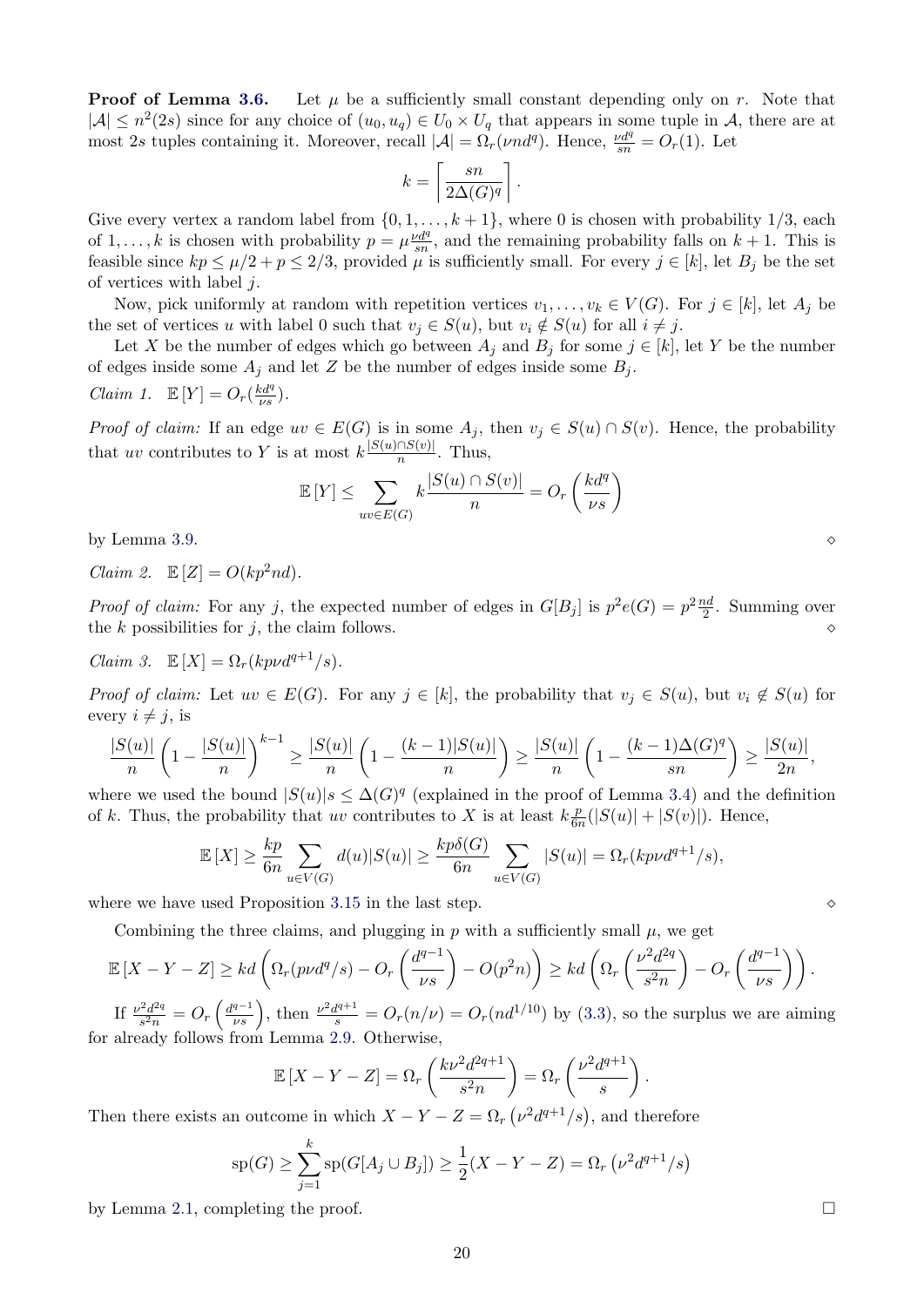**Proof of Lemma 3.6.** Let $\mu$ be a sufficiently small constant depending only on $r$. Note that $|\mathcal{A}| \le n^2(2s)$ since for any choice of $(u_0, u_q) \in U_0 \times U_q$ that appears in some tuple in $\mathcal{A}$, there are at most $2s$ tuples containing it. Moreover, recall $|\mathcal{A}| = \Omega_r(\nu n d^q)$. Hence, $\frac{\nu d^q}{sn} = O_r(1)$. Let

$$k = \left\lceil \frac{sn}{2\Delta(G)^q} \right\rceil.$$

Give every vertex a random label from $\{0, 1, \dots, k+1\}$, where 0 is chosen with probability $1/3$, each of $1, \dots, k$ is chosen with probability $p = \mu \frac{\nu d^q}{sn}$, and the remaining probability falls on $k+1$. This is feasible since $kp \le \mu/2 + p \le 2/3$, provided $\mu$ is sufficiently small. For every $j \in [k]$, let $B_j$ be the set of vertices with label $j$.

Now, pick uniformly at random with repetition vertices $v_1, \dots, v_k \in V(G)$. For $j \in [k]$, let $A_j$ be the set of vertices $u$ with label 0 such that $v_j \in S(u)$, but $v_i \notin S(u)$ for all $i \ne j$.

Let $X$ be the number of edges which go between $A_j$ and $B_j$ for some $j \in [k]$, let $Y$ be the number of edges inside some $A_j$ and let $Z$ be the number of edges inside some $B_j$.

*Claim 1.* $\mathbb{E}[Y] = O_r(\frac{kd^q}{\nu s})$.

*Proof of claim:* If an edge $uv \in E(G)$ is in some $A_j$, then $v_j \in S(u) \cap S(v)$. Hence, the probability that $uv$ contributes to $Y$ is at most $k\frac{|S(u)\cap S(v)|}{n}$. Thus,

$$\mathbb{E}[Y] \le \sum_{uv \in E(G)} k \frac{|S(u) \cap S(v)|}{n} = O_r\left(\frac{kd^q}{\nu s}\right)$$

by Lemma 3.9. ⋄

*Claim 2.* $\mathbb{E}[Z] = O(kp^2 nd)$.

*Proof of claim:* For any $j$, the expected number of edges in $G[B_j]$ is $p^2 e(G) = p^2 \frac{nd}{2}$. Summing over the $k$ possibilities for $j$, the claim follows. ⋄

*Claim 3.* $\mathbb{E}[X] = \Omega_r(kp\nu d^{q+1}/s)$.

*Proof of claim:* Let $uv \in E(G)$. For any $j \in [k]$, the probability that $v_j \in S(u)$, but $v_i \notin S(u)$ for every $i \ne j$, is

$$\frac{|S(u)|}{n}\left(1 - \frac{|S(u)|}{n}\right)^{k-1} \ge \frac{|S(u)|}{n}\left(1 - \frac{(k-1)|S(u)|}{n}\right) \ge \frac{|S(u)|}{n}\left(1 - \frac{(k-1)\Delta(G)^q}{sn}\right) \ge \frac{|S(u)|}{2n},$$

where we used the bound $|S(u)|s \le \Delta(G)^q$ (explained in the proof of Lemma 3.4) and the definition of $k$. Thus, the probability that $uv$ contributes to $X$ is at least $k\frac{p}{6n}(|S(u)| + |S(v)|)$. Hence,

$$\mathbb{E}[X] \ge \frac{kp}{6n} \sum_{u \in V(G)} d(u)|S(u)| \ge \frac{kp\delta(G)}{6n} \sum_{u \in V(G)} |S(u)| = \Omega_r(kp\nu d^{q+1}/s),$$

where we have used Proposition 3.15 in the last step. ⋄

Combining the three claims, and plugging in $p$ with a sufficiently small $\mu$, we get

$$\mathbb{E}[X - Y - Z] \ge kd\left(\Omega_r(p\nu d^q/s) - O_r\left(\frac{d^{q-1}}{\nu s}\right) - O(p^2 n)\right) \ge kd\left(\Omega_r\left(\frac{\nu^2 d^{2q}}{s^2 n}\right) - O_r\left(\frac{d^{q-1}}{\nu s}\right)\right).$$

If $\frac{\nu^2 d^{2q}}{s^2 n} = O_r\left(\frac{d^{q-1}}{\nu s}\right)$, then $\frac{\nu^2 d^{q+1}}{s} = O_r(n/\nu) = O_r(nd^{1/10})$ by (3.3), so the surplus we are aiming for already follows from Lemma 2.9. Otherwise,

$$\mathbb{E}[X - Y - Z] = \Omega_r\left(\frac{k\nu^2 d^{2q+1}}{s^2 n}\right) = \Omega_r\left(\frac{\nu^2 d^{q+1}}{s}\right).$$

Then there exists an outcome in which $X - Y - Z = \Omega_r\left(\nu^2 d^{q+1}/s\right)$, and therefore

$$\text{sp}(G) \ge \sum_{j=1}^{k} \text{sp}(G[A_j \cup B_j]) \ge \frac{1}{2}(X - Y - Z) = \Omega_r\left(\nu^2 d^{q+1}/s\right)$$

by Lemma 2.1, completing the proof. □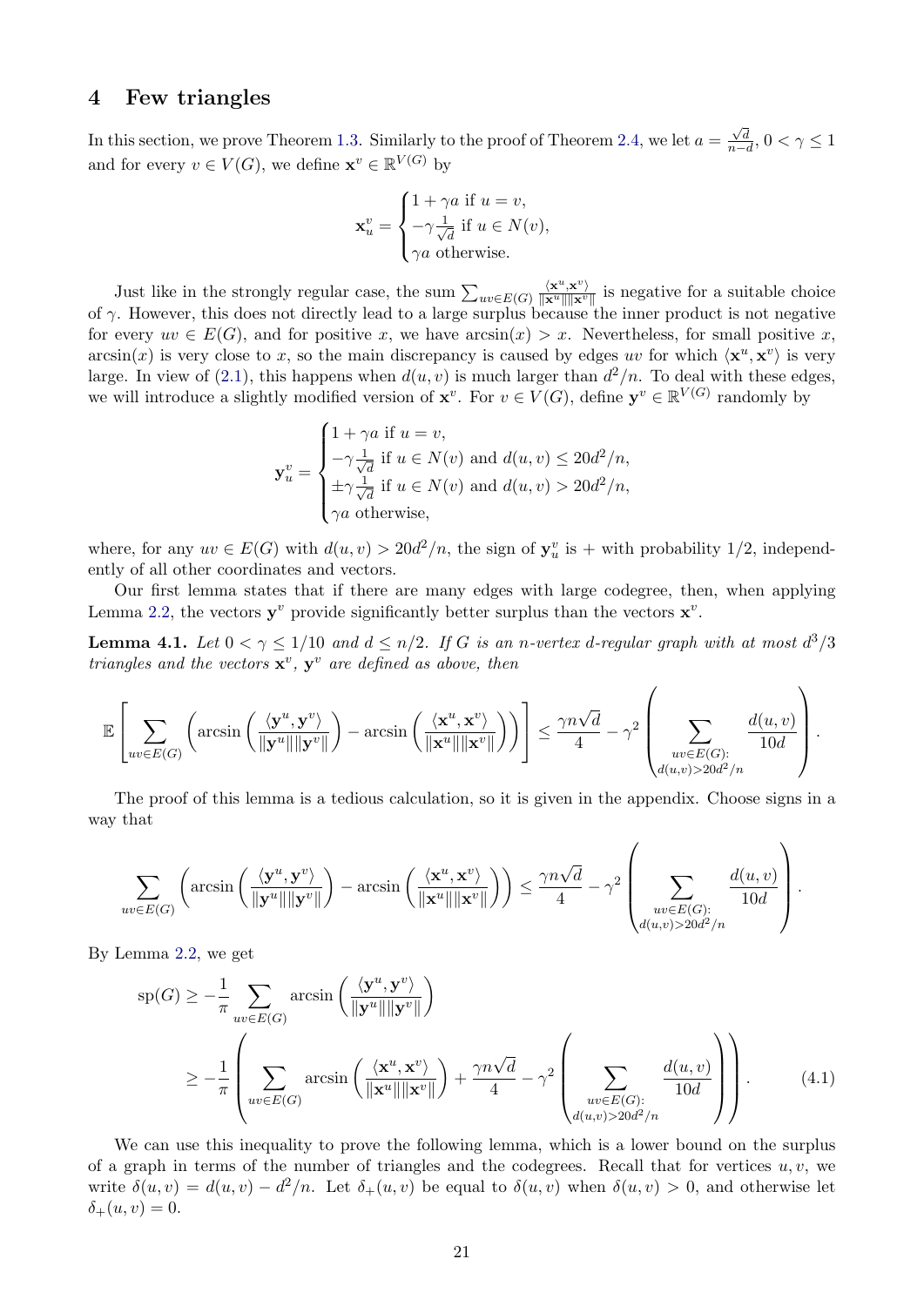## 4 Few triangles

In this section, we prove Theorem 1.3. Similarly to the proof of Theorem 2.4, we let $a = \frac{\sqrt{d}}{n-d}$, $0 < \gamma \leq 1$ and for every $v \in V(G)$, we define $\mathbf{x}^v \in \mathbb{R}^{V(G)}$ by

$$\mathbf{x}^v_u = \begin{cases} 1 + \gamma a \text{ if } u = v, \\ -\gamma \frac{1}{\sqrt{d}} \text{ if } u \in N(v), \\ \gamma a \text{ otherwise.} \end{cases}$$

Just like in the strongly regular case, the sum $\sum_{uv \in E(G)} \frac{\langle \mathbf{x}^u, \mathbf{x}^v \rangle}{\|\mathbf{x}^u\| \|\mathbf{x}^v\|}$ is negative for a suitable choice of $\gamma$. However, this does not directly lead to a large surplus because the inner product is not negative for every $uv \in E(G)$, and for positive $x$, we have $\arcsin(x) > x$. Nevertheless, for small positive $x$, $\arcsin(x)$ is very close to $x$, so the main discrepancy is caused by edges $uv$ for which $\langle \mathbf{x}^u, \mathbf{x}^v \rangle$ is very large. In view of (2.1), this happens when $d(u,v)$ is much larger than $d^2/n$. To deal with these edges, we will introduce a slightly modified version of $\mathbf{x}^v$. For $v \in V(G)$, define $\mathbf{y}^v \in \mathbb{R}^{V(G)}$ randomly by

$$\mathbf{y}^v_u = \begin{cases} 1 + \gamma a \text{ if } u = v, \\ -\gamma \frac{1}{\sqrt{d}} \text{ if } u \in N(v) \text{ and } d(u,v) \leq 20d^2/n, \\ \pm \gamma \frac{1}{\sqrt{d}} \text{ if } u \in N(v) \text{ and } d(u,v) > 20d^2/n, \\ \gamma a \text{ otherwise,} \end{cases}$$

where, for any $uv \in E(G)$ with $d(u,v) > 20d^2/n$, the sign of $\mathbf{y}^v_u$ is $+$ with probability $1/2$, independently of all other coordinates and vectors.

Our first lemma states that if there are many edges with large codegree, then, when applying Lemma 2.2, the vectors $\mathbf{y}^v$ provide significantly better surplus than the vectors $\mathbf{x}^v$.

**Lemma 4.1.** *Let $0 < \gamma \leq 1/10$ and $d \leq n/2$. If $G$ is an $n$-vertex $d$-regular graph with at most $d^3/3$ triangles and the vectors $\mathbf{x}^v$, $\mathbf{y}^v$ are defined as above, then*

$$\mathbb{E}\left[ \sum_{uv \in E(G)} \left( \arcsin\left( \frac{\langle \mathbf{y}^u, \mathbf{y}^v \rangle}{\|\mathbf{y}^u\| \|\mathbf{y}^v\|} \right) - \arcsin\left( \frac{\langle \mathbf{x}^u, \mathbf{x}^v \rangle}{\|\mathbf{x}^u\| \|\mathbf{x}^v\|} \right) \right) \right] \leq \frac{\gamma n \sqrt{d}}{4} - \gamma^2 \left( \sum_{\substack{uv \in E(G): \\ d(u,v) > 20d^2/n}} \frac{d(u,v)}{10d} \right).$$

The proof of this lemma is a tedious calculation, so it is given in the appendix. Choose signs in a way that

$$\sum_{uv \in E(G)} \left( \arcsin\left( \frac{\langle \mathbf{y}^u, \mathbf{y}^v \rangle}{\|\mathbf{y}^u\| \|\mathbf{y}^v\|} \right) - \arcsin\left( \frac{\langle \mathbf{x}^u, \mathbf{x}^v \rangle}{\|\mathbf{x}^u\| \|\mathbf{x}^v\|} \right) \right) \leq \frac{\gamma n \sqrt{d}}{4} - \gamma^2 \left( \sum_{\substack{uv \in E(G): \\ d(u,v) > 20d^2/n}} \frac{d(u,v)}{10d} \right).$$

By Lemma 2.2, we get

$$\begin{aligned} \text{sp}(G) &\geq -\frac{1}{\pi} \sum_{uv \in E(G)} \arcsin\left( \frac{\langle \mathbf{y}^u, \mathbf{y}^v \rangle}{\|\mathbf{y}^u\| \|\mathbf{y}^v\|} \right) \\ &\geq -\frac{1}{\pi} \left( \sum_{uv \in E(G)} \arcsin\left( \frac{\langle \mathbf{x}^u, \mathbf{x}^v \rangle}{\|\mathbf{x}^u\| \|\mathbf{x}^v\|} \right) + \frac{\gamma n \sqrt{d}}{4} - \gamma^2 \left( \sum_{\substack{uv \in E(G): \\ d(u,v) > 20d^2/n}} \frac{d(u,v)}{10d} \right) \right). \end{aligned} \tag{4.1}$$

We can use this inequality to prove the following lemma, which is a lower bound on the surplus of a graph in terms of the number of triangles and the codegrees. Recall that for vertices $u, v$, we write $\delta(u,v) = d(u,v) - d^2/n$. Let $\delta_+(u,v)$ be equal to $\delta(u,v)$ when $\delta(u,v) > 0$, and otherwise let $\delta_+(u,v) = 0$.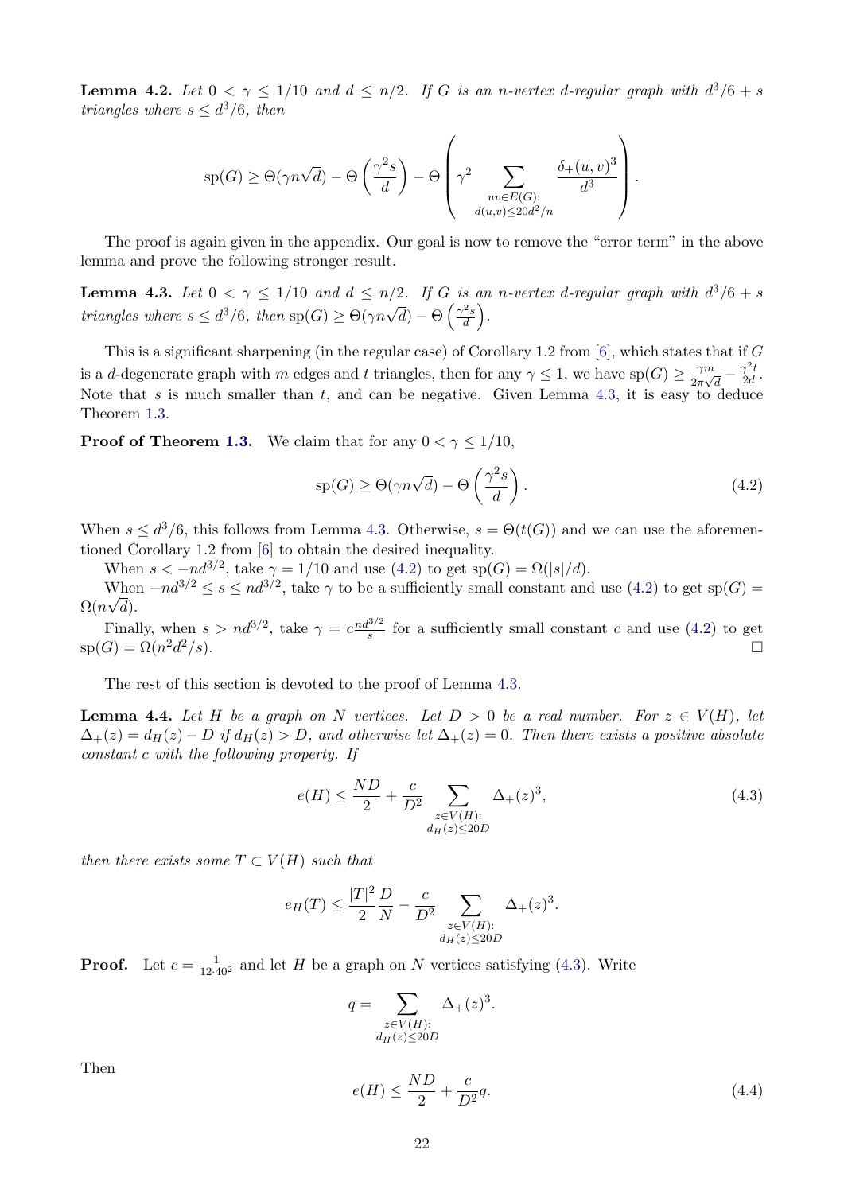**Lemma 4.2.** *Let $0 < \gamma \le 1/10$ and $d \le n/2$. If $G$ is an $n$-vertex $d$-regular graph with $d^3/6 + s$ triangles where $s \le d^3/6$, then*

$$\mathrm{sp}(G) \ge \Theta(\gamma n\sqrt{d}) - \Theta\left(\frac{\gamma^2 s}{d}\right) - \Theta\left(\gamma^2 \sum_{\substack{uv\in E(G):\\ d(u,v)\le 20d^2/n}} \frac{\delta_+(u,v)^3}{d^3}\right).$$

The proof is again given in the appendix. Our goal is now to remove the "error term" in the above lemma and prove the following stronger result.

**Lemma 4.3.** *Let $0 < \gamma \le 1/10$ and $d \le n/2$. If $G$ is an $n$-vertex $d$-regular graph with $d^3/6 + s$ triangles where $s \le d^3/6$, then $\mathrm{sp}(G) \ge \Theta(\gamma n\sqrt{d}) - \Theta\left(\frac{\gamma^2 s}{d}\right)$.*

This is a significant sharpening (in the regular case) of Corollary 1.2 from [6], which states that if $G$ is a $d$-degenerate graph with $m$ edges and $t$ triangles, then for any $\gamma \le 1$, we have $\mathrm{sp}(G) \ge \frac{\gamma m}{2\pi\sqrt{d}} - \frac{\gamma^2 t}{2d}$. Note that $s$ is much smaller than $t$, and can be negative. Given Lemma 4.3, it is easy to deduce Theorem 1.3.

**Proof of Theorem 1.3.** We claim that for any $0 < \gamma \le 1/10$,

$$\mathrm{sp}(G) \ge \Theta(\gamma n\sqrt{d}) - \Theta\left(\frac{\gamma^2 s}{d}\right). \tag{4.2}$$

When $s \le d^3/6$, this follows from Lemma 4.3. Otherwise, $s = \Theta(t(G))$ and we can use the aforementioned Corollary 1.2 from [6] to obtain the desired inequality.

When $s < -nd^{3/2}$, take $\gamma = 1/10$ and use (4.2) to get $\mathrm{sp}(G) = \Omega(|s|/d)$.

When $-nd^{3/2} \le s \le nd^{3/2}$, take $\gamma$ to be a sufficiently small constant and use (4.2) to get $\mathrm{sp}(G) = \Omega(n\sqrt{d})$.

Finally, when $s > nd^{3/2}$, take $\gamma = c\frac{nd^{3/2}}{s}$ for a sufficiently small constant $c$ and use (4.2) to get $\mathrm{sp}(G) = \Omega(n^2d^2/s)$. $\square$

The rest of this section is devoted to the proof of Lemma 4.3.

**Lemma 4.4.** *Let $H$ be a graph on $N$ vertices. Let $D > 0$ be a real number. For $z \in V(H)$, let $\Delta_+(z) = d_H(z) - D$ if $d_H(z) > D$, and otherwise let $\Delta_+(z) = 0$. Then there exists a positive absolute constant $c$ with the following property. If*

$$e(H) \le \frac{ND}{2} + \frac{c}{D^2} \sum_{\substack{z\in V(H):\\ d_H(z)\le 20D}} \Delta_+(z)^3, \tag{4.3}$$

*then there exists some $T \subset V(H)$ such that*

$$e_H(T) \le \frac{|T|^2}{2}\frac{D}{N} - \frac{c}{D^2} \sum_{\substack{z\in V(H):\\ d_H(z)\le 20D}} \Delta_+(z)^3.$$

**Proof.** Let $c = \frac{1}{12\cdot 40^2}$ and let $H$ be a graph on $N$ vertices satisfying (4.3). Write

$$q = \sum_{\substack{z\in V(H):\\ d_H(z)\le 20D}} \Delta_+(z)^3.$$

Then

$$e(H) \le \frac{ND}{2} + \frac{c}{D^2} q. \tag{4.4}$$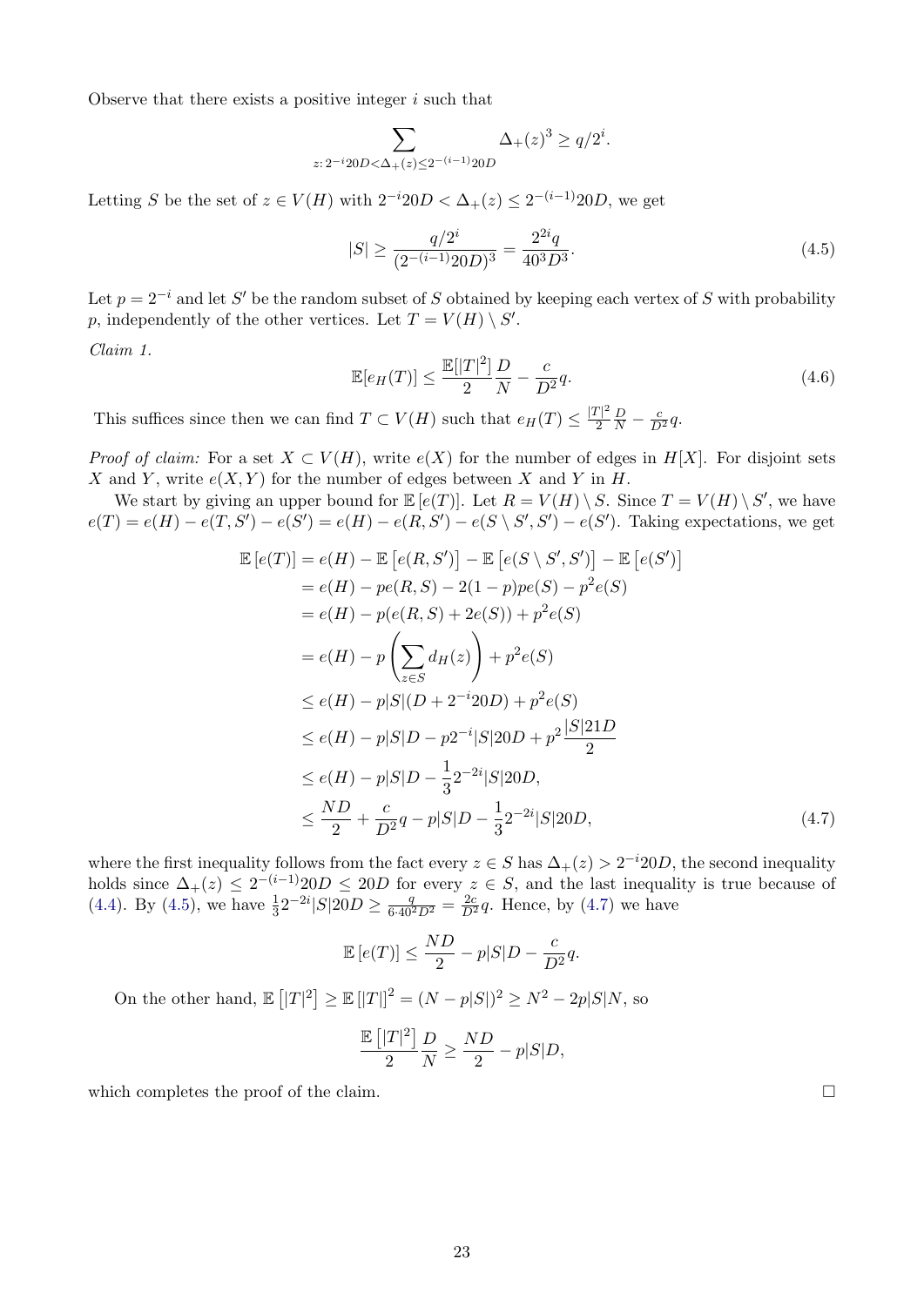Observe that there exists a positive integer $i$ such that

$$\sum_{z:\, 2^{-i}20D < \Delta_+(z) \le 2^{-(i-1)}20D} \Delta_+(z)^3 \ge q/2^i.$$

Letting $S$ be the set of $z \in V(H)$ with $2^{-i}20D < \Delta_+(z) \le 2^{-(i-1)}20D$, we get

$$|S| \ge \frac{q/2^i}{(2^{-(i-1)}20D)^3} = \frac{2^{2i}q}{40^3 D^3}. \tag{4.5}$$

Let $p = 2^{-i}$ and let $S'$ be the random subset of $S$ obtained by keeping each vertex of $S$ with probability $p$, independently of the other vertices. Let $T = V(H) \setminus S'$.

*Claim 1.*

$$\mathbb{E}[e_H(T)] \le \frac{\mathbb{E}[|T|^2]}{2}\frac{D}{N} - \frac{c}{D^2}q. \tag{4.6}$$

This suffices since then we can find $T \subset V(H)$ such that $e_H(T) \le \frac{|T|^2}{2}\frac{D}{N} - \frac{c}{D^2}q$.

*Proof of claim:* For a set $X \subset V(H)$, write $e(X)$ for the number of edges in $H[X]$. For disjoint sets $X$ and $Y$, write $e(X, Y)$ for the number of edges between $X$ and $Y$ in $H$.

We start by giving an upper bound for $\mathbb{E}[e(T)]$. Let $R = V(H) \setminus S$. Since $T = V(H) \setminus S'$, we have $e(T) = e(H) - e(T, S') - e(S') = e(H) - e(R, S') - e(S \setminus S', S') - e(S')$. Taking expectations, we get

$$\begin{aligned}
\mathbb{E}[e(T)] &= e(H) - \mathbb{E}[e(R, S')] - \mathbb{E}[e(S \setminus S', S')] - \mathbb{E}[e(S')] \\
&= e(H) - pe(R, S) - 2(1-p)pe(S) - p^2 e(S) \\
&= e(H) - p(e(R, S) + 2e(S)) + p^2 e(S) \\
&= e(H) - p\left(\sum_{z \in S} d_H(z)\right) + p^2 e(S) \\
&\le e(H) - p|S|(D + 2^{-i}20D) + p^2 e(S) \\
&\le e(H) - p|S|D - p2^{-i}|S|20D + p^2 \frac{|S|21D}{2} \\
&\le e(H) - p|S|D - \frac{1}{3}2^{-2i}|S|20D, \\
&\le \frac{ND}{2} + \frac{c}{D^2}q - p|S|D - \frac{1}{3}2^{-2i}|S|20D,
\end{aligned} \tag{4.7}$$

where the first inequality follows from the fact every $z \in S$ has $\Delta_+(z) > 2^{-i}20D$, the second inequality holds since $\Delta_+(z) \le 2^{-(i-1)}20D \le 20D$ for every $z \in S$, and the last inequality is true because of (4.4). By (4.5), we have $\frac{1}{3}2^{-2i}|S|20D \ge \frac{q}{6 \cdot 40^2 D^2} = \frac{2c}{D^2}q$. Hence, by (4.7) we have

$$\mathbb{E}[e(T)] \le \frac{ND}{2} - p|S|D - \frac{c}{D^2}q.$$

On the other hand, $\mathbb{E}[|T|^2] \ge \mathbb{E}[|T|]^2 = (N - p|S|)^2 \ge N^2 - 2p|S|N$, so

$$\frac{\mathbb{E}[|T|^2]}{2}\frac{D}{N} \ge \frac{ND}{2} - p|S|D,$$

which completes the proof of the claim. $\square$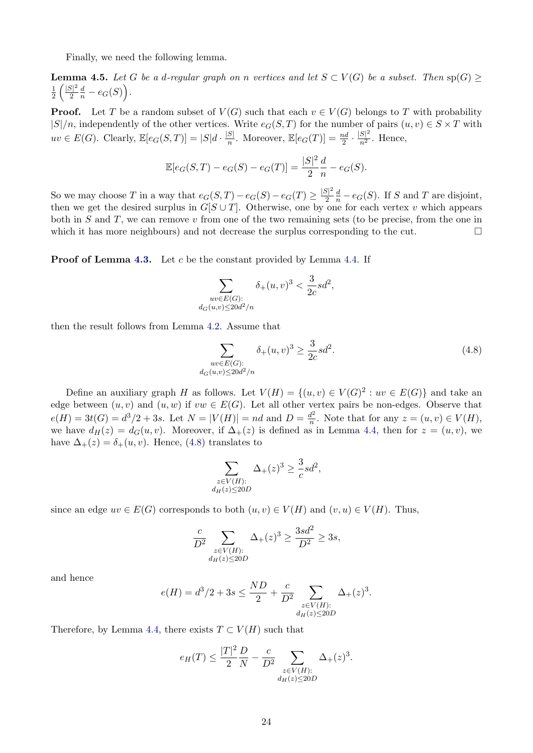Finally, we need the following lemma.

**Lemma 4.5.** *Let $G$ be a $d$-regular graph on $n$ vertices and let $S \subset V(G)$ be a subset. Then $\mathrm{sp}(G) \geq \frac{1}{2}\left(\frac{|S|^2}{2}\frac{d}{n} - e_G(S)\right)$.*

**Proof.** Let $T$ be a random subset of $V(G)$ such that each $v \in V(G)$ belongs to $T$ with probability $|S|/n$, independently of the other vertices. Write $e_G(S,T)$ for the number of pairs $(u,v) \in S \times T$ with $uv \in E(G)$. Clearly, $\mathbb{E}[e_G(S,T)] = |S|d \cdot \frac{|S|}{n}$. Moreover, $\mathbb{E}[e_G(T)] = \frac{nd}{2} \cdot \frac{|S|^2}{n^2}$. Hence,

$$\mathbb{E}[e_G(S,T) - e_G(S) - e_G(T)] = \frac{|S|^2}{2}\frac{d}{n} - e_G(S).$$

So we may choose $T$ in a way that $e_G(S,T) - e_G(S) - e_G(T) \geq \frac{|S|^2}{2}\frac{d}{n} - e_G(S)$. If $S$ and $T$ are disjoint, then we get the desired surplus in $G[S \cup T]$. Otherwise, one by one for each vertex $v$ which appears both in $S$ and $T$, we can remove $v$ from one of the two remaining sets (to be precise, from the one in which it has more neighbours) and not decrease the surplus corresponding to the cut. $\square$

**Proof of Lemma 4.3.** Let $c$ be the constant provided by Lemma 4.4. If

$$\sum_{\substack{uv \in E(G): \\ d_G(u,v) \leq 20d^2/n}} \delta_+(u,v)^3 < \frac{3}{2c}sd^2,$$

then the result follows from Lemma 4.2. Assume that

$$\sum_{\substack{uv \in E(G): \\ d_G(u,v) \leq 20d^2/n}} \delta_+(u,v)^3 \geq \frac{3}{2c}sd^2. \tag{4.8}$$

Define an auxiliary graph $H$ as follows. Let $V(H) = \{(u,v) \in V(G)^2 : uv \in E(G)\}$ and take an edge between $(u,v)$ and $(u,w)$ if $vw \in E(G)$. Let all other vertex pairs be non-edges. Observe that $e(H) = 3t(G) = d^3/2 + 3s$. Let $N = |V(H)| = nd$ and $D = \frac{d^2}{n}$. Note that for any $z = (u,v) \in V(H)$, we have $d_H(z) = d_G(u,v)$. Moreover, if $\Delta_+(z)$ is defined as in Lemma 4.4, then for $z = (u,v)$, we have $\Delta_+(z) = \delta_+(u,v)$. Hence, (4.8) translates to

$$\sum_{\substack{z \in V(H): \\ d_H(z) \leq 20D}} \Delta_+(z)^3 \geq \frac{3}{c}sd^2,$$

since an edge $uv \in E(G)$ corresponds to both $(u,v) \in V(H)$ and $(v,u) \in V(H)$. Thus,

$$\frac{c}{D^2} \sum_{\substack{z \in V(H): \\ d_H(z) \leq 20D}} \Delta_+(z)^3 \geq \frac{3sd^2}{D^2} \geq 3s,$$

and hence

$$e(H) = d^3/2 + 3s \leq \frac{ND}{2} + \frac{c}{D^2} \sum_{\substack{z \in V(H): \\ d_H(z) \leq 20D}} \Delta_+(z)^3.$$

Therefore, by Lemma 4.4, there exists $T \subset V(H)$ such that

$$e_H(T) \leq \frac{|T|^2}{2}\frac{D}{N} - \frac{c}{D^2} \sum_{\substack{z \in V(H): \\ d_H(z) \leq 20D}} \Delta_+(z)^3.$$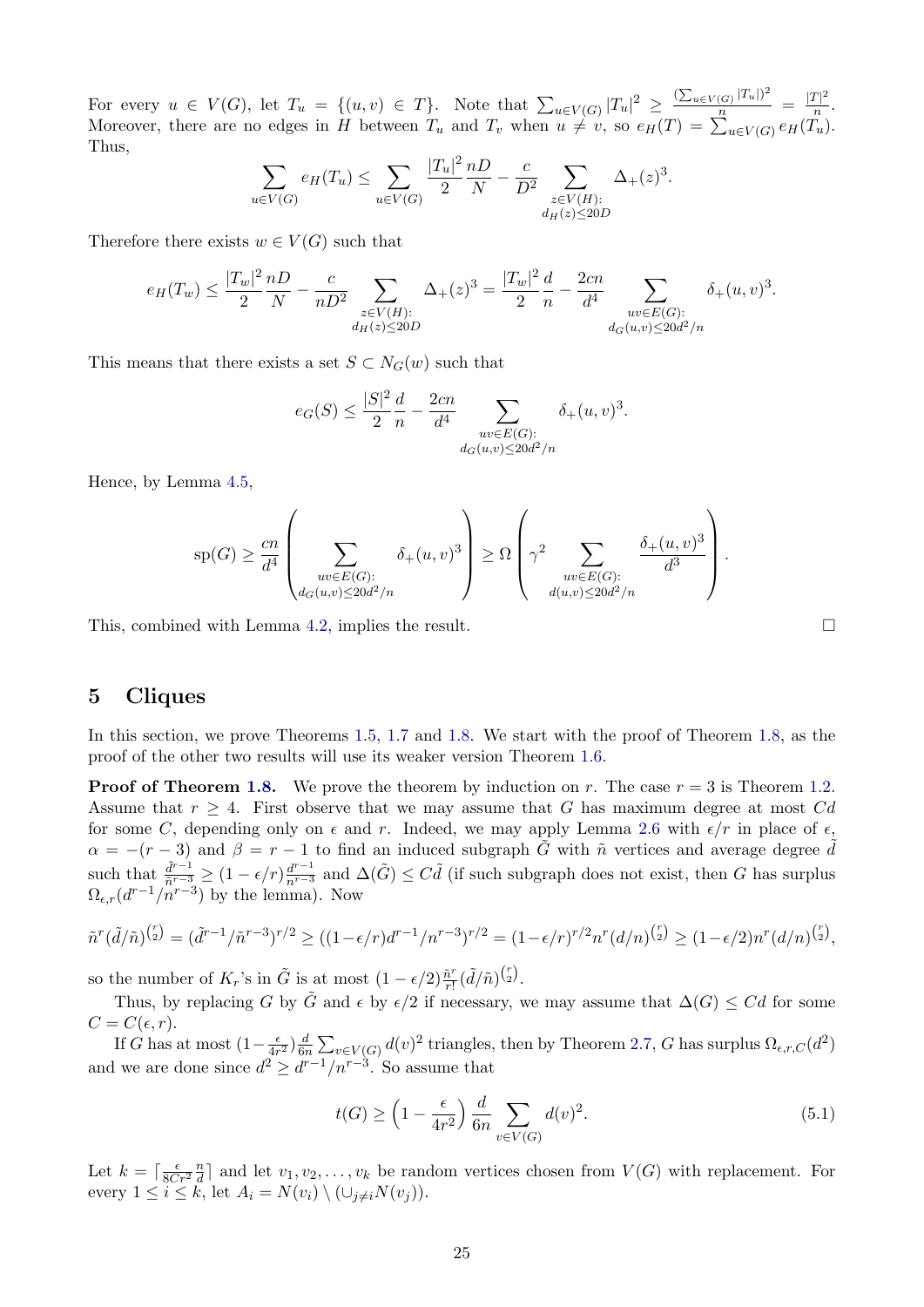For every $u \in V(G)$, let $T_u = \{(u,v) \in T\}$. Note that $\sum_{u \in V(G)} |T_u|^2 \geq \frac{(\sum_{u\in V(G)} |T_u|)^2}{n} = \frac{|T|^2}{n}$. Moreover, there are no edges in $H$ between $T_u$ and $T_v$ when $u \neq v$, so $e_H(T) = \sum_{u \in V(G)} e_H(T_u)$. Thus,

$$\sum_{u \in V(G)} e_H(T_u) \leq \sum_{u \in V(G)} \frac{|T_u|^2}{2} \frac{nD}{N} - \frac{c}{D^2} \sum_{\substack{z \in V(H):\\ d_H(z) \leq 20D}} \Delta_+(z)^3.$$

Therefore there exists $w \in V(G)$ such that

$$e_H(T_w) \leq \frac{|T_w|^2}{2} \frac{nD}{N} - \frac{c}{nD^2} \sum_{\substack{z \in V(H):\\ d_H(z) \leq 20D}} \Delta_+(z)^3 = \frac{|T_w|^2}{2} \frac{d}{n} - \frac{2cn}{d^4} \sum_{\substack{uv \in E(G):\\ d_G(u,v) \leq 20d^2/n}} \delta_+(u,v)^3.$$

This means that there exists a set $S \subset N_G(w)$ such that

$$e_G(S) \leq \frac{|S|^2}{2} \frac{d}{n} - \frac{2cn}{d^4} \sum_{\substack{uv \in E(G):\\ d_G(u,v) \leq 20d^2/n}} \delta_+(u,v)^3.$$

Hence, by Lemma 4.5,

$$\mathrm{sp}(G) \geq \frac{cn}{d^4} \left( \sum_{\substack{uv \in E(G):\\ d_G(u,v) \leq 20d^2/n}} \delta_+(u,v)^3 \right) \geq \Omega\left( \gamma^2 \sum_{\substack{uv \in E(G):\\ d(u,v) \leq 20d^2/n}} \frac{\delta_+(u,v)^3}{d^3} \right).$$

This, combined with Lemma 4.2, implies the result. $\square$

## 5 Cliques

In this section, we prove Theorems 1.5, 1.7 and 1.8. We start with the proof of Theorem 1.8, as the proof of the other two results will use its weaker version Theorem 1.6.

**Proof of Theorem 1.8.** We prove the theorem by induction on $r$. The case $r = 3$ is Theorem 1.2. Assume that $r \geq 4$. First observe that we may assume that $G$ has maximum degree at most $Cd$ for some $C$, depending only on $\epsilon$ and $r$. Indeed, we may apply Lemma 2.6 with $\epsilon/r$ in place of $\epsilon$, $\alpha = -(r-3)$ and $\beta = r-1$ to find an induced subgraph $\tilde{G}$ with $\tilde{n}$ vertices and average degree $\tilde{d}$ such that $\frac{\tilde{d}^{r-1}}{\tilde{n}^{r-3}} \geq (1-\epsilon/r)\frac{d^{r-1}}{n^{r-3}}$ and $\Delta(\tilde{G}) \leq C\tilde{d}$ (if such subgraph does not exist, then $G$ has surplus $\Omega_{\epsilon,r}(d^{r-1}/n^{r-3})$ by the lemma). Now

$$\tilde{n}^r(\tilde{d}/\tilde{n})^{\binom{r}{2}} = (\tilde{d}^{r-1}/\tilde{n}^{r-3})^{r/2} \geq ((1-\epsilon/r)d^{r-1}/n^{r-3})^{r/2} = (1-\epsilon/r)^{r/2} n^r (d/n)^{\binom{r}{2}} \geq (1-\epsilon/2) n^r (d/n)^{\binom{r}{2}},$$

so the number of $K_r$'s in $\tilde{G}$ is at most $(1-\epsilon/2)\frac{\tilde{n}^r}{r!}(\tilde{d}/\tilde{n})^{\binom{r}{2}}$.

Thus, by replacing $G$ by $\tilde{G}$ and $\epsilon$ by $\epsilon/2$ if necessary, we may assume that $\Delta(G) \leq Cd$ for some $C = C(\epsilon, r)$.

If $G$ has at most $(1-\frac{\epsilon}{4r^2})\frac{d}{6n}\sum_{v \in V(G)} d(v)^2$ triangles, then by Theorem 2.7, $G$ has surplus $\Omega_{\epsilon,r,C}(d^2)$ and we are done since $d^2 \geq d^{r-1}/n^{r-3}$. So assume that

$$t(G) \geq \left(1 - \frac{\epsilon}{4r^2}\right) \frac{d}{6n} \sum_{v \in V(G)} d(v)^2. \tag{5.1}$$

Let $k = \lceil \frac{\epsilon}{8Cr^2} \frac{n}{d} \rceil$ and let $v_1, v_2, \dots, v_k$ be random vertices chosen from $V(G)$ with replacement. For every $1 \leq i \leq k$, let $A_i = N(v_i) \setminus (\cup_{j \neq i} N(v_j))$.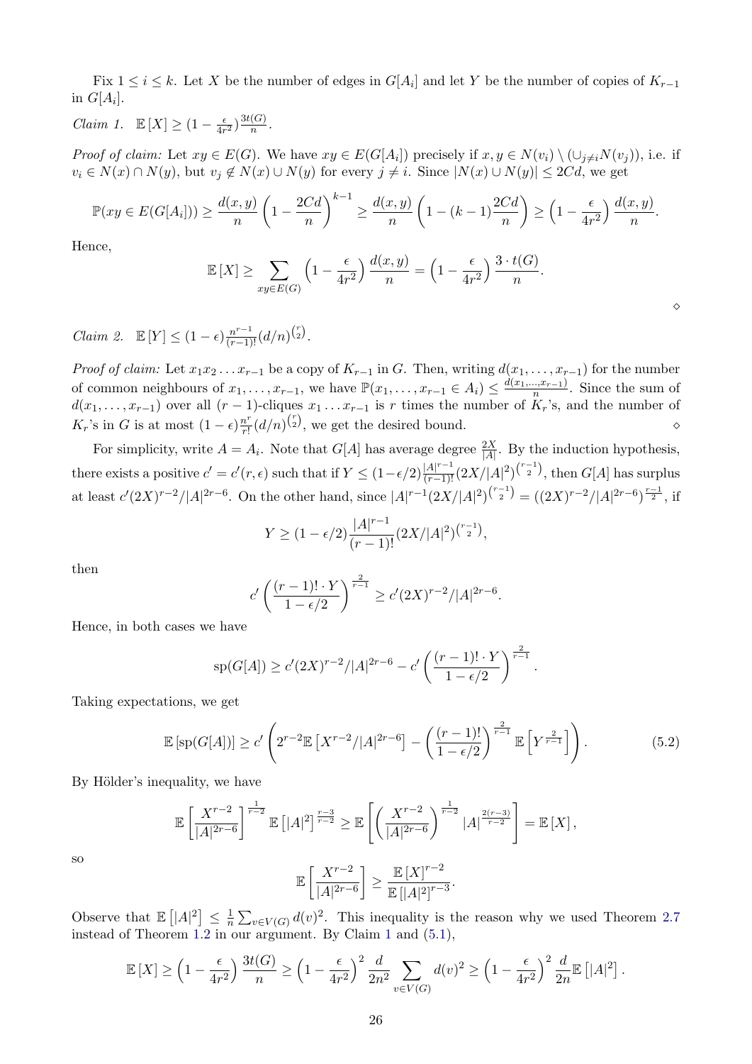Fix $1 \le i \le k$. Let $X$ be the number of edges in $G[A_i]$ and let $Y$ be the number of copies of $K_{r-1}$ in $G[A_i]$.

*Claim 1.* $\mathbb{E}[X] \ge (1 - \frac{\epsilon}{4r^2})\frac{3t(G)}{n}$.

*Proof of claim:* Let $xy \in E(G)$. We have $xy \in E(G[A_i])$ precisely if $x, y \in N(v_i) \setminus (\cup_{j \ne i} N(v_j))$, i.e. if $v_i \in N(x) \cap N(y)$, but $v_j \notin N(x) \cup N(y)$ for every $j \ne i$. Since $|N(x) \cup N(y)| \le 2Cd$, we get

$$\mathbb{P}(xy \in E(G[A_i])) \ge \frac{d(x,y)}{n}\left(1 - \frac{2Cd}{n}\right)^{k-1} \ge \frac{d(x,y)}{n}\left(1 - (k-1)\frac{2Cd}{n}\right) \ge \left(1 - \frac{\epsilon}{4r^2}\right)\frac{d(x,y)}{n}.$$

Hence,

$$\mathbb{E}[X] \ge \sum_{xy \in E(G)} \left(1 - \frac{\epsilon}{4r^2}\right)\frac{d(x,y)}{n} = \left(1 - \frac{\epsilon}{4r^2}\right)\frac{3 \cdot t(G)}{n}.$$

$\diamond$

*Claim 2.* $\mathbb{E}[Y] \le (1-\epsilon)\frac{n^{r-1}}{(r-1)!}(d/n)^{\binom{r}{2}}$.

*Proof of claim:* Let $x_1 x_2 \dots x_{r-1}$ be a copy of $K_{r-1}$ in $G$. Then, writing $d(x_1, \dots, x_{r-1})$ for the number of common neighbours of $x_1, \dots, x_{r-1}$, we have $\mathbb{P}(x_1, \dots, x_{r-1} \in A_i) \le \frac{d(x_1, \dots, x_{r-1})}{n}$. Since the sum of $d(x_1, \dots, x_{r-1})$ over all $(r-1)$-cliques $x_1 \dots x_{r-1}$ is $r$ times the number of $K_r$'s, and the number of $K_r$'s in $G$ is at most $(1-\epsilon)\frac{n^r}{r!}(d/n)^{\binom{r}{2}}$, we get the desired bound. $\diamond$

For simplicity, write $A = A_i$. Note that $G[A]$ has average degree $\frac{2X}{|A|}$. By the induction hypothesis, there exists a positive $c' = c'(r, \epsilon)$ such that if $Y \le (1 - \epsilon/2)\frac{|A|^{r-1}}{(r-1)!}(2X/|A|^2)^{\binom{r-1}{2}}$, then $G[A]$ has surplus at least $c'(2X)^{r-2}/|A|^{2r-6}$. On the other hand, since $|A|^{r-1}(2X/|A|^2)^{\binom{r-1}{2}} = ((2X)^{r-2}/|A|^{2r-6})^{\frac{r-1}{2}}$, if

$$Y \ge (1 - \epsilon/2)\frac{|A|^{r-1}}{(r-1)!}(2X/|A|^2)^{\binom{r-1}{2}},$$

then

$$c'\left(\frac{(r-1)! \cdot Y}{1 - \epsilon/2}\right)^{\frac{2}{r-1}} \ge c'(2X)^{r-2}/|A|^{2r-6}.$$

Hence, in both cases we have

$$\mathrm{sp}(G[A]) \ge c'(2X)^{r-2}/|A|^{2r-6} - c'\left(\frac{(r-1)! \cdot Y}{1 - \epsilon/2}\right)^{\frac{2}{r-1}}.$$

Taking expectations, we get

$$\mathbb{E}[\mathrm{sp}(G[A])] \ge c'\left(2^{r-2}\mathbb{E}\left[X^{r-2}/|A|^{2r-6}\right] - \left(\frac{(r-1)!}{1 - \epsilon/2}\right)^{\frac{2}{r-1}}\mathbb{E}\left[Y^{\frac{2}{r-1}}\right]\right). \tag{5.2}$$

By Hölder's inequality, we have

$$\mathbb{E}\left[\frac{X^{r-2}}{|A|^{2r-6}}\right]^{\frac{1}{r-2}}\mathbb{E}\left[|A|^2\right]^{\frac{r-3}{r-2}} \ge \mathbb{E}\left[\left(\frac{X^{r-2}}{|A|^{2r-6}}\right)^{\frac{1}{r-2}}|A|^{\frac{2(r-3)}{r-2}}\right] = \mathbb{E}[X],$$

so

$$\mathbb{E}\left[\frac{X^{r-2}}{|A|^{2r-6}}\right] \ge \frac{\mathbb{E}[X]^{r-2}}{\mathbb{E}[|A|^2]^{r-3}}.$$

Observe that $\mathbb{E}\left[|A|^2\right] \le \frac{1}{n}\sum_{v \in V(G)} d(v)^2$. This inequality is the reason why we used Theorem 2.7 instead of Theorem 1.2 in our argument. By Claim 1 and (5.1),

$$\mathbb{E}[X] \ge \left(1 - \frac{\epsilon}{4r^2}\right)\frac{3t(G)}{n} \ge \left(1 - \frac{\epsilon}{4r^2}\right)^2 \frac{d}{2n^2}\sum_{v \in V(G)} d(v)^2 \ge \left(1 - \frac{\epsilon}{4r^2}\right)^2 \frac{d}{2n}\mathbb{E}\left[|A|^2\right].$$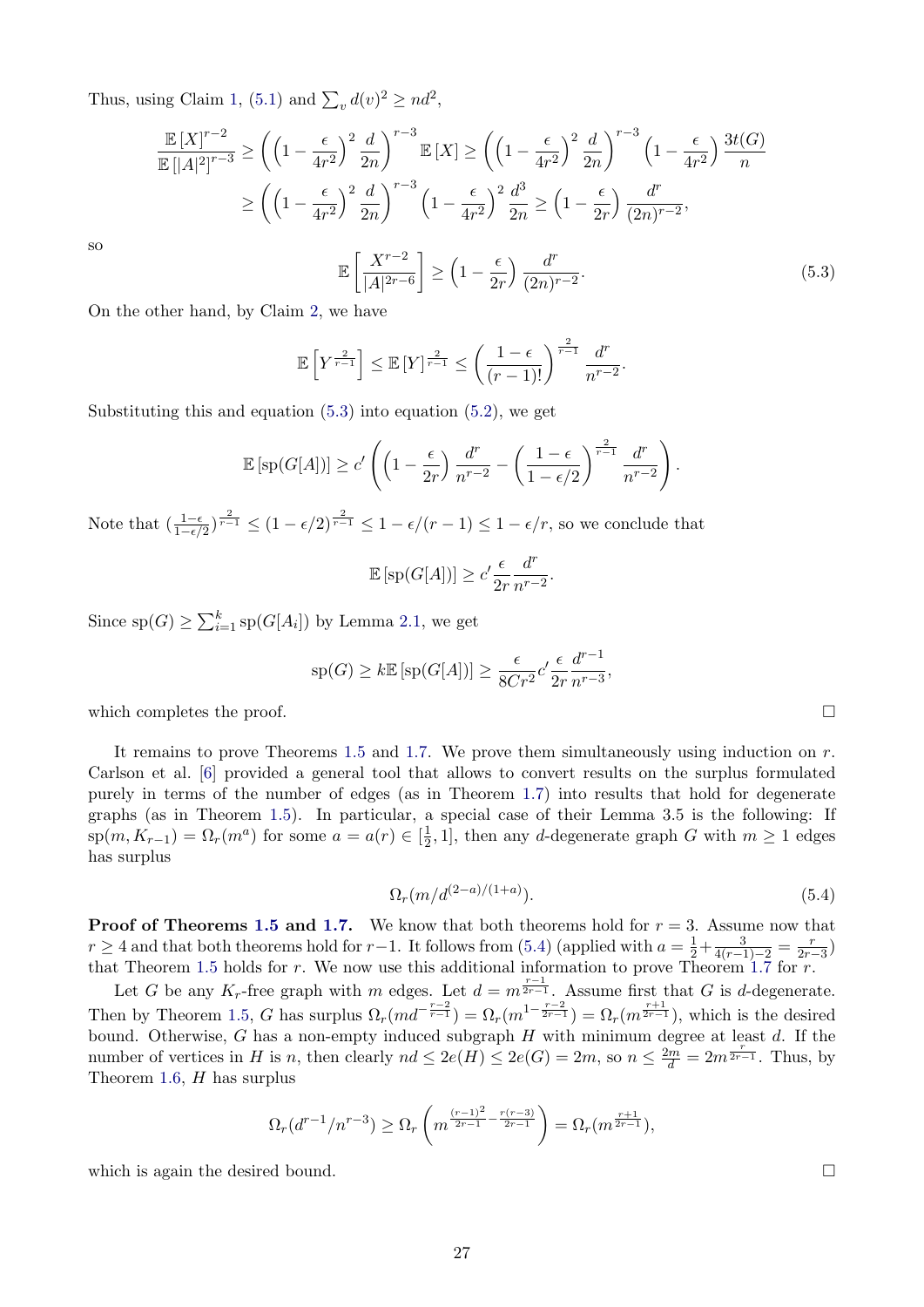Thus, using Claim 1, (5.1) and $\sum_v d(v)^2 \geq nd^2$,

$$\frac{\mathbb{E}[X]^{r-2}}{\mathbb{E}[|A|^2]^{r-3}} \geq \left(\left(1-\frac{\epsilon}{4r^2}\right)^2 \frac{d}{2n}\right)^{r-3} \mathbb{E}[X] \geq \left(\left(1-\frac{\epsilon}{4r^2}\right)^2 \frac{d}{2n}\right)^{r-3} \left(1-\frac{\epsilon}{4r^2}\right)\frac{3t(G)}{n}$$
$$\geq \left(\left(1-\frac{\epsilon}{4r^2}\right)^2 \frac{d}{2n}\right)^{r-3} \left(1-\frac{\epsilon}{4r^2}\right)^2 \frac{d^3}{2n} \geq \left(1-\frac{\epsilon}{2r}\right)\frac{d^r}{(2n)^{r-2}},$$

so

$$\mathbb{E}\left[\frac{X^{r-2}}{|A|^{2r-6}}\right] \geq \left(1-\frac{\epsilon}{2r}\right)\frac{d^r}{(2n)^{r-2}}. \tag{5.3}$$

On the other hand, by Claim 2, we have

$$\mathbb{E}\left[Y^{\frac{2}{r-1}}\right] \leq \mathbb{E}[Y]^{\frac{2}{r-1}} \leq \left(\frac{1-\epsilon}{(r-1)!}\right)^{\frac{2}{r-1}} \frac{d^r}{n^{r-2}}.$$

Substituting this and equation (5.3) into equation (5.2), we get

$$\mathbb{E}[\mathrm{sp}(G[A])] \geq c'\left(\left(1-\frac{\epsilon}{2r}\right)\frac{d^r}{n^{r-2}} - \left(\frac{1-\epsilon}{1-\epsilon/2}\right)^{\frac{2}{r-1}} \frac{d^r}{n^{r-2}}\right).$$

Note that $(\frac{1-\epsilon}{1-\epsilon/2})^{\frac{2}{r-1}} \leq (1-\epsilon/2)^{\frac{2}{r-1}} \leq 1-\epsilon/(r-1) \leq 1-\epsilon/r$, so we conclude that

$$\mathbb{E}[\mathrm{sp}(G[A])] \geq c'\frac{\epsilon}{2r}\frac{d^r}{n^{r-2}}.$$

Since $\mathrm{sp}(G) \geq \sum_{i=1}^k \mathrm{sp}(G[A_i])$ by Lemma 2.1, we get

$$\mathrm{sp}(G) \geq k\mathbb{E}[\mathrm{sp}(G[A])] \geq \frac{\epsilon}{8Cr^2}c'\frac{\epsilon}{2r}\frac{d^{r-1}}{n^{r-3}},$$

which completes the proof. □

It remains to prove Theorems 1.5 and 1.7. We prove them simultaneously using induction on $r$. Carlson et al. [6] provided a general tool that allows to convert results on the surplus formulated purely in terms of the number of edges (as in Theorem 1.7) into results that hold for degenerate graphs (as in Theorem 1.5). In particular, a special case of their Lemma 3.5 is the following: If $\mathrm{sp}(m, K_{r-1}) = \Omega_r(m^a)$ for some $a = a(r) \in [\frac{1}{2}, 1]$, then any $d$-degenerate graph $G$ with $m \geq 1$ edges has surplus

$$\Omega_r(m/d^{(2-a)/(1+a)}). \tag{5.4}$$

**Proof of Theorems 1.5 and 1.7.** We know that both theorems hold for $r = 3$. Assume now that $r \geq 4$ and that both theorems hold for $r-1$. It follows from (5.4) (applied with $a = \frac{1}{2} + \frac{3}{4(r-1)-2} = \frac{r}{2r-3}$) that Theorem 1.5 holds for $r$. We now use this additional information to prove Theorem 1.7 for $r$.

Let $G$ be any $K_r$-free graph with $m$ edges. Let $d = m^{\frac{r-1}{2r-1}}$. Assume first that $G$ is $d$-degenerate. Then by Theorem 1.5, $G$ has surplus $\Omega_r(md^{-\frac{r-2}{r-1}}) = \Omega_r(m^{1-\frac{r-2}{2r-1}}) = \Omega_r(m^{\frac{r+1}{2r-1}})$, which is the desired bound. Otherwise, $G$ has a non-empty induced subgraph $H$ with minimum degree at least $d$. If the number of vertices in $H$ is $n$, then clearly $nd \leq 2e(H) \leq 2e(G) = 2m$, so $n \leq \frac{2m}{d} = 2m^{\frac{r}{2r-1}}$. Thus, by Theorem 1.6, $H$ has surplus

$$\Omega_r(d^{r-1}/n^{r-3}) \geq \Omega_r\left(m^{\frac{(r-1)^2}{2r-1} - \frac{r(r-3)}{2r-1}}\right) = \Omega_r(m^{\frac{r+1}{2r-1}}),$$

which is again the desired bound. □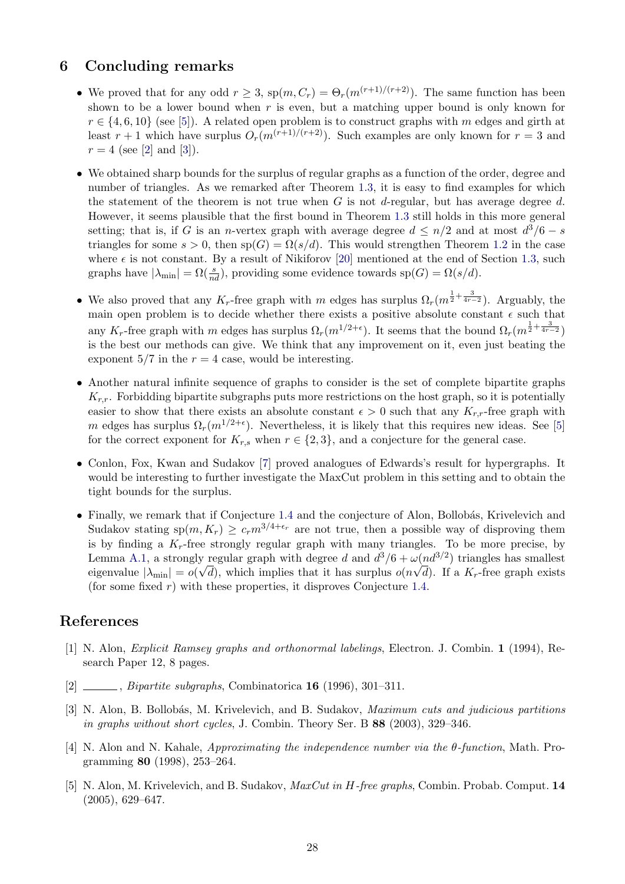## 6 Concluding remarks

- We proved that for any odd $r \geq 3$, $\mathrm{sp}(m, C_r) = \Theta_r(m^{(r+1)/(r+2)})$. The same function has been shown to be a lower bound when $r$ is even, but a matching upper bound is only known for $r \in \{4, 6, 10\}$ (see [5]). A related open problem is to construct graphs with $m$ edges and girth at least $r+1$ which have surplus $O_r(m^{(r+1)/(r+2)})$. Such examples are only known for $r = 3$ and $r = 4$ (see [2] and [3]).

- We obtained sharp bounds for the surplus of regular graphs as a function of the order, degree and number of triangles. As we remarked after Theorem 1.3, it is easy to find examples for which the statement of the theorem is not true when $G$ is not $d$-regular, but has average degree $d$. However, it seems plausible that the first bound in Theorem 1.3 still holds in this more general setting; that is, if $G$ is an $n$-vertex graph with average degree $d \leq n/2$ and at most $d^3/6 - s$ triangles for some $s > 0$, then $\mathrm{sp}(G) = \Omega(s/d)$. This would strengthen Theorem 1.2 in the case where $\epsilon$ is not constant. By a result of Nikiforov [20] mentioned at the end of Section 1.3, such graphs have $|\lambda_{\min}| = \Omega(\frac{s}{nd})$, providing some evidence towards $\mathrm{sp}(G) = \Omega(s/d)$.

- We also proved that any $K_r$-free graph with $m$ edges has surplus $\Omega_r(m^{\frac{1}{2}+\frac{3}{4r-2}})$. Arguably, the main open problem is to decide whether there exists a positive absolute constant $\epsilon$ such that any $K_r$-free graph with $m$ edges has surplus $\Omega_r(m^{1/2+\epsilon})$. It seems that the bound $\Omega_r(m^{\frac{1}{2}+\frac{3}{4r-2}})$ is the best our methods can give. We think that any improvement on it, even just beating the exponent $5/7$ in the $r = 4$ case, would be interesting.

- Another natural infinite sequence of graphs to consider is the set of complete bipartite graphs $K_{r,r}$. Forbidding bipartite subgraphs puts more restrictions on the host graph, so it is potentially easier to show that there exists an absolute constant $\epsilon > 0$ such that any $K_{r,r}$-free graph with $m$ edges has surplus $\Omega_r(m^{1/2+\epsilon})$. Nevertheless, it is likely that this requires new ideas. See [5] for the correct exponent for $K_{r,s}$ when $r \in \{2, 3\}$, and a conjecture for the general case.

- Conlon, Fox, Kwan and Sudakov [7] proved analogues of Edwards's result for hypergraphs. It would be interesting to further investigate the MaxCut problem in this setting and to obtain the tight bounds for the surplus.

- Finally, we remark that if Conjecture 1.4 and the conjecture of Alon, Bollobás, Krivelevich and Sudakov stating $\mathrm{sp}(m, K_r) \geq c_r m^{3/4+\epsilon_r}$ are not true, then a possible way of disproving them is by finding a $K_r$-free strongly regular graph with many triangles. To be more precise, by Lemma A.1, a strongly regular graph with degree $d$ and $d^3/6 + \omega(nd^{3/2})$ triangles has smallest eigenvalue $|\lambda_{\min}| = o(\sqrt{d})$, which implies that it has surplus $o(n\sqrt{d})$. If a $K_r$-free graph exists (for some fixed $r$) with these properties, it disproves Conjecture 1.4.

## References

[1] N. Alon, *Explicit Ramsey graphs and orthonormal labelings*, Electron. J. Combin. **1** (1994), Research Paper 12, 8 pages.

[2] ______, *Bipartite subgraphs*, Combinatorica **16** (1996), 301–311.

[3] N. Alon, B. Bollobás, M. Krivelevich, and B. Sudakov, *Maximum cuts and judicious partitions in graphs without short cycles*, J. Combin. Theory Ser. B **88** (2003), 329–346.

[4] N. Alon and N. Kahale, *Approximating the independence number via the θ-function*, Math. Programming **80** (1998), 253–264.

[5] N. Alon, M. Krivelevich, and B. Sudakov, *MaxCut in H-free graphs*, Combin. Probab. Comput. **14** (2005), 629–647.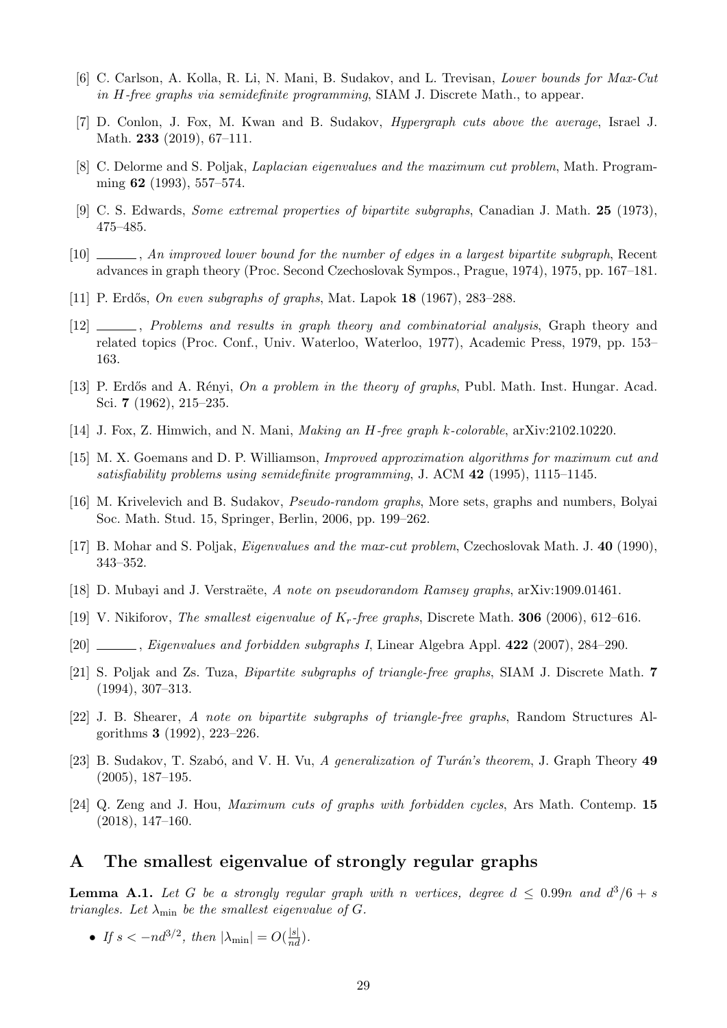[6] C. Carlson, A. Kolla, R. Li, N. Mani, B. Sudakov, and L. Trevisan, *Lower bounds for Max-Cut in H-free graphs via semidefinite programming*, SIAM J. Discrete Math., to appear.

[7] D. Conlon, J. Fox, M. Kwan and B. Sudakov, *Hypergraph cuts above the average*, Israel J. Math. **233** (2019), 67–111.

[8] C. Delorme and S. Poljak, *Laplacian eigenvalues and the maximum cut problem*, Math. Programming **62** (1993), 557–574.

[9] C. S. Edwards, *Some extremal properties of bipartite subgraphs*, Canadian J. Math. **25** (1973), 475–485.

[10] ______, *An improved lower bound for the number of edges in a largest bipartite subgraph*, Recent advances in graph theory (Proc. Second Czechoslovak Sympos., Prague, 1974), 1975, pp. 167–181.

[11] P. Erdős, *On even subgraphs of graphs*, Mat. Lapok **18** (1967), 283–288.

[12] ______, *Problems and results in graph theory and combinatorial analysis*, Graph theory and related topics (Proc. Conf., Univ. Waterloo, Waterloo, 1977), Academic Press, 1979, pp. 153–163.

[13] P. Erdős and A. Rényi, *On a problem in the theory of graphs*, Publ. Math. Inst. Hungar. Acad. Sci. **7** (1962), 215–235.

[14] J. Fox, Z. Himwich, and N. Mani, *Making an H-free graph k-colorable*, arXiv:2102.10220.

[15] M. X. Goemans and D. P. Williamson, *Improved approximation algorithms for maximum cut and satisfiability problems using semidefinite programming*, J. ACM **42** (1995), 1115–1145.

[16] M. Krivelevich and B. Sudakov, *Pseudo-random graphs*, More sets, graphs and numbers, Bolyai Soc. Math. Stud. 15, Springer, Berlin, 2006, pp. 199–262.

[17] B. Mohar and S. Poljak, *Eigenvalues and the max-cut problem*, Czechoslovak Math. J. **40** (1990), 343–352.

[18] D. Mubayi and J. Verstraëte, *A note on pseudorandom Ramsey graphs*, arXiv:1909.01461.

[19] V. Nikiforov, *The smallest eigenvalue of $K_r$-free graphs*, Discrete Math. **306** (2006), 612–616.

[20] ______, *Eigenvalues and forbidden subgraphs I*, Linear Algebra Appl. **422** (2007), 284–290.

[21] S. Poljak and Zs. Tuza, *Bipartite subgraphs of triangle-free graphs*, SIAM J. Discrete Math. **7** (1994), 307–313.

[22] J. B. Shearer, *A note on bipartite subgraphs of triangle-free graphs*, Random Structures Algorithms **3** (1992), 223–226.

[23] B. Sudakov, T. Szabó, and V. H. Vu, *A generalization of Turán's theorem*, J. Graph Theory **49** (2005), 187–195.

[24] Q. Zeng and J. Hou, *Maximum cuts of graphs with forbidden cycles*, Ars Math. Contemp. **15** (2018), 147–160.

# A The smallest eigenvalue of strongly regular graphs

**Lemma A.1.** *Let $G$ be a strongly regular graph with $n$ vertices, degree $d \le 0.99n$ and $d^3/6 + s$ triangles. Let $\lambda_{\min}$ be the smallest eigenvalue of $G$.*

- *If $s < -nd^{3/2}$, then $|\lambda_{\min}| = O(\frac{|s|}{nd})$.*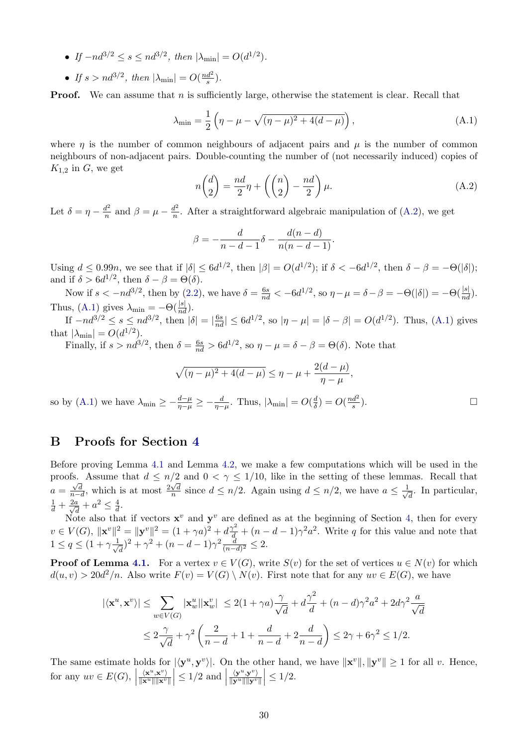- *If* $-nd^{3/2} \le s \le nd^{3/2}$*, then* $|\lambda_{\min}| = O(d^{1/2})$.
- *If* $s > nd^{3/2}$*, then* $|\lambda_{\min}| = O(\frac{nd^2}{s})$.

**Proof.** We can assume that $n$ is sufficiently large, otherwise the statement is clear. Recall that

$$\lambda_{\min} = \frac{1}{2}\left(\eta - \mu - \sqrt{(\eta-\mu)^2 + 4(d-\mu)}\right), \tag{A.1}$$

where $\eta$ is the number of common neighbours of adjacent pairs and $\mu$ is the number of common neighbours of non-adjacent pairs. Double-counting the number of (not necessarily induced) copies of $K_{1,2}$ in $G$, we get

$$n\binom{d}{2} = \frac{nd}{2}\eta + \left(\binom{n}{2} - \frac{nd}{2}\right)\mu. \tag{A.2}$$

Let $\delta = \eta - \frac{d^2}{n}$ and $\beta = \mu - \frac{d^2}{n}$. After a straightforward algebraic manipulation of (A.2), we get

$$\beta = -\frac{d}{n-d-1}\delta - \frac{d(n-d)}{n(n-d-1)}.$$

Using $d \le 0.99n$, we see that if $|\delta| \le 6d^{1/2}$, then $|\beta| = O(d^{1/2})$; if $\delta < -6d^{1/2}$, then $\delta - \beta = -\Theta(|\delta|)$; and if $\delta > 6d^{1/2}$, then $\delta - \beta = \Theta(\delta)$.

Now if $s < -nd^{3/2}$, then by (2.2), we have $\delta = \frac{6s}{nd} < -6d^{1/2}$, so $\eta - \mu = \delta - \beta = -\Theta(|\delta|) = -\Theta(\frac{|s|}{nd})$. Thus, (A.1) gives $\lambda_{\min} = -\Theta(\frac{|s|}{nd})$.

If $-nd^{3/2} \le s \le nd^{3/2}$, then $|\delta| = |\frac{6s}{nd}| \le 6d^{1/2}$, so $|\eta - \mu| = |\delta - \beta| = O(d^{1/2})$. Thus, (A.1) gives that $|\lambda_{\min}| = O(d^{1/2})$.

Finally, if $s > nd^{3/2}$, then $\delta = \frac{6s}{nd} > 6d^{1/2}$, so $\eta - \mu = \delta - \beta = \Theta(\delta)$. Note that

$$\sqrt{(\eta-\mu)^2 + 4(d-\mu)} \le \eta - \mu + \frac{2(d-\mu)}{\eta-\mu},$$

so by (A.1) we have $\lambda_{\min} \ge -\frac{d-\mu}{\eta-\mu} \ge -\frac{d}{\eta-\mu}$. Thus, $|\lambda_{\min}| = O(\frac{d}{\delta}) = O(\frac{nd^2}{s})$. $\square$

## B Proofs for Section 4

Before proving Lemma 4.1 and Lemma 4.2, we make a few computations which will be used in the proofs. Assume that $d \le n/2$ and $0 < \gamma \le 1/10$, like in the setting of these lemmas. Recall that $a = \frac{\sqrt{d}}{n-d}$, which is at most $\frac{2\sqrt{d}}{n}$ since $d \le n/2$. Again using $d \le n/2$, we have $a \le \frac{1}{\sqrt{d}}$. In particular, $\frac{1}{d} + \frac{2a}{\sqrt{d}} + a^2 \le \frac{4}{d}$.

Note also that if vectors $\mathbf{x}^v$ and $\mathbf{y}^v$ are defined as at the beginning of Section 4, then for every $v \in V(G)$, $\|\mathbf{x}^v\|^2 = \|\mathbf{y}^v\|^2 = (1+\gamma a)^2 + d\frac{\gamma^2}{d} + (n-d-1)\gamma^2 a^2$. Write $q$ for this value and note that $1 \le q \le (1+\gamma\frac{1}{\sqrt{d}})^2 + \gamma^2 + (n-d-1)\gamma^2\frac{d}{(n-d)^2} \le 2$.

**Proof of Lemma 4.1.** For a vertex $v \in V(G)$, write $S(v)$ for the set of vertices $u \in N(v)$ for which $d(u,v) > 20d^2/n$. Also write $F(v) = V(G) \setminus N(v)$. First note that for any $uv \in E(G)$, we have

$$\begin{aligned}
|\langle \mathbf{x}^u, \mathbf{x}^v\rangle| &\le \sum_{w \in V(G)} |\mathbf{x}^u_w||\mathbf{x}^v_w| \le 2(1+\gamma a)\frac{\gamma}{\sqrt{d}} + d\frac{\gamma^2}{d} + (n-d)\gamma^2 a^2 + 2d\gamma^2\frac{a}{\sqrt{d}} \\
&\le 2\frac{\gamma}{\sqrt{d}} + \gamma^2\left(\frac{2}{n-d} + 1 + \frac{d}{n-d} + 2\frac{d}{n-d}\right) \le 2\gamma + 6\gamma^2 \le 1/2.
\end{aligned}$$

The same estimate holds for $|\langle \mathbf{y}^u, \mathbf{y}^v\rangle|$. On the other hand, we have $\|\mathbf{x}^v\|, \|\mathbf{y}^v\| \ge 1$ for all $v$. Hence, for any $uv \in E(G)$, $\left|\frac{\langle \mathbf{x}^u, \mathbf{x}^v\rangle}{\|\mathbf{x}^u\|\|\mathbf{x}^v\|}\right| \le 1/2$ and $\left|\frac{\langle \mathbf{y}^u, \mathbf{y}^v\rangle}{\|\mathbf{y}^u\|\|\mathbf{y}^v\|}\right| \le 1/2$.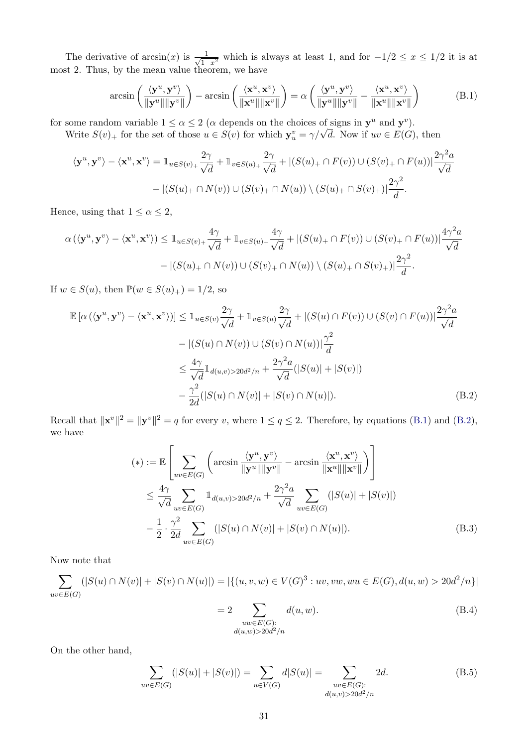The derivative of $\arcsin(x)$ is $\frac{1}{\sqrt{1-x^2}}$ which is always at least 1, and for $-1/2 \le x \le 1/2$ it is at most 2. Thus, by the mean value theorem, we have

$$\arcsin\left(\frac{\langle \mathbf{y}^u, \mathbf{y}^v\rangle}{\|\mathbf{y}^u\|\|\mathbf{y}^v\|}\right) - \arcsin\left(\frac{\langle \mathbf{x}^u, \mathbf{x}^v\rangle}{\|\mathbf{x}^u\|\|\mathbf{x}^v\|}\right) = \alpha\left(\frac{\langle \mathbf{y}^u, \mathbf{y}^v\rangle}{\|\mathbf{y}^u\|\|\mathbf{y}^v\|} - \frac{\langle \mathbf{x}^u, \mathbf{x}^v\rangle}{\|\mathbf{x}^u\|\|\mathbf{x}^v\|}\right) \tag{B.1}$$

for some random variable $1 \le \alpha \le 2$ ($\alpha$ depends on the choices of signs in $\mathbf{y}^u$ and $\mathbf{y}^v$).

Write $S(v)_+$ for the set of those $u \in S(v)$ for which $\mathbf{y}^v_u = \gamma/\sqrt{d}$. Now if $uv \in E(G)$, then

$$\begin{aligned}\langle \mathbf{y}^u, \mathbf{y}^v\rangle - \langle \mathbf{x}^u, \mathbf{x}^v\rangle &= \mathbb{1}_{u\in S(v)_+}\frac{2\gamma}{\sqrt{d}} + \mathbb{1}_{v\in S(u)_+}\frac{2\gamma}{\sqrt{d}} + |(S(u)_+ \cap F(v)) \cup (S(v)_+ \cap F(u))|\frac{2\gamma^2 a}{\sqrt{d}} \\ &\quad - |(S(u)_+ \cap N(v)) \cup (S(v)_+ \cap N(u)) \setminus (S(u)_+ \cap S(v)_+)|\frac{2\gamma^2}{d}.\end{aligned}$$

Hence, using that $1 \le \alpha \le 2$,

$$\begin{aligned}\alpha\left(\langle \mathbf{y}^u, \mathbf{y}^v\rangle - \langle \mathbf{x}^u, \mathbf{x}^v\rangle\right) &\le \mathbb{1}_{u\in S(v)_+}\frac{4\gamma}{\sqrt{d}} + \mathbb{1}_{v\in S(u)_+}\frac{4\gamma}{\sqrt{d}} + |(S(u)_+ \cap F(v)) \cup (S(v)_+ \cap F(u))|\frac{4\gamma^2 a}{\sqrt{d}} \\ &\quad - |(S(u)_+ \cap N(v)) \cup (S(v)_+ \cap N(u)) \setminus (S(u)_+ \cap S(v)_+)|\frac{2\gamma^2}{d}.\end{aligned}$$

If $w \in S(u)$, then $\mathbb{P}(w \in S(u)_+) = 1/2$, so

$$\begin{aligned}\mathbb{E}\left[\alpha\left(\langle \mathbf{y}^u, \mathbf{y}^v\rangle - \langle \mathbf{x}^u, \mathbf{x}^v\rangle\right)\right] &\le \mathbb{1}_{u\in S(v)}\frac{2\gamma}{\sqrt{d}} + \mathbb{1}_{v\in S(u)}\frac{2\gamma}{\sqrt{d}} + |(S(u) \cap F(v)) \cup (S(v) \cap F(u))|\frac{2\gamma^2 a}{\sqrt{d}} \\ &\quad - |(S(u) \cap N(v)) \cup (S(v) \cap N(u))|\frac{\gamma^2}{d} \\ &\le \frac{4\gamma}{\sqrt{d}}\mathbb{1}_{d(u,v)>20d^2/n} + \frac{2\gamma^2 a}{\sqrt{d}}(|S(u)| + |S(v)|) \\ &\quad - \frac{\gamma^2}{2d}(|S(u) \cap N(v)| + |S(v) \cap N(u)|).\end{aligned} \tag{B.2}$$

Recall that $\|\mathbf{x}^v\|^2 = \|\mathbf{y}^v\|^2 = q$ for every $v$, where $1 \le q \le 2$. Therefore, by equations (B.1) and (B.2), we have

$$\begin{aligned}(*) := \mathbb{E}\left[\sum_{uv\in E(G)}\left(\arcsin\frac{\langle \mathbf{y}^u, \mathbf{y}^v\rangle}{\|\mathbf{y}^u\|\|\mathbf{y}^v\|} - \arcsin\frac{\langle \mathbf{x}^u, \mathbf{x}^v\rangle}{\|\mathbf{x}^u\|\|\mathbf{x}^v\|}\right)\right] \\ \le \frac{4\gamma}{\sqrt{d}}\sum_{uv\in E(G)}\mathbb{1}_{d(u,v)>20d^2/n} + \frac{2\gamma^2 a}{\sqrt{d}}\sum_{uv\in E(G)}(|S(u)| + |S(v)|) \\ - \frac{1}{2}\cdot\frac{\gamma^2}{2d}\sum_{uv\in E(G)}(|S(u) \cap N(v)| + |S(v) \cap N(u)|).\end{aligned} \tag{B.3}$$

Now note that

$$\begin{aligned}\sum_{uv\in E(G)}(|S(u) \cap N(v)| + |S(v) \cap N(u)|) &= |\{(u,v,w) \in V(G)^3 : uv, vw, wu \in E(G), d(u,w) > 20d^2/n\}| \\ &= 2\sum_{\substack{uw\in E(G):\\ d(u,w)>20d^2/n}} d(u,w).\end{aligned} \tag{B.4}$$

On the other hand,

$$\sum_{uv\in E(G)}(|S(u)| + |S(v)|) = \sum_{u\in V(G)} d|S(u)| = \sum_{\substack{uv\in E(G):\\ d(u,v)>20d^2/n}} 2d. \tag{B.5}$$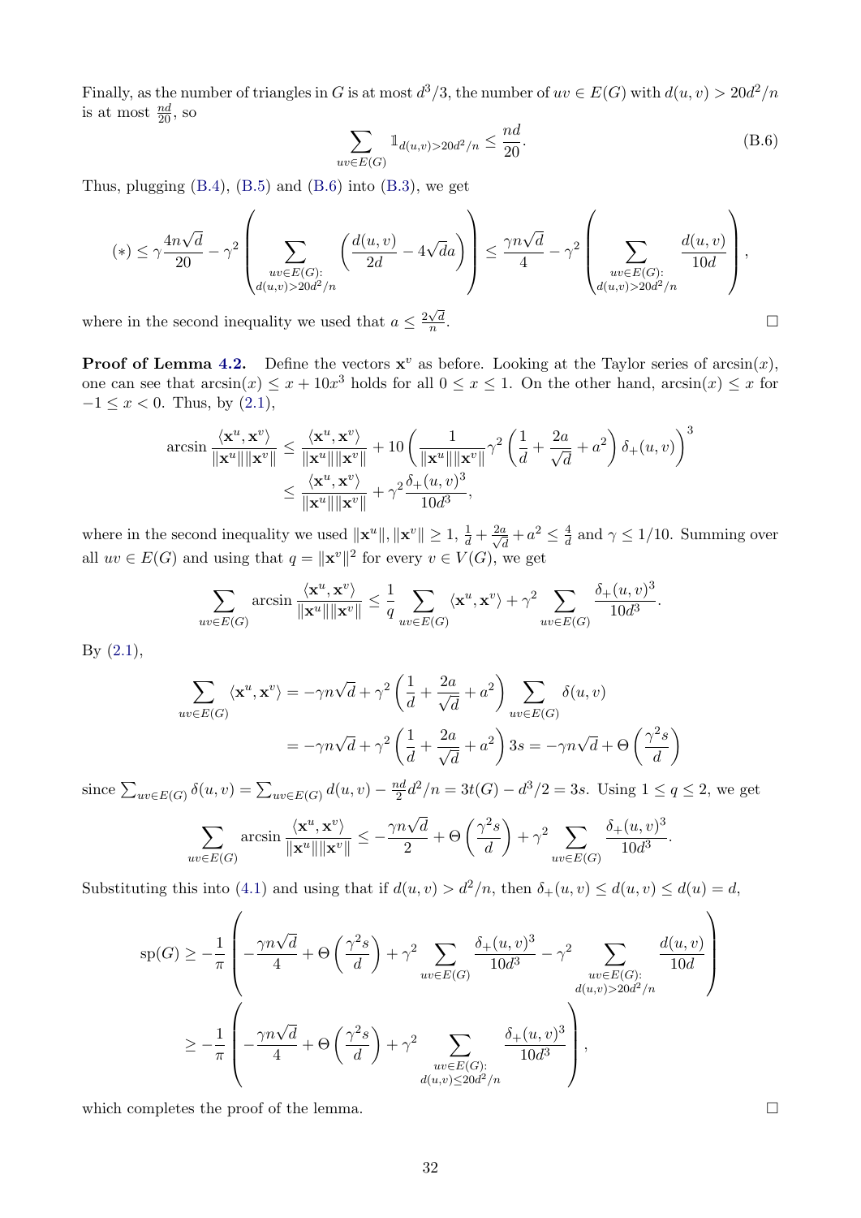Finally, as the number of triangles in $G$ is at most $d^3/3$, the number of $uv \in E(G)$ with $d(u,v) > 20d^2/n$ is at most $\frac{nd}{20}$, so

$$\sum_{uv \in E(G)} \mathbb{1}_{d(u,v)>20d^2/n} \le \frac{nd}{20}. \tag{B.6}$$

Thus, plugging (B.4), (B.5) and (B.6) into (B.3), we get

$$(*) \le \gamma \frac{4n\sqrt{d}}{20} - \gamma^2 \left( \sum_{\substack{uv \in E(G): \\ d(u,v)>20d^2/n}} \left( \frac{d(u,v)}{2d} - 4\sqrt{d}a \right) \right) \le \frac{\gamma n \sqrt{d}}{4} - \gamma^2 \left( \sum_{\substack{uv \in E(G): \\ d(u,v)>20d^2/n}} \frac{d(u,v)}{10d} \right),$$

where in the second inequality we used that $a \le \frac{2\sqrt{d}}{n}$. □

**Proof of Lemma 4.2.** Define the vectors $\mathbf{x}^v$ as before. Looking at the Taylor series of $\arcsin(x)$, one can see that $\arcsin(x) \le x + 10x^3$ holds for all $0 \le x \le 1$. On the other hand, $\arcsin(x) \le x$ for $-1 \le x < 0$. Thus, by (2.1),

$$\begin{aligned}
\arcsin \frac{\langle \mathbf{x}^u, \mathbf{x}^v \rangle}{\|\mathbf{x}^u\|\|\mathbf{x}^v\|} &\le \frac{\langle \mathbf{x}^u, \mathbf{x}^v \rangle}{\|\mathbf{x}^u\|\|\mathbf{x}^v\|} + 10 \left( \frac{1}{\|\mathbf{x}^u\|\|\mathbf{x}^v\|} \gamma^2 \left( \frac{1}{d} + \frac{2a}{\sqrt{d}} + a^2 \right) \delta_+(u,v) \right)^3 \\
&\le \frac{\langle \mathbf{x}^u, \mathbf{x}^v \rangle}{\|\mathbf{x}^u\|\|\mathbf{x}^v\|} + \gamma^2 \frac{\delta_+(u,v)^3}{10d^3},
\end{aligned}$$

where in the second inequality we used $\|\mathbf{x}^u\|, \|\mathbf{x}^v\| \ge 1$, $\frac{1}{d} + \frac{2a}{\sqrt{d}} + a^2 \le \frac{4}{d}$ and $\gamma \le 1/10$. Summing over all $uv \in E(G)$ and using that $q = \|\mathbf{x}^v\|^2$ for every $v \in V(G)$, we get

$$\sum_{uv \in E(G)} \arcsin \frac{\langle \mathbf{x}^u, \mathbf{x}^v \rangle}{\|\mathbf{x}^u\|\|\mathbf{x}^v\|} \le \frac{1}{q} \sum_{uv \in E(G)} \langle \mathbf{x}^u, \mathbf{x}^v \rangle + \gamma^2 \sum_{uv \in E(G)} \frac{\delta_+(u,v)^3}{10d^3}.$$

By (2.1),

$$\begin{aligned}
\sum_{uv \in E(G)} \langle \mathbf{x}^u, \mathbf{x}^v \rangle &= -\gamma n \sqrt{d} + \gamma^2 \left( \frac{1}{d} + \frac{2a}{\sqrt{d}} + a^2 \right) \sum_{uv \in E(G)} \delta(u,v) \\
&= -\gamma n \sqrt{d} + \gamma^2 \left( \frac{1}{d} + \frac{2a}{\sqrt{d}} + a^2 \right) 3s = -\gamma n \sqrt{d} + \Theta\left( \frac{\gamma^2 s}{d} \right)
\end{aligned}$$

since $\sum_{uv \in E(G)} \delta(u,v) = \sum_{uv \in E(G)} d(u,v) - \frac{nd}{2} d^2/n = 3t(G) - d^3/2 = 3s$. Using $1 \le q \le 2$, we get

$$\sum_{uv \in E(G)} \arcsin \frac{\langle \mathbf{x}^u, \mathbf{x}^v \rangle}{\|\mathbf{x}^u\|\|\mathbf{x}^v\|} \le -\frac{\gamma n \sqrt{d}}{2} + \Theta\left( \frac{\gamma^2 s}{d} \right) + \gamma^2 \sum_{uv \in E(G)} \frac{\delta_+(u,v)^3}{10d^3}.$$

Substituting this into (4.1) and using that if $d(u,v) > d^2/n$, then $\delta_+(u,v) \le d(u,v) \le d(u) = d$,

$$\begin{aligned}
\text{sp}(G) &\ge -\frac{1}{\pi} \left( -\frac{\gamma n \sqrt{d}}{4} + \Theta\left( \frac{\gamma^2 s}{d} \right) + \gamma^2 \sum_{uv \in E(G)} \frac{\delta_+(u,v)^3}{10d^3} - \gamma^2 \sum_{\substack{uv \in E(G): \\ d(u,v)>20d^2/n}} \frac{d(u,v)}{10d} \right) \\
&\ge -\frac{1}{\pi} \left( -\frac{\gamma n \sqrt{d}}{4} + \Theta\left( \frac{\gamma^2 s}{d} \right) + \gamma^2 \sum_{\substack{uv \in E(G): \\ d(u,v) \le 20d^2/n}} \frac{\delta_+(u,v)^3}{10d^3} \right),
\end{aligned}$$

which completes the proof of the lemma. □